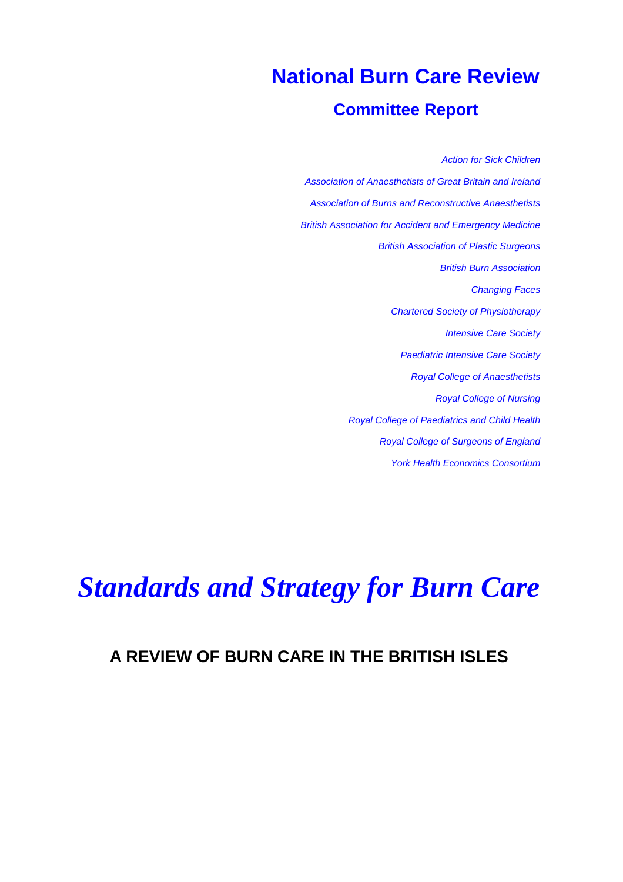# National Burn Care Review

## Committee Report

*Action for Sick Children*

*Association of Anaesthetists of Great Britain and Ireland*

*Association of Burns and Reconstructive Anaesthetists*

*British Association for Accident and Emergency Medicine*

*British Association of Plastic Surgeons*

*British Burn Association*

*Changing Faces*

*Chartered Society of Physiotherapy*

*Intensive Care Society*

*Paediatric Intensive Care Society*

*Royal College of Anaesthetists*

*Royal College of Nursing*

*Royal College of Paediatrics and Child Health*

*Royal College of Surgeons of England*

*York Health Economics Consortium*

# *Standards and Strategy for Burn Care*

## A REVIEW OF BURN CARE IN THE BRITISH ISLES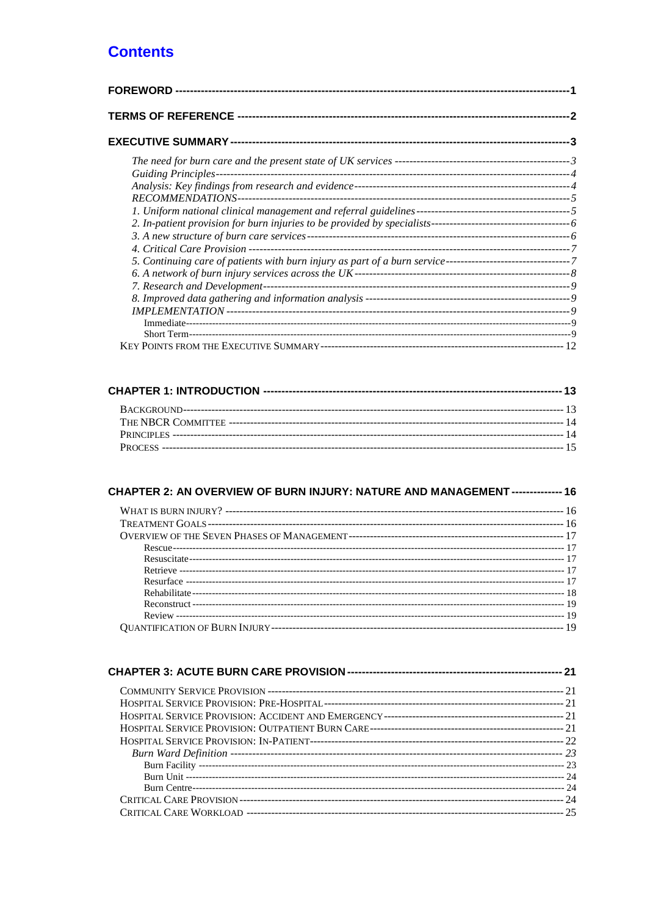# Contents

**FOREWORD** ---------- 1

**TERMS OF REFERENCE** ---------- 2

**EXECUTIVE SUMMARY** ---------- 3

- *The need for burn care and the present state of UK services* ---------- 3
- *Guiding Principles* ---------- 4
- *Analysis: Key findings from research and evidence* ---------- 4
- *RECOMMENDATIONS* ---------- 5
- *1. Uniform national clinical management and referral guidelines* ---------- 5
- *2. In-patient provision for burn injuries to be provided by specialists* ---------- 6
- *3. A new structure of burn care services* ---------- 6
- *4. Critical Care Provision* ---------- 7
- *5. Continuing care of patients with burn injury as part of a burn service* ---------- 7
- *6. A network of burn injury services across the UK* ---------- 8
- *7. Research and Development* ---------- 9
- *8. Improved data gathering and information analysis* ---------- 9
- *IMPLEMENTATION* ---------- 9
  - Immediate ---------- 9
  - Short Term ---------- 9
- KEY POINTS FROM THE EXECUTIVE SUMMARY ---------- 12

**CHAPTER 1: INTRODUCTION** ---------- 13

- BACKGROUND ---------- 13
- THE NBCR COMMITTEE ---------- 14
- PRINCIPLES ---------- 14
- PROCESS ---------- 15

**CHAPTER 2: AN OVERVIEW OF BURN INJURY: NATURE AND MANAGEMENT** ---------- 16

- WHAT IS BURN INJURY? ---------- 16
- TREATMENT GOALS ---------- 16
- OVERVIEW OF THE SEVEN PHASES OF MANAGEMENT ---------- 17
  - Rescue ---------- 17
  - Resuscitate ---------- 17
  - Retrieve ---------- 17
  - Resurface ---------- 17
  - Rehabilitate ---------- 18
  - Reconstruct ---------- 19
  - Review ---------- 19
- QUANTIFICATION OF BURN INJURY ---------- 19

**CHAPTER 3: ACUTE BURN CARE PROVISION** ---------- 21

- COMMUNITY SERVICE PROVISION ---------- 21
- HOSPITAL SERVICE PROVISION: PRE-HOSPITAL ---------- 21
- HOSPITAL SERVICE PROVISION: ACCIDENT AND EMERGENCY ---------- 21
- HOSPITAL SERVICE PROVISION: OUTPATIENT BURN CARE ---------- 21
- HOSPITAL SERVICE PROVISION: IN-PATIENT ---------- 22
  - *Burn Ward Definition* ---------- 23
    - Burn Facility ---------- 23
    - Burn Unit ---------- 24
    - Burn Centre ---------- 24
- CRITICAL CARE PROVISION ---------- 24
- CRITICAL CARE WORKLOAD ---------- 25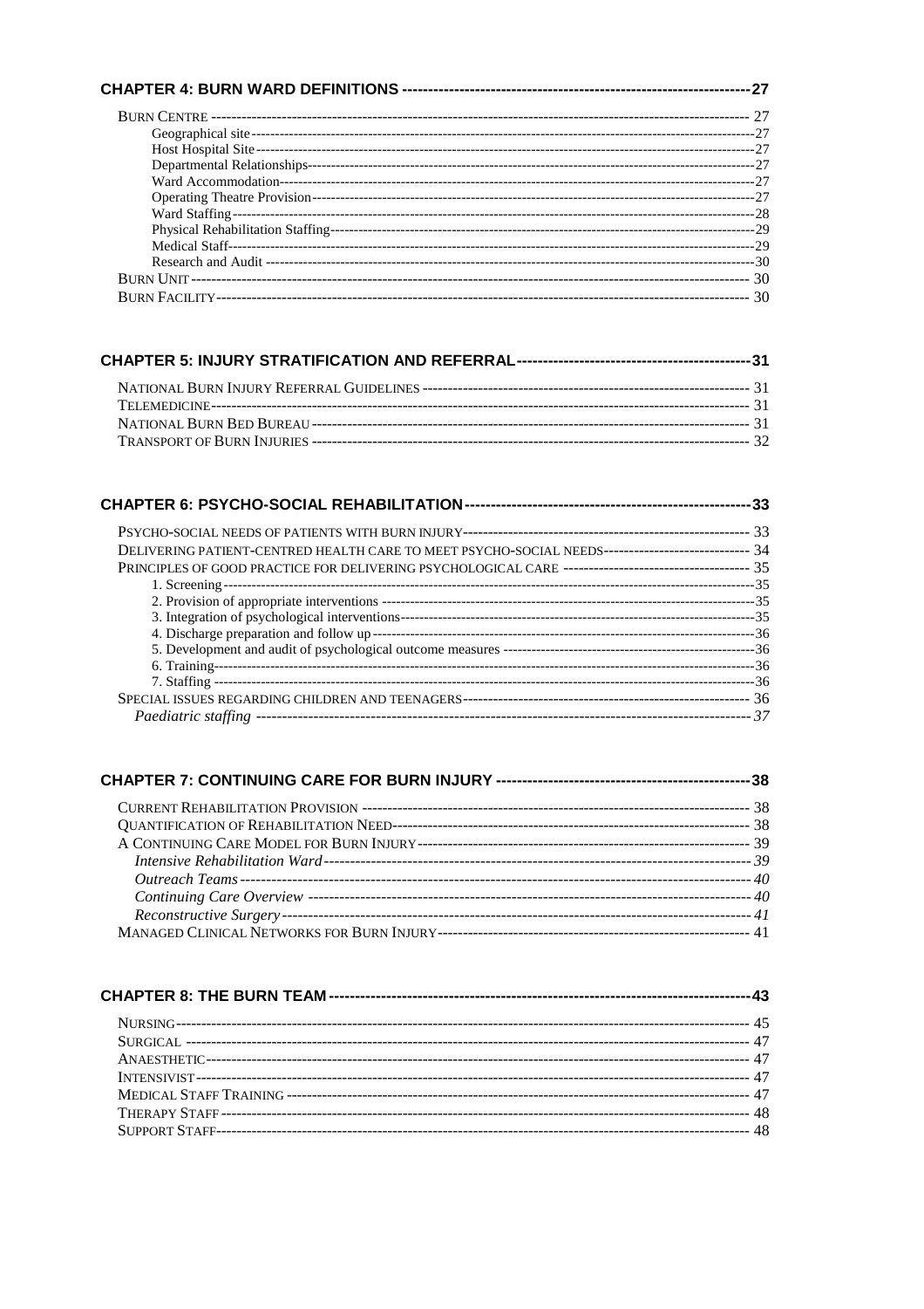**CHAPTER 4: BURN WARD DEFINITIONS ---------------------------------------------------------------27**

BURN CENTRE ------------------------------------------------------------------------------------------------------- 27
- Geographical site-----------------------------------------------------------------------------------------------27
- Host Hospital Site-----------------------------------------------------------------------------------------------27
- Departmental Relationships----------------------------------------------------------------------------------27
- Ward Accommodation-----------------------------------------------------------------------------------------27
- Operating Theatre Provision----------------------------------------------------------------------------------27
- Ward Staffing-----------------------------------------------------------------------------------------------------28
- Physical Rehabilitation Staffing------------------------------------------------------------------------------29
- Medical Staff------------------------------------------------------------------------------------------------------29
- Research and Audit --------------------------------------------------------------------------------------------30

BURN UNIT ------------------------------------------------------------------------------------------------------------ 30
BURN FACILITY------------------------------------------------------------------------------------------------------ 30

**CHAPTER 5: INJURY STRATIFICATION AND REFERRAL-------------------------------------------31**

NATIONAL BURN INJURY REFERRAL GUIDELINES ---------------------------------------------------------------- 31
TELEMEDICINE------------------------------------------------------------------------------------------------------------ 31
NATIONAL BURN BED BUREAU ---------------------------------------------------------------------------------------- 31
TRANSPORT OF BURN INJURIES --------------------------------------------------------------------------------------- 32

**CHAPTER 6: PSYCHO-SOCIAL REHABILITATION----------------------------------------------------33**

PSYCHO-SOCIAL NEEDS OF PATIENTS WITH BURN INJURY------------------------------------------------------------ 33
DELIVERING PATIENT-CENTRED HEALTH CARE TO MEET PSYCHO-SOCIAL NEEDS------------------------------ 34
PRINCIPLES OF GOOD PRACTICE FOR DELIVERING PSYCHOLOGICAL CARE ------------------------------------ 35
- 1. Screening------------------------------------------------------------------------------------------------------35
- 2. Provision of appropriate interventions ------------------------------------------------------------------35
- 3. Integration of psychological interventions--------------------------------------------------------------35
- 4. Discharge preparation and follow up--------------------------------------------------------------------36
- 5. Development and audit of psychological outcome measures ---------------------------------------36
- 6. Training-------------------------------------------------------------------------------------------------------36
- 7. Staffing -------------------------------------------------------------------------------------------------------36

SPECIAL ISSUES REGARDING CHILDREN AND TEENAGERS----------------------------------------------------------- 36
- *Paediatric staffing ------------------------------------------------------------------------------------------37*

**CHAPTER 7: CONTINUING CARE FOR BURN INJURY -----------------------------------------------38**

CURRENT REHABILITATION PROVISION ------------------------------------------------------------------------------ 38
QUANTIFICATION OF REHABILITATION NEED------------------------------------------------------------------------ 38
A CONTINUING CARE MODEL FOR BURN INJURY-------------------------------------------------------------------- 39
- *Intensive Rehabilitation Ward---------------------------------------------------------------------------39*
- *Outreach Teams--------------------------------------------------------------------------------------------40*
- *Continuing Care Overview -------------------------------------------------------------------------------40*
- *Reconstructive Surgery------------------------------------------------------------------------------------41*

MANAGED CLINICAL NETWORKS FOR BURN INJURY---------------------------------------------------------------- 41

**CHAPTER 8: THE BURN TEAM ---------------------------------------------------------------------------43**

NURSING------------------------------------------------------------------------------------------------------------------ 45
SURGICAL ---------------------------------------------------------------------------------------------------------------- 47
ANAESTHETIC------------------------------------------------------------------------------------------------------------ 47
INTENSIVIST-------------------------------------------------------------------------------------------------------------- 47
MEDICAL STAFF TRAINING --------------------------------------------------------------------------------------------- 47
THERAPY STAFF---------------------------------------------------------------------------------------------------------- 48
SUPPORT STAFF---------------------------------------------------------------------------------------------------------- 48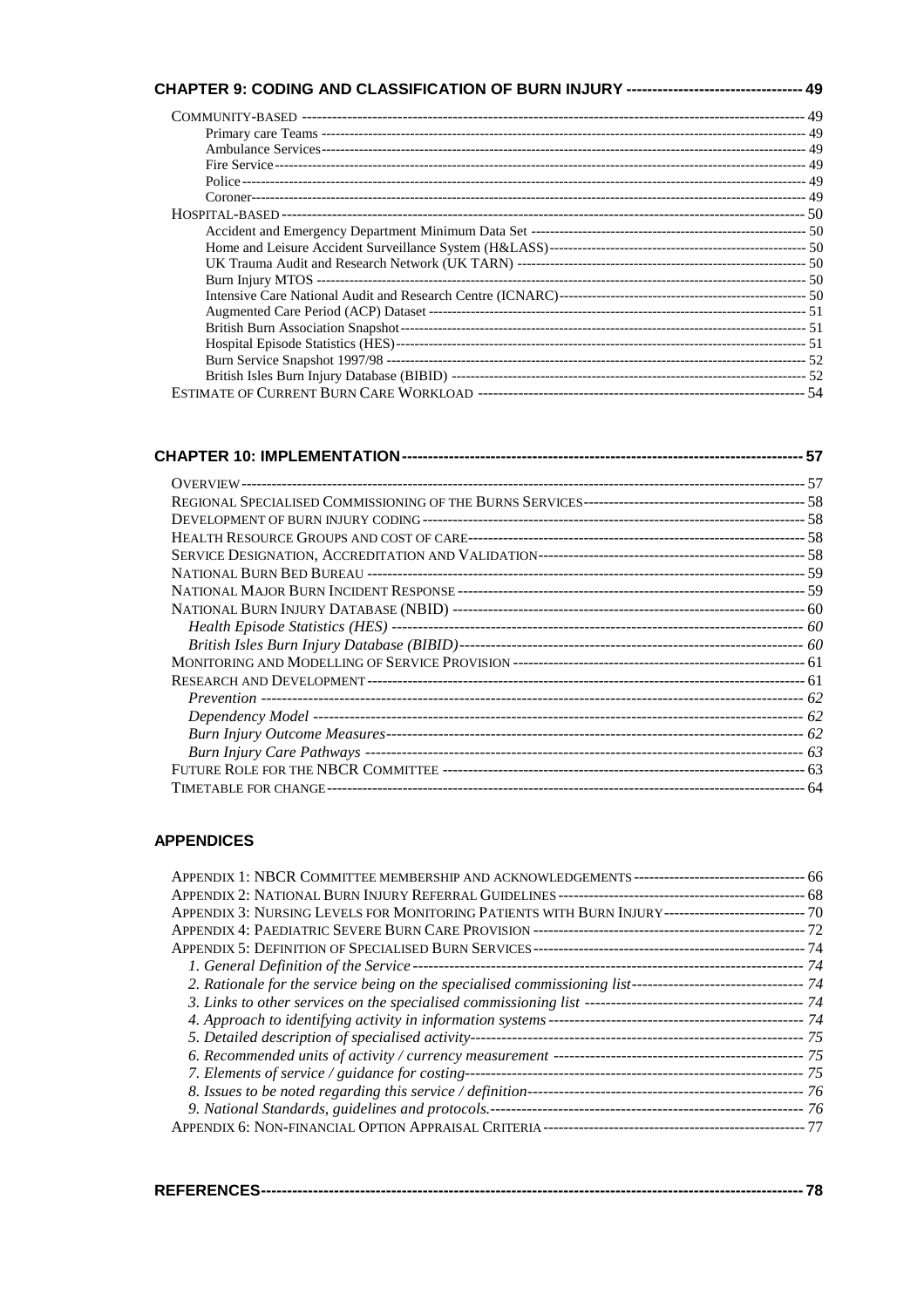**CHAPTER 9: CODING AND CLASSIFICATION OF BURN INJURY -------------------------------- 49**

- COMMUNITY-BASED ------------------------------------------------------------------------------------------------ 49
  - Primary care Teams ------------------------------------------------------------------------------------------ 49
  - Ambulance Services------------------------------------------------------------------------------------------- 49
  - Fire Service---------------------------------------------------------------------------------------------------- 49
  - Police------------------------------------------------------------------------------------------------------------- 49
  - Coroner---------------------------------------------------------------------------------------------------------- 49
- HOSPITAL-BASED ------------------------------------------------------------------------------------------------- 50
  - Accident and Emergency Department Minimum Data Set ---------------------------------------------- 50
  - Home and Leisure Accident Surveillance System (H&LASS)--------------------------------------------- 50
  - UK Trauma Audit and Research Network (UK TARN) ---------------------------------------------------- 50
  - Burn Injury MTOS --------------------------------------------------------------------------------------------- 50
  - Intensive Care National Audit and Research Centre (ICNARC)------------------------------------------ 50
  - Augmented Care Period (ACP) Dataset ------------------------------------------------------------------- 51
  - British Burn Association Snapshot------------------------------------------------------------------------- 51
  - Hospital Episode Statistics (HES)---------------------------------------------------------------------------- 51
  - Burn Service Snapshot 1997/98 ---------------------------------------------------------------------------- 52
  - British Isles Burn Injury Database (BIBID) ----------------------------------------------------------------- 52
- ESTIMATE OF CURRENT BURN CARE WORKLOAD ------------------------------------------------------------- 54

**CHAPTER 10: IMPLEMENTATION------------------------------------------------------------------------ 57**

- OVERVIEW--------------------------------------------------------------------------------------------------------- 57
- REGIONAL SPECIALISED COMMISSIONING OF THE BURNS SERVICES------------------------------------------ 58
- DEVELOPMENT OF BURN INJURY CODING ---------------------------------------------------------------------- 58
- HEALTH RESOURCE GROUPS AND COST OF CARE---------------------------------------------------------------- 58
- SERVICE DESIGNATION, ACCREDITATION AND VALIDATION---------------------------------------------------- 58
- NATIONAL BURN BED BUREAU ----------------------------------------------------------------------------------- 59
- NATIONAL MAJOR BURN INCIDENT RESPONSE ------------------------------------------------------------------ 59
- NATIONAL BURN INJURY DATABASE (NBID) -------------------------------------------------------------------- 60
  - *Health Episode Statistics (HES) ------------------------------------------------------------------------------ 60*
  - *British Isles Burn Injury Database (BIBID)--------------------------------------------------------------------- 60*
- MONITORING AND MODELLING OF SERVICE PROVISION -------------------------------------------------------- 61
- RESEARCH AND DEVELOPMENT------------------------------------------------------------------------------------ 61
  - *Prevention ------------------------------------------------------------------------------------------------------ 62*
  - *Dependency Model --------------------------------------------------------------------------------------------- 62*
  - *Burn Injury Outcome Measures--------------------------------------------------------------------------------- 62*
  - *Burn Injury Care Pathways ------------------------------------------------------------------------------------ 63*
- FUTURE ROLE FOR THE NBCR COMMITTEE ----------------------------------------------------------------- 63
- TIMETABLE FOR CHANGE------------------------------------------------------------------------------------------ 64

**APPENDICES**

- APPENDIX 1: NBCR COMMITTEE MEMBERSHIP AND ACKNOWLEDGEMENTS ---------------------------------- 66
- APPENDIX 2: NATIONAL BURN INJURY REFERRAL GUIDELINES ------------------------------------------------ 68
- APPENDIX 3: NURSING LEVELS FOR MONITORING PATIENTS WITH BURN INJURY--------------------------- 70
- APPENDIX 4: PAEDIATRIC SEVERE BURN CARE PROVISION ---------------------------------------------------- 72
- APPENDIX 5: DEFINITION OF SPECIALISED BURN SERVICES ----------------------------------------------------- 74
  - *1. General Definition of the Service --------------------------------------------------------------------------- 74*
  - *2. Rationale for the service being on the specialised commissioning list--------------------------------- 74*
  - *3. Links to other services on the specialised commissioning list ----------------------------------------- 74*
  - *4. Approach to identifying activity in information systems ------------------------------------------------ 74*
  - *5. Detailed description of specialised activity------------------------------------------------------------- 75*
  - *6. Recommended units of activity / currency measurement ----------------------------------------------- 75*
  - *7. Elements of service / guidance for costing---------------------------------------------------------------- 75*
  - *8. Issues to be noted regarding this service / definition---------------------------------------------------- 76*
  - *9. National Standards, guidelines and protocols.------------------------------------------------------------ 76*
- APPENDIX 6: NON-FINANCIAL OPTION APPRAISAL CRITERIA --------------------------------------------------- 77

**REFERENCES----------------------------------------------------------------------------------------------------- 78**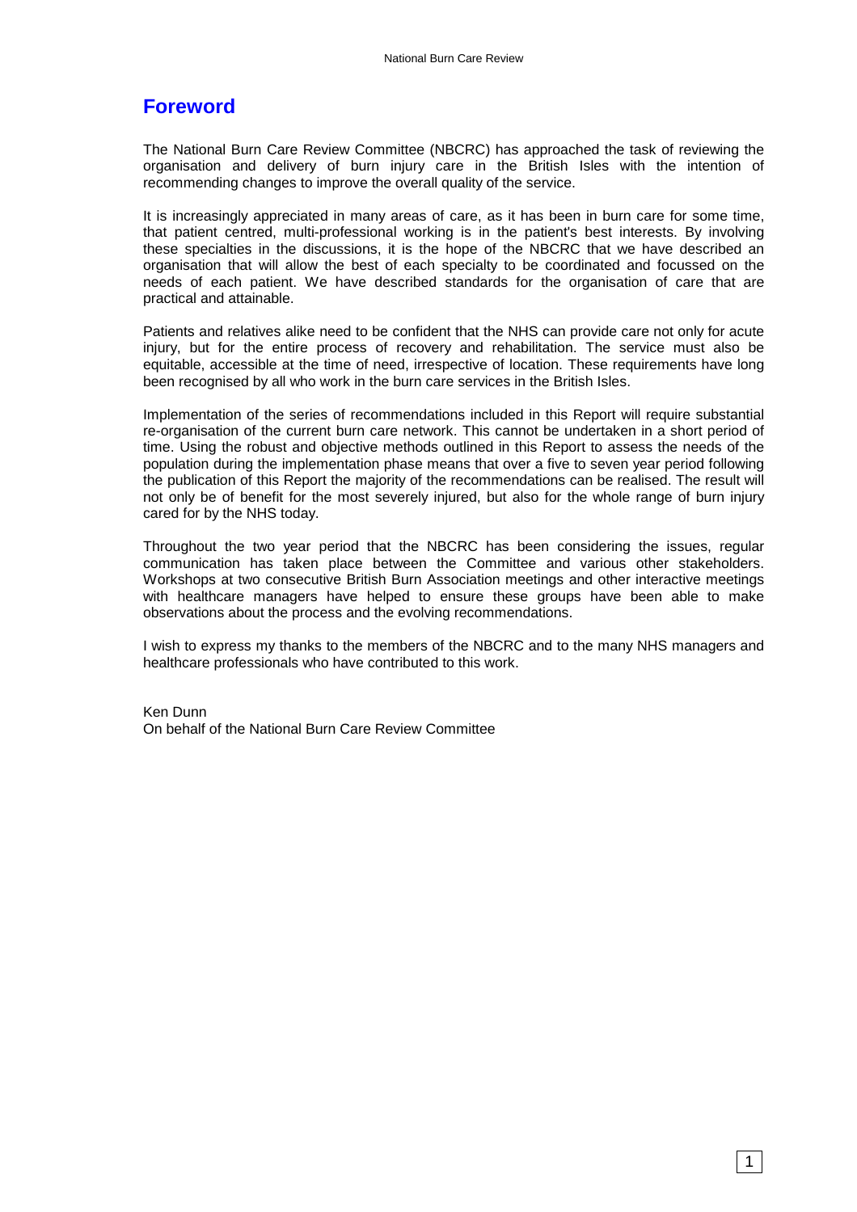## Foreword

The National Burn Care Review Committee (NBCRC) has approached the task of reviewing the organisation and delivery of burn injury care in the British Isles with the intention of recommending changes to improve the overall quality of the service.

It is increasingly appreciated in many areas of care, as it has been in burn care for some time, that patient centred, multi-professional working is in the patient's best interests. By involving these specialties in the discussions, it is the hope of the NBCRC that we have described an organisation that will allow the best of each specialty to be coordinated and focussed on the needs of each patient. We have described standards for the organisation of care that are practical and attainable.

Patients and relatives alike need to be confident that the NHS can provide care not only for acute injury, but for the entire process of recovery and rehabilitation. The service must also be equitable, accessible at the time of need, irrespective of location. These requirements have long been recognised by all who work in the burn care services in the British Isles.

Implementation of the series of recommendations included in this Report will require substantial re-organisation of the current burn care network. This cannot be undertaken in a short period of time. Using the robust and objective methods outlined in this Report to assess the needs of the population during the implementation phase means that over a five to seven year period following the publication of this Report the majority of the recommendations can be realised. The result will not only be of benefit for the most severely injured, but also for the whole range of burn injury cared for by the NHS today.

Throughout the two year period that the NBCRC has been considering the issues, regular communication has taken place between the Committee and various other stakeholders. Workshops at two consecutive British Burn Association meetings and other interactive meetings with healthcare managers have helped to ensure these groups have been able to make observations about the process and the evolving recommendations.

I wish to express my thanks to the members of the NBCRC and to the many NHS managers and healthcare professionals who have contributed to this work.

Ken Dunn
On behalf of the National Burn Care Review Committee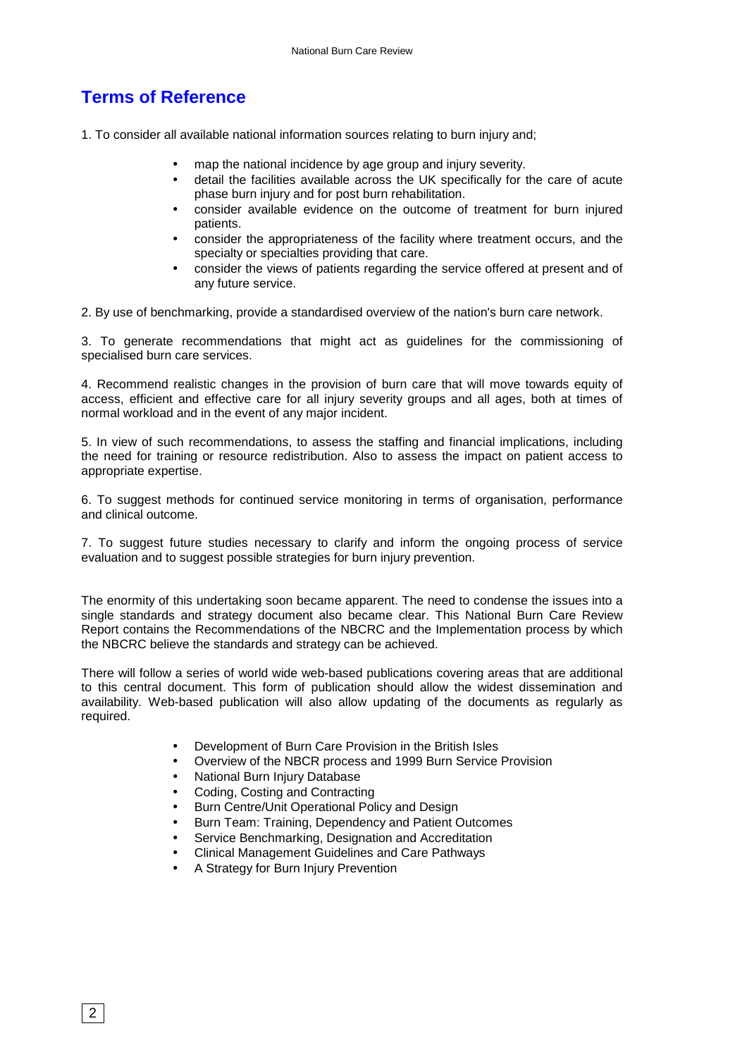## Terms of Reference

1. To consider all available national information sources relating to burn injury and;

   - map the national incidence by age group and injury severity.
   - detail the facilities available across the UK specifically for the care of acute phase burn injury and for post burn rehabilitation.
   - consider available evidence on the outcome of treatment for burn injured patients.
   - consider the appropriateness of the facility where treatment occurs, and the specialty or specialties providing that care.
   - consider the views of patients regarding the service offered at present and of any future service.

2. By use of benchmarking, provide a standardised overview of the nation's burn care network.

3. To generate recommendations that might act as guidelines for the commissioning of specialised burn care services.

4. Recommend realistic changes in the provision of burn care that will move towards equity of access, efficient and effective care for all injury severity groups and all ages, both at times of normal workload and in the event of any major incident.

5. In view of such recommendations, to assess the staffing and financial implications, including the need for training or resource redistribution. Also to assess the impact on patient access to appropriate expertise.

6. To suggest methods for continued service monitoring in terms of organisation, performance and clinical outcome.

7. To suggest future studies necessary to clarify and inform the ongoing process of service evaluation and to suggest possible strategies for burn injury prevention.

The enormity of this undertaking soon became apparent. The need to condense the issues into a single standards and strategy document also became clear. This National Burn Care Review Report contains the Recommendations of the NBCRC and the Implementation process by which the NBCRC believe the standards and strategy can be achieved.

There will follow a series of world wide web-based publications covering areas that are additional to this central document. This form of publication should allow the widest dissemination and availability. Web-based publication will also allow updating of the documents as regularly as required.

- Development of Burn Care Provision in the British Isles
- Overview of the NBCR process and 1999 Burn Service Provision
- National Burn Injury Database
- Coding, Costing and Contracting
- Burn Centre/Unit Operational Policy and Design
- Burn Team: Training, Dependency and Patient Outcomes
- Service Benchmarking, Designation and Accreditation
- Clinical Management Guidelines and Care Pathways
- A Strategy for Burn Injury Prevention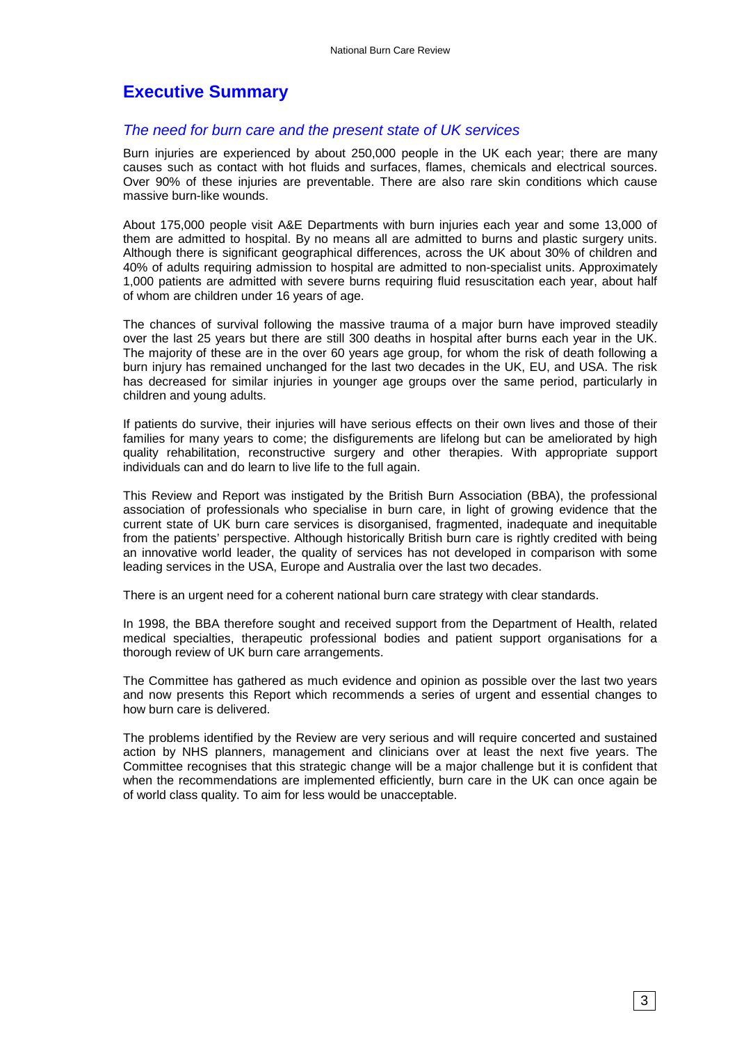# Executive Summary

## *The need for burn care and the present state of UK services*

Burn injuries are experienced by about 250,000 people in the UK each year; there are many causes such as contact with hot fluids and surfaces, flames, chemicals and electrical sources. Over 90% of these injuries are preventable. There are also rare skin conditions which cause massive burn-like wounds.

About 175,000 people visit A&E Departments with burn injuries each year and some 13,000 of them are admitted to hospital. By no means all are admitted to burns and plastic surgery units. Although there is significant geographical differences, across the UK about 30% of children and 40% of adults requiring admission to hospital are admitted to non-specialist units. Approximately 1,000 patients are admitted with severe burns requiring fluid resuscitation each year, about half of whom are children under 16 years of age.

The chances of survival following the massive trauma of a major burn have improved steadily over the last 25 years but there are still 300 deaths in hospital after burns each year in the UK. The majority of these are in the over 60 years age group, for whom the risk of death following a burn injury has remained unchanged for the last two decades in the UK, EU, and USA. The risk has decreased for similar injuries in younger age groups over the same period, particularly in children and young adults.

If patients do survive, their injuries will have serious effects on their own lives and those of their families for many years to come; the disfigurements are lifelong but can be ameliorated by high quality rehabilitation, reconstructive surgery and other therapies. With appropriate support individuals can and do learn to live life to the full again.

This Review and Report was instigated by the British Burn Association (BBA), the professional association of professionals who specialise in burn care, in light of growing evidence that the current state of UK burn care services is disorganised, fragmented, inadequate and inequitable from the patients' perspective. Although historically British burn care is rightly credited with being an innovative world leader, the quality of services has not developed in comparison with some leading services in the USA, Europe and Australia over the last two decades.

There is an urgent need for a coherent national burn care strategy with clear standards.

In 1998, the BBA therefore sought and received support from the Department of Health, related medical specialties, therapeutic professional bodies and patient support organisations for a thorough review of UK burn care arrangements.

The Committee has gathered as much evidence and opinion as possible over the last two years and now presents this Report which recommends a series of urgent and essential changes to how burn care is delivered.

The problems identified by the Review are very serious and will require concerted and sustained action by NHS planners, management and clinicians over at least the next five years. The Committee recognises that this strategic change will be a major challenge but it is confident that when the recommendations are implemented efficiently, burn care in the UK can once again be of world class quality. To aim for less would be unacceptable.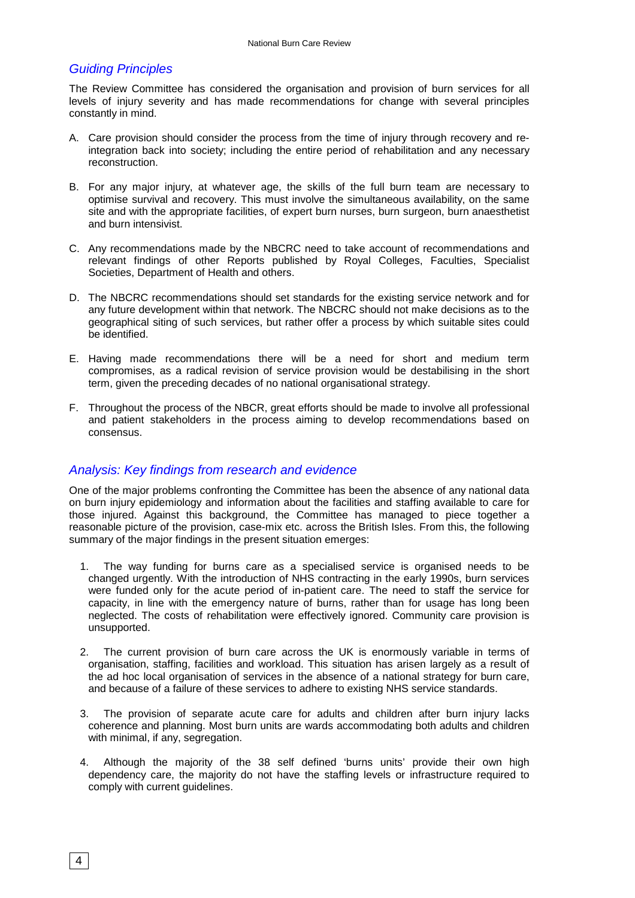## Guiding Principles

The Review Committee has considered the organisation and provision of burn services for all levels of injury severity and has made recommendations for change with several principles constantly in mind.

A. Care provision should consider the process from the time of injury through recovery and re-integration back into society; including the entire period of rehabilitation and any necessary reconstruction.

B. For any major injury, at whatever age, the skills of the full burn team are necessary to optimise survival and recovery. This must involve the simultaneous availability, on the same site and with the appropriate facilities, of expert burn nurses, burn surgeon, burn anaesthetist and burn intensivist.

C. Any recommendations made by the NBCRC need to take account of recommendations and relevant findings of other Reports published by Royal Colleges, Faculties, Specialist Societies, Department of Health and others.

D. The NBCRC recommendations should set standards for the existing service network and for any future development within that network. The NBCRC should not make decisions as to the geographical siting of such services, but rather offer a process by which suitable sites could be identified.

E. Having made recommendations there will be a need for short and medium term compromises, as a radical revision of service provision would be destabilising in the short term, given the preceding decades of no national organisational strategy.

F. Throughout the process of the NBCR, great efforts should be made to involve all professional and patient stakeholders in the process aiming to develop recommendations based on consensus.

## Analysis: Key findings from research and evidence

One of the major problems confronting the Committee has been the absence of any national data on burn injury epidemiology and information about the facilities and staffing available to care for those injured. Against this background, the Committee has managed to piece together a reasonable picture of the provision, case-mix etc. across the British Isles. From this, the following summary of the major findings in the present situation emerges:

1. The way funding for burns care as a specialised service is organised needs to be changed urgently. With the introduction of NHS contracting in the early 1990s, burn services were funded only for the acute period of in-patient care. The need to staff the service for capacity, in line with the emergency nature of burns, rather than for usage has long been neglected. The costs of rehabilitation were effectively ignored. Community care provision is unsupported.

2. The current provision of burn care across the UK is enormously variable in terms of organisation, staffing, facilities and workload. This situation has arisen largely as a result of the ad hoc local organisation of services in the absence of a national strategy for burn care, and because of a failure of these services to adhere to existing NHS service standards.

3. The provision of separate acute care for adults and children after burn injury lacks coherence and planning. Most burn units are wards accommodating both adults and children with minimal, if any, segregation.

4. Although the majority of the 38 self defined 'burns units' provide their own high dependency care, the majority do not have the staffing levels or infrastructure required to comply with current guidelines.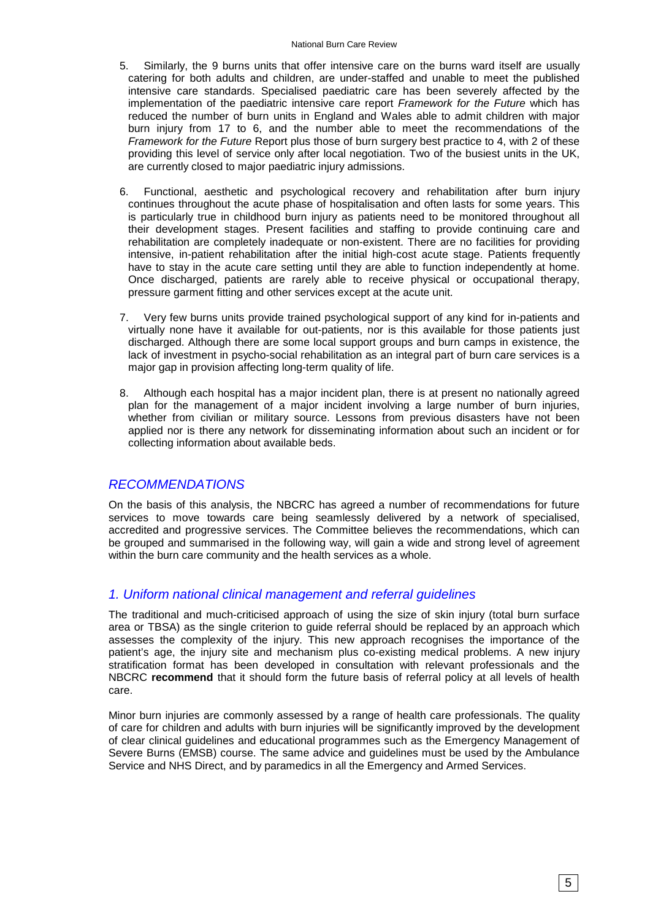5. Similarly, the 9 burns units that offer intensive care on the burns ward itself are usually catering for both adults and children, are under-staffed and unable to meet the published intensive care standards. Specialised paediatric care has been severely affected by the implementation of the paediatric intensive care report *Framework for the Future* which has reduced the number of burn units in England and Wales able to admit children with major burn injury from 17 to 6, and the number able to meet the recommendations of the *Framework for the Future* Report plus those of burn surgery best practice to 4, with 2 of these providing this level of service only after local negotiation. Two of the busiest units in the UK, are currently closed to major paediatric injury admissions.

6. Functional, aesthetic and psychological recovery and rehabilitation after burn injury continues throughout the acute phase of hospitalisation and often lasts for some years. This is particularly true in childhood burn injury as patients need to be monitored throughout all their development stages. Present facilities and staffing to provide continuing care and rehabilitation are completely inadequate or non-existent. There are no facilities for providing intensive, in-patient rehabilitation after the initial high-cost acute stage. Patients frequently have to stay in the acute care setting until they are able to function independently at home. Once discharged, patients are rarely able to receive physical or occupational therapy, pressure garment fitting and other services except at the acute unit.

7. Very few burns units provide trained psychological support of any kind for in-patients and virtually none have it available for out-patients, nor is this available for those patients just discharged. Although there are some local support groups and burn camps in existence, the lack of investment in psycho-social rehabilitation as an integral part of burn care services is a major gap in provision affecting long-term quality of life.

8. Although each hospital has a major incident plan, there is at present no nationally agreed plan for the management of a major incident involving a large number of burn injuries, whether from civilian or military source. Lessons from previous disasters have not been applied nor is there any network for disseminating information about such an incident or for collecting information about available beds.

## *RECOMMENDATIONS*

On the basis of this analysis, the NBCRC has agreed a number of recommendations for future services to move towards care being seamlessly delivered by a network of specialised, accredited and progressive services. The Committee believes the recommendations, which can be grouped and summarised in the following way, will gain a wide and strong level of agreement within the burn care community and the health services as a whole.

### *1. Uniform national clinical management and referral guidelines*

The traditional and much-criticised approach of using the size of skin injury (total burn surface area or TBSA) as the single criterion to guide referral should be replaced by an approach which assesses the complexity of the injury. This new approach recognises the importance of the patient's age, the injury site and mechanism plus co-existing medical problems. A new injury stratification format has been developed in consultation with relevant professionals and the NBCRC **recommend** that it should form the future basis of referral policy at all levels of health care.

Minor burn injuries are commonly assessed by a range of health care professionals. The quality of care for children and adults with burn injuries will be significantly improved by the development of clear clinical guidelines and educational programmes such as the Emergency Management of Severe Burns (EMSB) course. The same advice and guidelines must be used by the Ambulance Service and NHS Direct, and by paramedics in all the Emergency and Armed Services.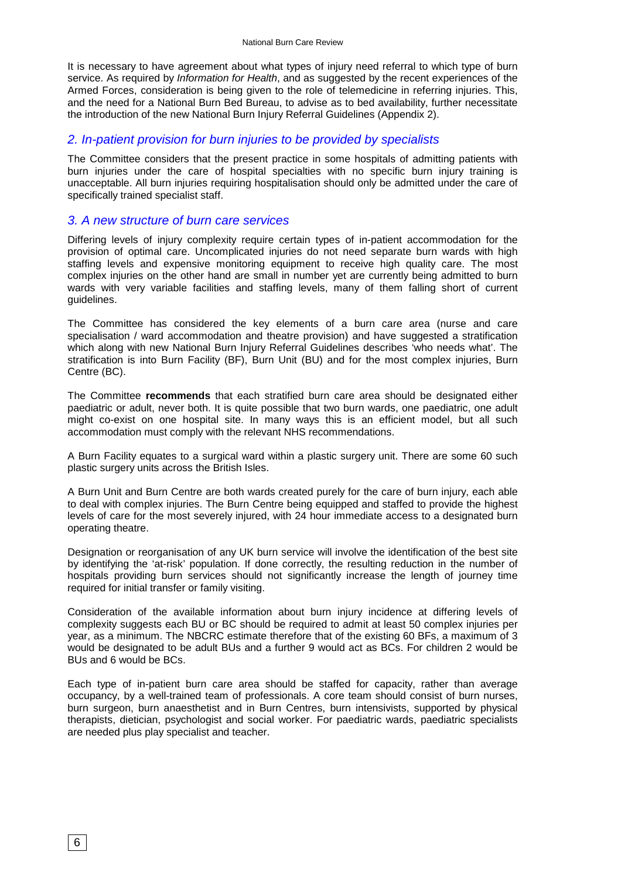It is necessary to have agreement about what types of injury need referral to which type of burn service. As required by *Information for Health*, and as suggested by the recent experiences of the Armed Forces, consideration is being given to the role of telemedicine in referring injuries. This, and the need for a National Burn Bed Bureau, to advise as to bed availability, further necessitate the introduction of the new National Burn Injury Referral Guidelines (Appendix 2).

## *2. In-patient provision for burn injuries to be provided by specialists*

The Committee considers that the present practice in some hospitals of admitting patients with burn injuries under the care of hospital specialties with no specific burn injury training is unacceptable. All burn injuries requiring hospitalisation should only be admitted under the care of specifically trained specialist staff.

## *3. A new structure of burn care services*

Differing levels of injury complexity require certain types of in-patient accommodation for the provision of optimal care. Uncomplicated injuries do not need separate burn wards with high staffing levels and expensive monitoring equipment to receive high quality care. The most complex injuries on the other hand are small in number yet are currently being admitted to burn wards with very variable facilities and staffing levels, many of them falling short of current guidelines.

The Committee has considered the key elements of a burn care area (nurse and care specialisation / ward accommodation and theatre provision) and have suggested a stratification which along with new National Burn Injury Referral Guidelines describes 'who needs what'. The stratification is into Burn Facility (BF), Burn Unit (BU) and for the most complex injuries, Burn Centre (BC).

The Committee **recommends** that each stratified burn care area should be designated either paediatric or adult, never both. It is quite possible that two burn wards, one paediatric, one adult might co-exist on one hospital site. In many ways this is an efficient model, but all such accommodation must comply with the relevant NHS recommendations.

A Burn Facility equates to a surgical ward within a plastic surgery unit. There are some 60 such plastic surgery units across the British Isles.

A Burn Unit and Burn Centre are both wards created purely for the care of burn injury, each able to deal with complex injuries. The Burn Centre being equipped and staffed to provide the highest levels of care for the most severely injured, with 24 hour immediate access to a designated burn operating theatre.

Designation or reorganisation of any UK burn service will involve the identification of the best site by identifying the 'at-risk' population. If done correctly, the resulting reduction in the number of hospitals providing burn services should not significantly increase the length of journey time required for initial transfer or family visiting.

Consideration of the available information about burn injury incidence at differing levels of complexity suggests each BU or BC should be required to admit at least 50 complex injuries per year, as a minimum. The NBCRC estimate therefore that of the existing 60 BFs, a maximum of 3 would be designated to be adult BUs and a further 9 would act as BCs. For children 2 would be BUs and 6 would be BCs.

Each type of in-patient burn care area should be staffed for capacity, rather than average occupancy, by a well-trained team of professionals. A core team should consist of burn nurses, burn surgeon, burn anaesthetist and in Burn Centres, burn intensivists, supported by physical therapists, dietician, psychologist and social worker. For paediatric wards, paediatric specialists are needed plus play specialist and teacher.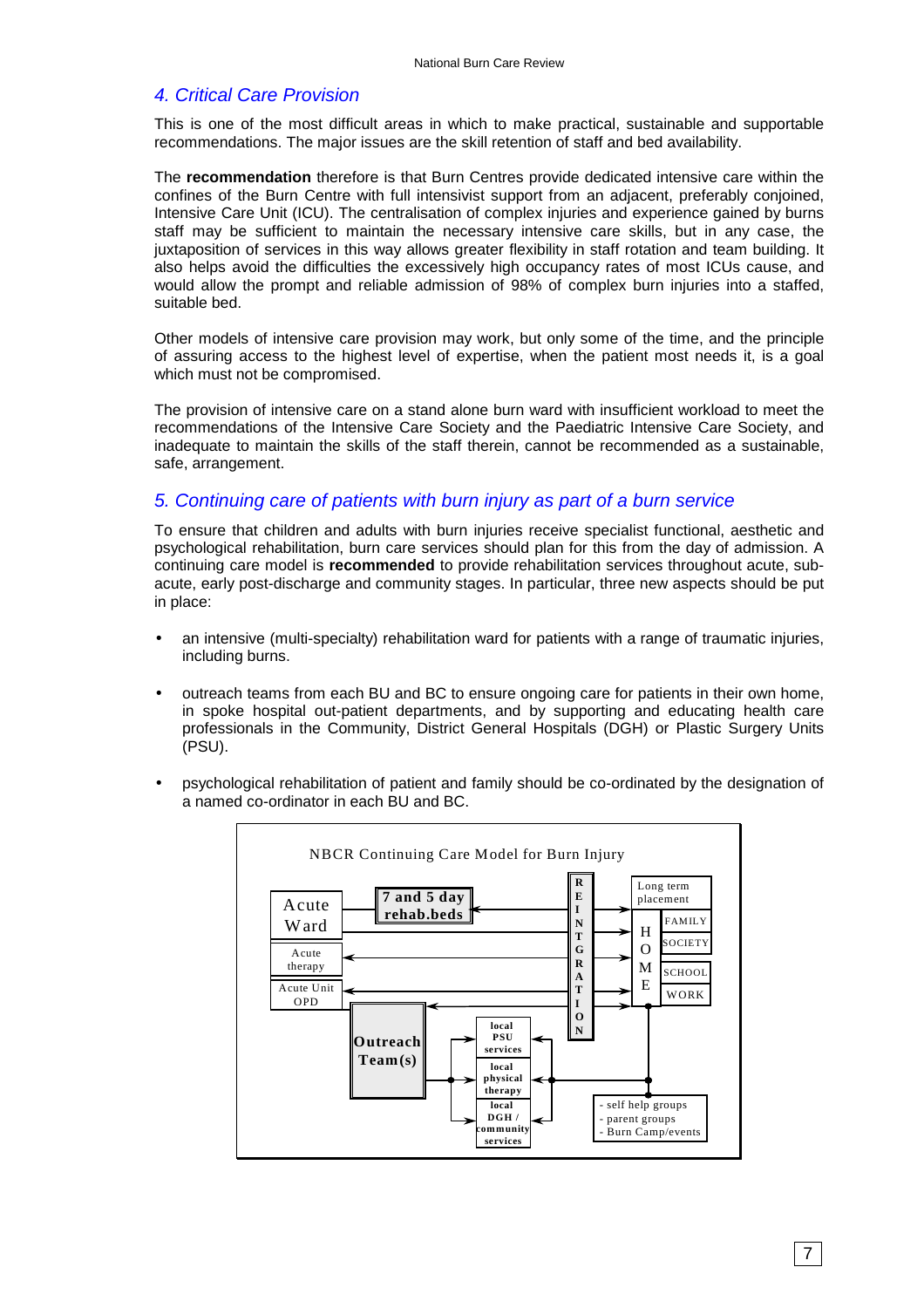## 4. Critical Care Provision

This is one of the most difficult areas in which to make practical, sustainable and supportable recommendations. The major issues are the skill retention of staff and bed availability.

The **recommendation** therefore is that Burn Centres provide dedicated intensive care within the confines of the Burn Centre with full intensivist support from an adjacent, preferably conjoined, Intensive Care Unit (ICU). The centralisation of complex injuries and experience gained by burns staff may be sufficient to maintain the necessary intensive care skills, but in any case, the juxtaposition of services in this way allows greater flexibility in staff rotation and team building. It also helps avoid the difficulties the excessively high occupancy rates of most ICUs cause, and would allow the prompt and reliable admission of 98% of complex burn injuries into a staffed, suitable bed.

Other models of intensive care provision may work, but only some of the time, and the principle of assuring access to the highest level of expertise, when the patient most needs it, is a goal which must not be compromised.

The provision of intensive care on a stand alone burn ward with insufficient workload to meet the recommendations of the Intensive Care Society and the Paediatric Intensive Care Society, and inadequate to maintain the skills of the staff therein, cannot be recommended as a sustainable, safe, arrangement.

## 5. Continuing care of patients with burn injury as part of a burn service

To ensure that children and adults with burn injuries receive specialist functional, aesthetic and psychological rehabilitation, burn care services should plan for this from the day of admission. A continuing care model is **recommended** to provide rehabilitation services throughout acute, sub-acute, early post-discharge and community stages. In particular, three new aspects should be put in place:

- an intensive (multi-specialty) rehabilitation ward for patients with a range of traumatic injuries, including burns.
- outreach teams from each BU and BC to ensure ongoing care for patients in their own home, in spoke hospital out-patient departments, and by supporting and educating health care professionals in the Community, District General Hospitals (DGH) or Plastic Surgery Units (PSU).
- psychological rehabilitation of patient and family should be co-ordinated by the designation of a named co-ordinator in each BU and BC.

NBCR Continuing Care Model for Burn Injury

Acute Ward; 7 and 5 day rehab.beds; Acute therapy; Acute Unit OPD; Outreach Team(s); local PSU services; local physical therapy; local DGH / community services; REINTEGRATION; Long term placement; HOME; FAMILY; SOCIETY; SCHOOL; WORK; - self help groups - parent groups - Burn Camp/events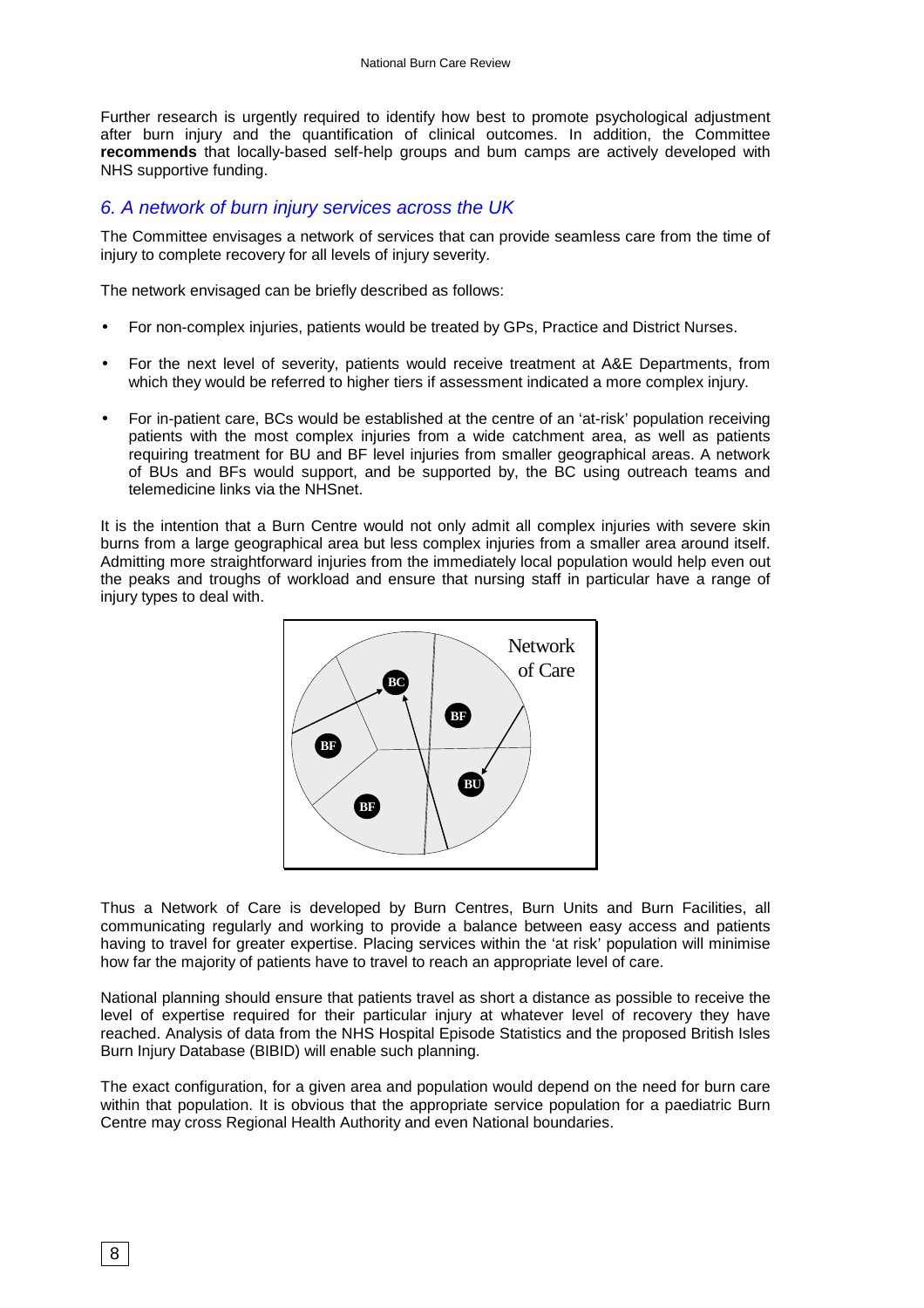Further research is urgently required to identify how best to promote psychological adjustment after burn injury and the quantification of clinical outcomes. In addition, the Committee **recommends** that locally-based self-help groups and bum camps are actively developed with NHS supportive funding.

## *6. A network of burn injury services across the UK*

The Committee envisages a network of services that can provide seamless care from the time of injury to complete recovery for all levels of injury severity.

The network envisaged can be briefly described as follows:

- For non-complex injuries, patients would be treated by GPs, Practice and District Nurses.
- For the next level of severity, patients would receive treatment at A&E Departments, from which they would be referred to higher tiers if assessment indicated a more complex injury.
- For in-patient care, BCs would be established at the centre of an 'at-risk' population receiving patients with the most complex injuries from a wide catchment area, as well as patients requiring treatment for BU and BF level injuries from smaller geographical areas. A network of BUs and BFs would support, and be supported by, the BC using outreach teams and telemedicine links via the NHSnet.

It is the intention that a Burn Centre would not only admit all complex injuries with severe skin burns from a large geographical area but less complex injuries from a smaller area around itself. Admitting more straightforward injuries from the immediately local population would help even out the peaks and troughs of workload and ensure that nursing staff in particular have a range of injury types to deal with.

Network of Care

BC

BF

BF

BF

BU

Thus a Network of Care is developed by Burn Centres, Burn Units and Burn Facilities, all communicating regularly and working to provide a balance between easy access and patients having to travel for greater expertise. Placing services within the 'at risk' population will minimise how far the majority of patients have to travel to reach an appropriate level of care.

National planning should ensure that patients travel as short a distance as possible to receive the level of expertise required for their particular injury at whatever level of recovery they have reached. Analysis of data from the NHS Hospital Episode Statistics and the proposed British Isles Burn Injury Database (BIBID) will enable such planning.

The exact configuration, for a given area and population would depend on the need for burn care within that population. It is obvious that the appropriate service population for a paediatric Burn Centre may cross Regional Health Authority and even National boundaries.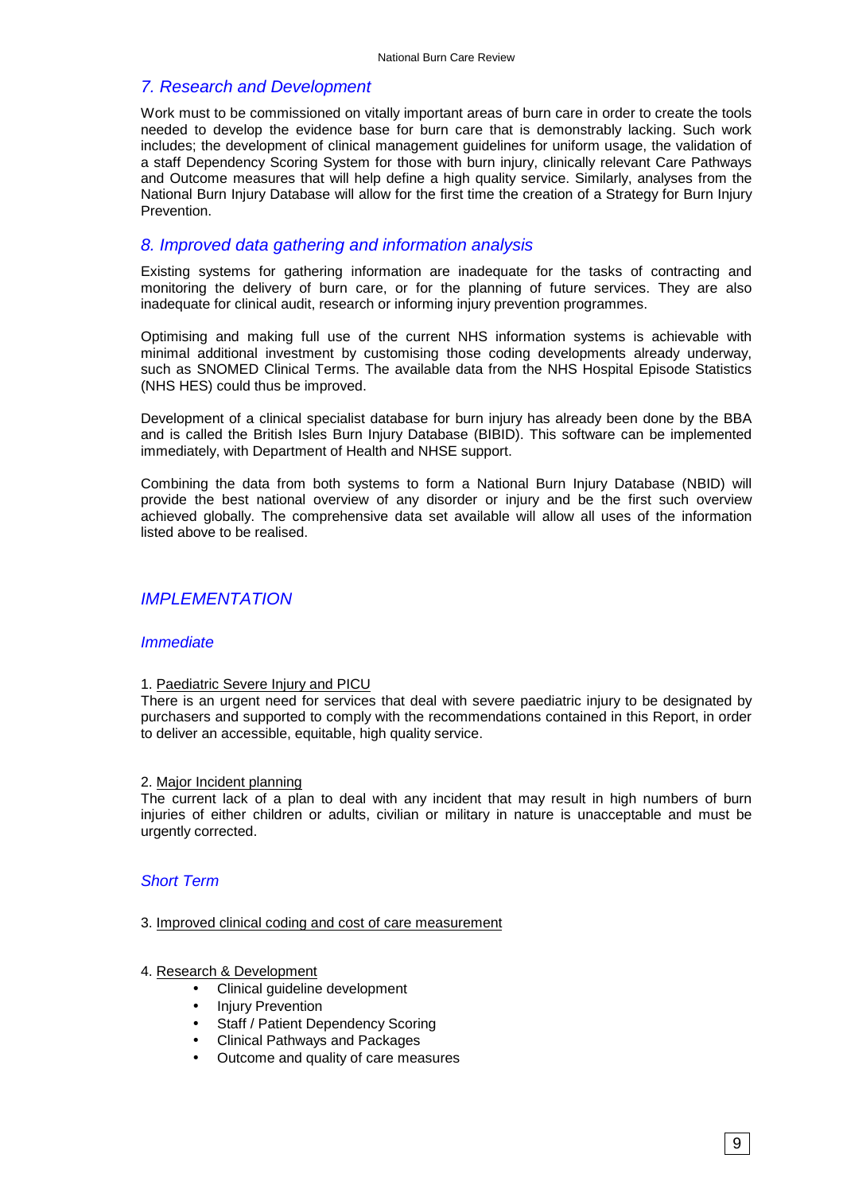## *7. Research and Development*

Work must to be commissioned on vitally important areas of burn care in order to create the tools needed to develop the evidence base for burn care that is demonstrably lacking. Such work includes; the development of clinical management guidelines for uniform usage, the validation of a staff Dependency Scoring System for those with burn injury, clinically relevant Care Pathways and Outcome measures that will help define a high quality service. Similarly, analyses from the National Burn Injury Database will allow for the first time the creation of a Strategy for Burn Injury Prevention.

## *8. Improved data gathering and information analysis*

Existing systems for gathering information are inadequate for the tasks of contracting and monitoring the delivery of burn care, or for the planning of future services. They are also inadequate for clinical audit, research or informing injury prevention programmes.

Optimising and making full use of the current NHS information systems is achievable with minimal additional investment by customising those coding developments already underway, such as SNOMED Clinical Terms. The available data from the NHS Hospital Episode Statistics (NHS HES) could thus be improved.

Development of a clinical specialist database for burn injury has already been done by the BBA and is called the British Isles Burn Injury Database (BIBID). This software can be implemented immediately, with Department of Health and NHSE support.

Combining the data from both systems to form a National Burn Injury Database (NBID) will provide the best national overview of any disorder or injury and be the first such overview achieved globally. The comprehensive data set available will allow all uses of the information listed above to be realised.

## *IMPLEMENTATION*

### *Immediate*

1. Paediatric Severe Injury and PICU
There is an urgent need for services that deal with severe paediatric injury to be designated by purchasers and supported to comply with the recommendations contained in this Report, in order to deliver an accessible, equitable, high quality service.

2. Major Incident planning
The current lack of a plan to deal with any incident that may result in high numbers of burn injuries of either children or adults, civilian or military in nature is unacceptable and must be urgently corrected.

### *Short Term*

3. Improved clinical coding and cost of care measurement

4. Research & Development

- Clinical guideline development
- Injury Prevention
- Staff / Patient Dependency Scoring
- Clinical Pathways and Packages
- Outcome and quality of care measures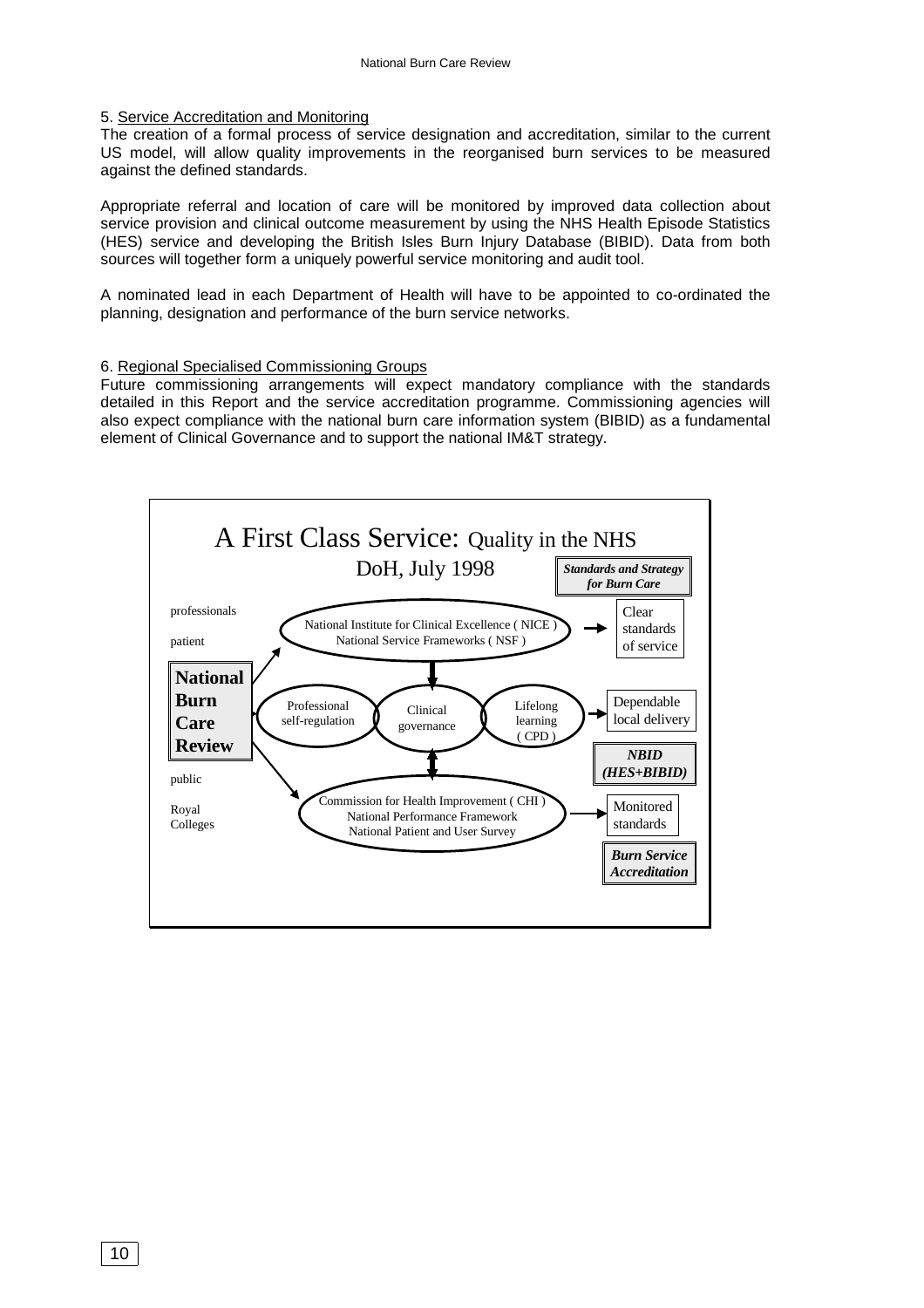5. Service Accreditation and Monitoring

The creation of a formal process of service designation and accreditation, similar to the current US model, will allow quality improvements in the reorganised burn services to be measured against the defined standards.

Appropriate referral and location of care will be monitored by improved data collection about service provision and clinical outcome measurement by using the NHS Health Episode Statistics (HES) service and developing the British Isles Burn Injury Database (BIBID). Data from both sources will together form a uniquely powerful service monitoring and audit tool.

A nominated lead in each Department of Health will have to be appointed to co-ordinated the planning, designation and performance of the burn service networks.

6. Regional Specialised Commissioning Groups

Future commissioning arrangements will expect mandatory compliance with the standards detailed in this Report and the service accreditation programme. Commissioning agencies will also expect compliance with the national burn care information system (BIBID) as a fundamental element of Clinical Governance and to support the national IM&T strategy.

A First Class Service: Quality in the NHS
DoH, July 1998

***Standards and Strategy for Burn Care***

professionals

patient

**National Burn Care Review**

public

Royal Colleges

National Institute for Clinical Excellence ( NICE )
National Service Frameworks ( NSF )

→ Clear standards of service

Professional self-regulation — Clinical governance — Lifelong learning ( CPD )

→ Dependable local delivery

***NBID (HES+BIBID)***

Commission for Health Improvement ( CHI )
National Performance Framework
National Patient and User Survey

→ Monitored standards

***Burn Service Accreditation***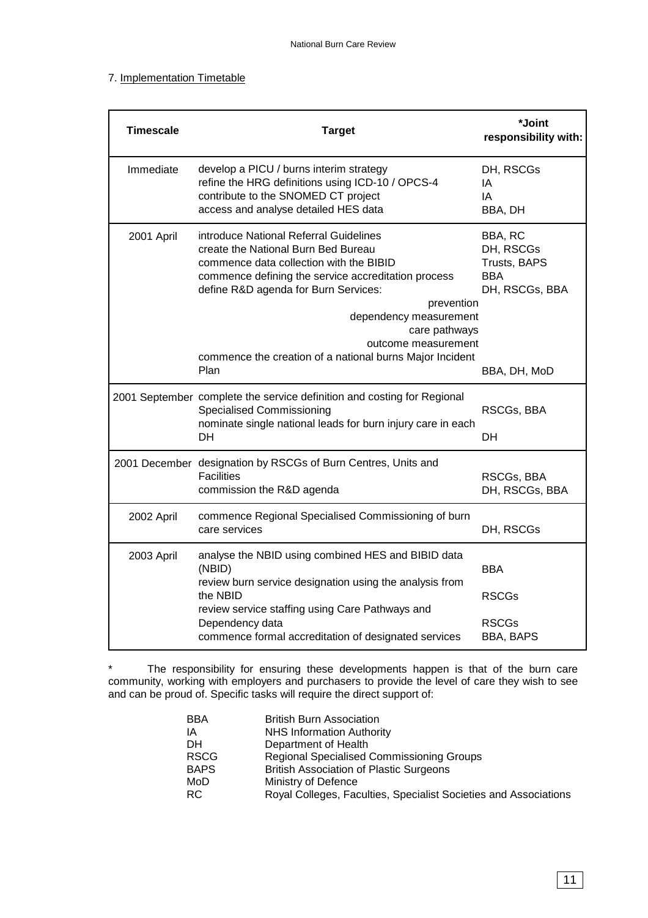## 7. Implementation Timetable

| Timescale | Target | *Joint responsibility with: |
|---|---|---|
| Immediate | develop a PICU / burns interim strategy<br>refine the HRG definitions using ICD-10 / OPCS-4<br>contribute to the SNOMED CT project<br>access and analyse detailed HES data | DH, RSCGs<br>IA<br>IA<br>BBA, DH |
| 2001 April | introduce National Referral Guidelines<br>create the National Burn Bed Bureau<br>commence data collection with the BIBID<br>commence defining the service accreditation process<br>define R&D agenda for Burn Services:<br>prevention<br>dependency measurement<br>care pathways<br>outcome measurement<br>commence the creation of a national burns Major Incident Plan | BBA, RC<br>DH, RSCGs<br>Trusts, BAPS<br>BBA<br>DH, RSCGs, BBA<br><br><br><br><br>BBA, DH, MoD |
| 2001 September | complete the service definition and costing for Regional Specialised Commissioning<br>nominate single national leads for burn injury care in each DH | RSCGs, BBA<br>DH |
| 2001 December | designation by RSCGs of Burn Centres, Units and Facilities<br>commission the R&D agenda | RSCGs, BBA<br>DH, RSCGs, BBA |
| 2002 April | commence Regional Specialised Commissioning of burn care services | DH, RSCGs |
| 2003 April | analyse the NBID using combined HES and BIBID data (NBID)<br>review burn service designation using the analysis from the NBID<br>review service staffing using Care Pathways and Dependency data<br>commence formal accreditation of designated services | BBA<br>RSCGs<br>RSCGs<br>BBA, BAPS |

* The responsibility for ensuring these developments happen is that of the burn care community, working with employers and purchasers to provide the level of care they wish to see and can be proud of. Specific tasks will require the direct support of:

| | |
|---|---|
| BBA | British Burn Association |
| IA | NHS Information Authority |
| DH | Department of Health |
| RSCG | Regional Specialised Commissioning Groups |
| BAPS | British Association of Plastic Surgeons |
| MoD | Ministry of Defence |
| RC | Royal Colleges, Faculties, Specialist Societies and Associations |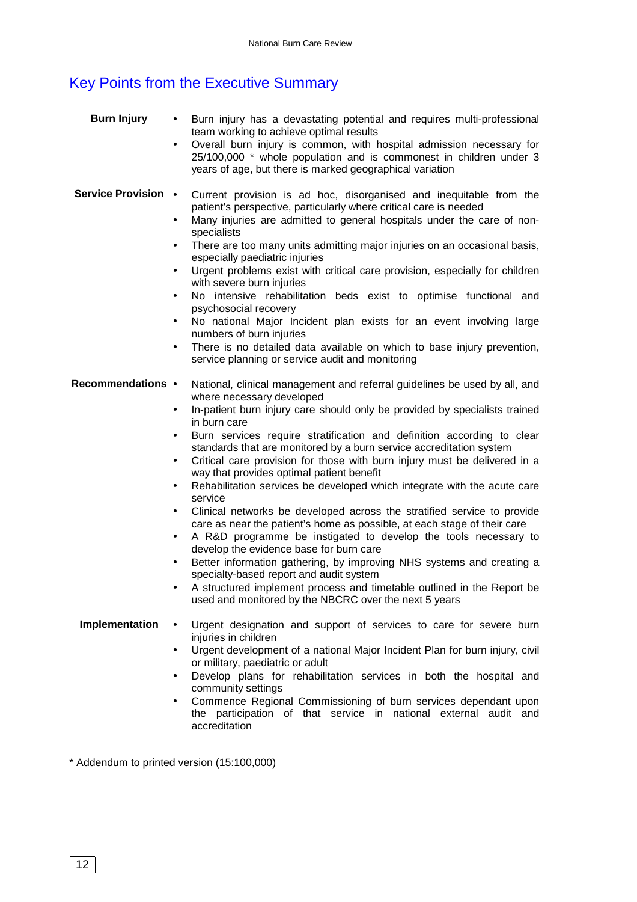## Key Points from the Executive Summary

**Burn Injury**

- Burn injury has a devastating potential and requires multi-professional team working to achieve optimal results
- Overall burn injury is common, with hospital admission necessary for 25/100,000 * whole population and is commonest in children under 3 years of age, but there is marked geographical variation

**Service Provision**

- Current provision is ad hoc, disorganised and inequitable from the patient's perspective, particularly where critical care is needed
- Many injuries are admitted to general hospitals under the care of non-specialists
- There are too many units admitting major injuries on an occasional basis, especially paediatric injuries
- Urgent problems exist with critical care provision, especially for children with severe burn injuries
- No intensive rehabilitation beds exist to optimise functional and psychosocial recovery
- No national Major Incident plan exists for an event involving large numbers of burn injuries
- There is no detailed data available on which to base injury prevention, service planning or service audit and monitoring

**Recommendations**

- National, clinical management and referral guidelines be used by all, and where necessary developed
- In-patient burn injury care should only be provided by specialists trained in burn care
- Burn services require stratification and definition according to clear standards that are monitored by a burn service accreditation system
- Critical care provision for those with burn injury must be delivered in a way that provides optimal patient benefit
- Rehabilitation services be developed which integrate with the acute care service
- Clinical networks be developed across the stratified service to provide care as near the patient's home as possible, at each stage of their care
- A R&D programme be instigated to develop the tools necessary to develop the evidence base for burn care
- Better information gathering, by improving NHS systems and creating a specialty-based report and audit system
- A structured implement process and timetable outlined in the Report be used and monitored by the NBCRC over the next 5 years

**Implementation**

- Urgent designation and support of services to care for severe burn injuries in children
- Urgent development of a national Major Incident Plan for burn injury, civil or military, paediatric or adult
- Develop plans for rehabilitation services in both the hospital and community settings
- Commence Regional Commissioning of burn services dependant upon the participation of that service in national external audit and accreditation

* Addendum to printed version (15:100,000)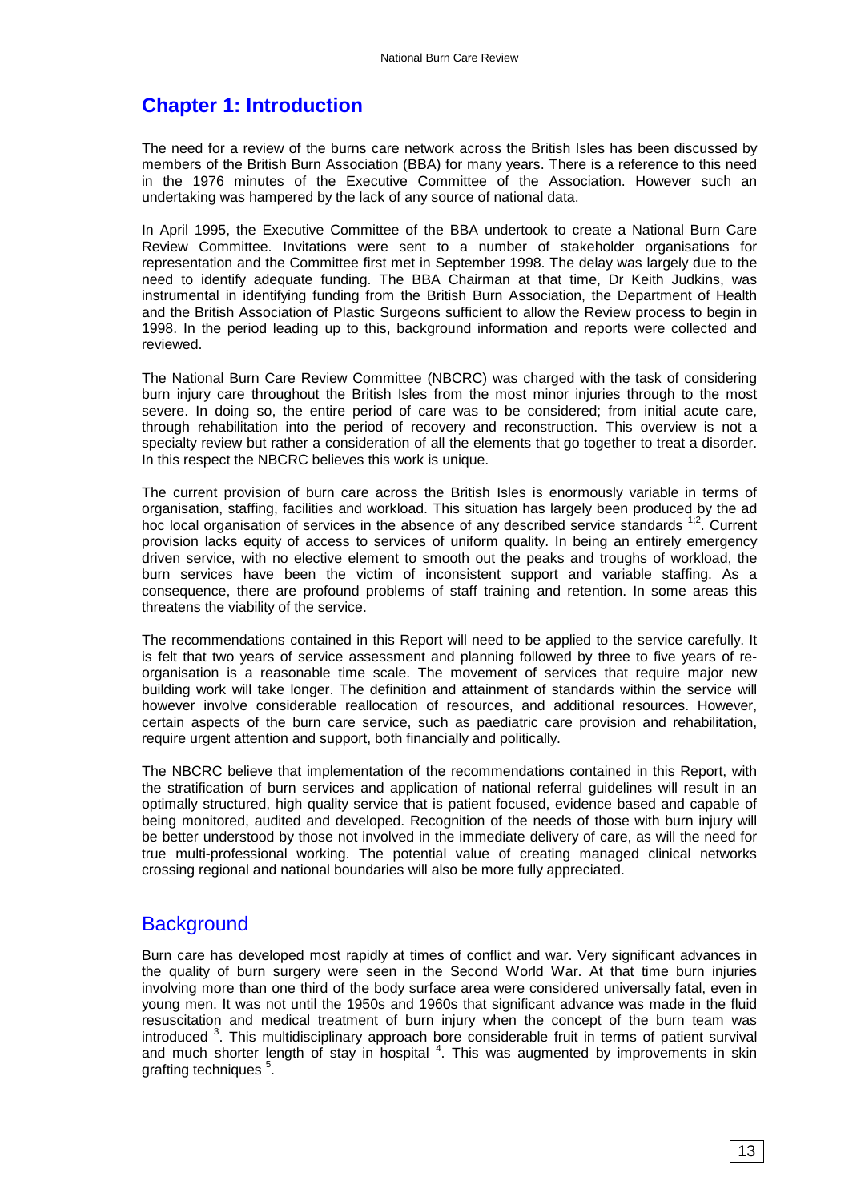# Chapter 1: Introduction

The need for a review of the burns care network across the British Isles has been discussed by members of the British Burn Association (BBA) for many years. There is a reference to this need in the 1976 minutes of the Executive Committee of the Association. However such an undertaking was hampered by the lack of any source of national data.

In April 1995, the Executive Committee of the BBA undertook to create a National Burn Care Review Committee. Invitations were sent to a number of stakeholder organisations for representation and the Committee first met in September 1998. The delay was largely due to the need to identify adequate funding. The BBA Chairman at that time, Dr Keith Judkins, was instrumental in identifying funding from the British Burn Association, the Department of Health and the British Association of Plastic Surgeons sufficient to allow the Review process to begin in 1998. In the period leading up to this, background information and reports were collected and reviewed.

The National Burn Care Review Committee (NBCRC) was charged with the task of considering burn injury care throughout the British Isles from the most minor injuries through to the most severe. In doing so, the entire period of care was to be considered; from initial acute care, through rehabilitation into the period of recovery and reconstruction. This overview is not a specialty review but rather a consideration of all the elements that go together to treat a disorder. In this respect the NBCRC believes this work is unique.

The current provision of burn care across the British Isles is enormously variable in terms of organisation, staffing, facilities and workload. This situation has largely been produced by the ad hoc local organisation of services in the absence of any described service standards [1;2]. Current provision lacks equity of access to services of uniform quality. In being an entirely emergency driven service, with no elective element to smooth out the peaks and troughs of workload, the burn services have been the victim of inconsistent support and variable staffing. As a consequence, there are profound problems of staff training and retention. In some areas this threatens the viability of the service.

The recommendations contained in this Report will need to be applied to the service carefully. It is felt that two years of service assessment and planning followed by three to five years of re-organisation is a reasonable time scale. The movement of services that require major new building work will take longer. The definition and attainment of standards within the service will however involve considerable reallocation of resources, and additional resources. However, certain aspects of the burn care service, such as paediatric care provision and rehabilitation, require urgent attention and support, both financially and politically.

The NBCRC believe that implementation of the recommendations contained in this Report, with the stratification of burn services and application of national referral guidelines will result in an optimally structured, high quality service that is patient focused, evidence based and capable of being monitored, audited and developed. Recognition of the needs of those with burn injury will be better understood by those not involved in the immediate delivery of care, as will the need for true multi-professional working. The potential value of creating managed clinical networks crossing regional and national boundaries will also be more fully appreciated.

## Background

Burn care has developed most rapidly at times of conflict and war. Very significant advances in the quality of burn surgery were seen in the Second World War. At that time burn injuries involving more than one third of the body surface area were considered universally fatal, even in young men. It was not until the 1950s and 1960s that significant advance was made in the fluid resuscitation and medical treatment of burn injury when the concept of the burn team was introduced [3]. This multidisciplinary approach bore considerable fruit in terms of patient survival and much shorter length of stay in hospital [4]. This was augmented by improvements in skin grafting techniques [5].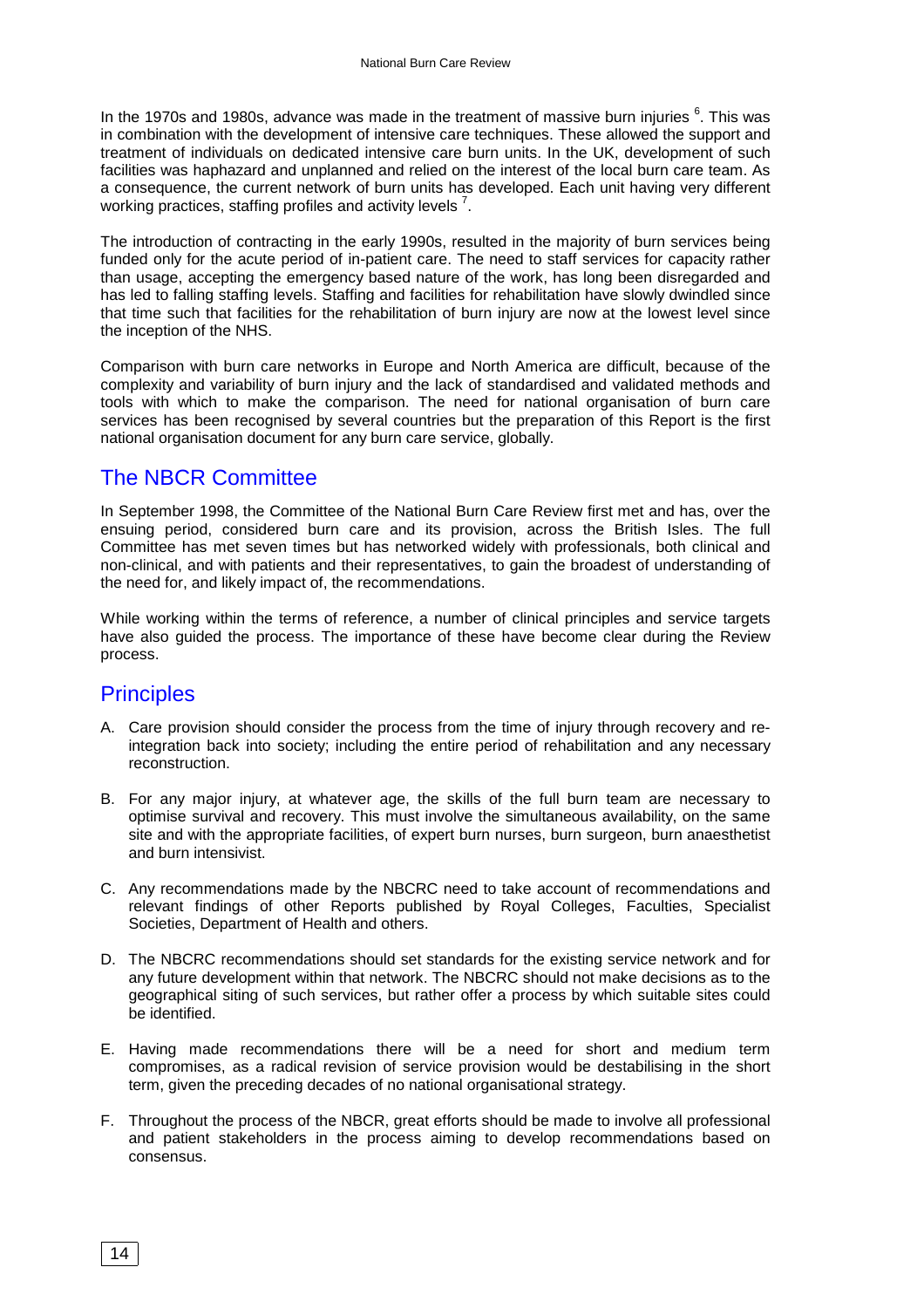In the 1970s and 1980s, advance was made in the treatment of massive burn injuries [6]. This was in combination with the development of intensive care techniques. These allowed the support and treatment of individuals on dedicated intensive care burn units. In the UK, development of such facilities was haphazard and unplanned and relied on the interest of the local burn care team. As a consequence, the current network of burn units has developed. Each unit having very different working practices, staffing profiles and activity levels [7].

The introduction of contracting in the early 1990s, resulted in the majority of burn services being funded only for the acute period of in-patient care. The need to staff services for capacity rather than usage, accepting the emergency based nature of the work, has long been disregarded and has led to falling staffing levels. Staffing and facilities for rehabilitation have slowly dwindled since that time such that facilities for the rehabilitation of burn injury are now at the lowest level since the inception of the NHS.

Comparison with burn care networks in Europe and North America are difficult, because of the complexity and variability of burn injury and the lack of standardised and validated methods and tools with which to make the comparison. The need for national organisation of burn care services has been recognised by several countries but the preparation of this Report is the first national organisation document for any burn care service, globally.

## The NBCR Committee

In September 1998, the Committee of the National Burn Care Review first met and has, over the ensuing period, considered burn care and its provision, across the British Isles. The full Committee has met seven times but has networked widely with professionals, both clinical and non-clinical, and with patients and their representatives, to gain the broadest of understanding of the need for, and likely impact of, the recommendations.

While working within the terms of reference, a number of clinical principles and service targets have also guided the process. The importance of these have become clear during the Review process.

## Principles

A. Care provision should consider the process from the time of injury through recovery and re-integration back into society; including the entire period of rehabilitation and any necessary reconstruction.

B. For any major injury, at whatever age, the skills of the full burn team are necessary to optimise survival and recovery. This must involve the simultaneous availability, on the same site and with the appropriate facilities, of expert burn nurses, burn surgeon, burn anaesthetist and burn intensivist.

C. Any recommendations made by the NBCRC need to take account of recommendations and relevant findings of other Reports published by Royal Colleges, Faculties, Specialist Societies, Department of Health and others.

D. The NBCRC recommendations should set standards for the existing service network and for any future development within that network. The NBCRC should not make decisions as to the geographical siting of such services, but rather offer a process by which suitable sites could be identified.

E. Having made recommendations there will be a need for short and medium term compromises, as a radical revision of service provision would be destabilising in the short term, given the preceding decades of no national organisational strategy.

F. Throughout the process of the NBCR, great efforts should be made to involve all professional and patient stakeholders in the process aiming to develop recommendations based on consensus.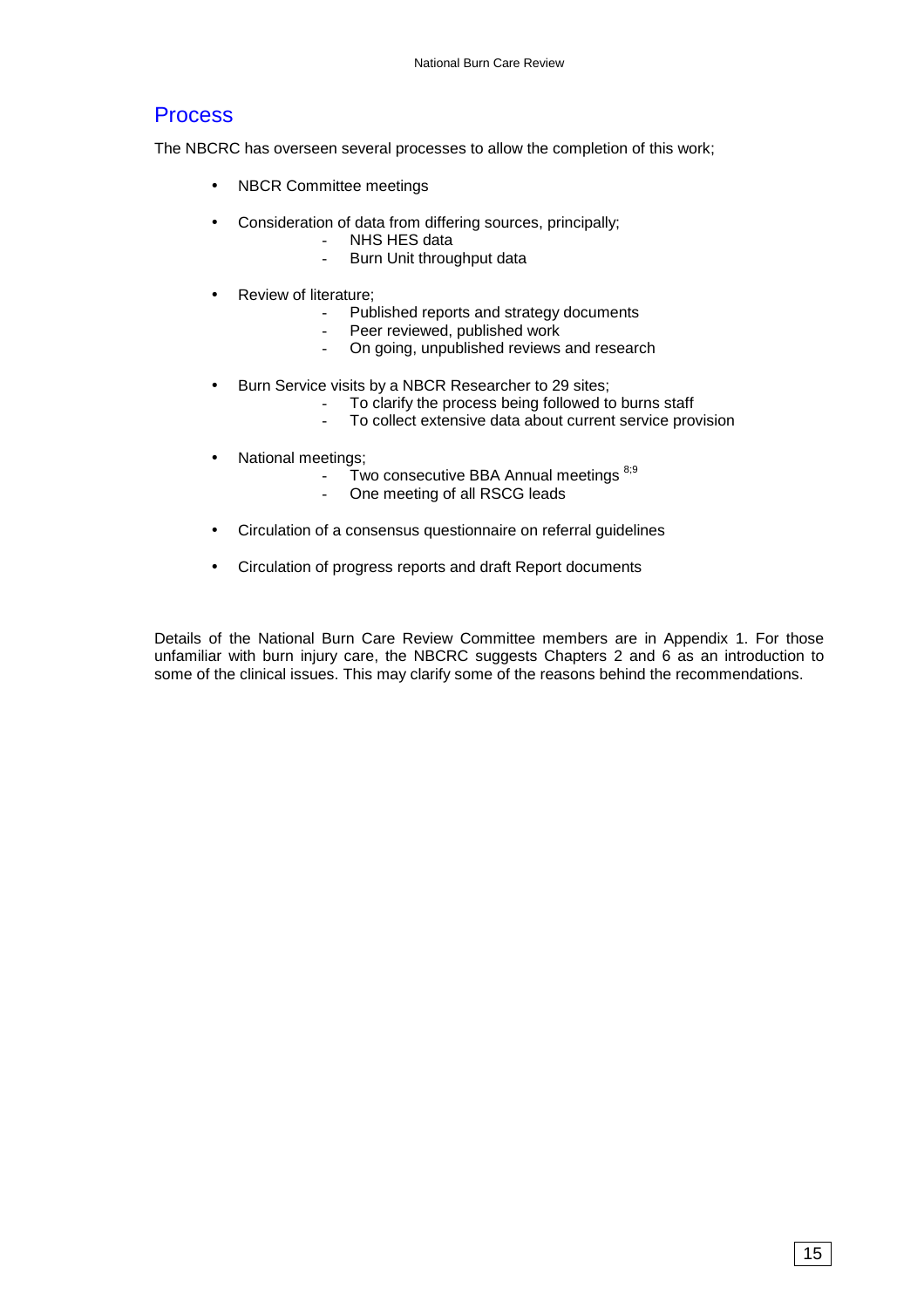## Process

The NBCRC has overseen several processes to allow the completion of this work;

- NBCR Committee meetings
- Consideration of data from differing sources, principally;
  - NHS HES data
  - Burn Unit throughput data
- Review of literature;
  - Published reports and strategy documents
  - Peer reviewed, published work
  - On going, unpublished reviews and research
- Burn Service visits by a NBCR Researcher to 29 sites;
  - To clarify the process being followed to burns staff
  - To collect extensive data about current service provision
- National meetings;
  - Two consecutive BBA Annual meetings [8;9]
  - One meeting of all RSCG leads
- Circulation of a consensus questionnaire on referral guidelines
- Circulation of progress reports and draft Report documents

Details of the National Burn Care Review Committee members are in Appendix 1. For those unfamiliar with burn injury care, the NBCRC suggests Chapters 2 and 6 as an introduction to some of the clinical issues. This may clarify some of the reasons behind the recommendations.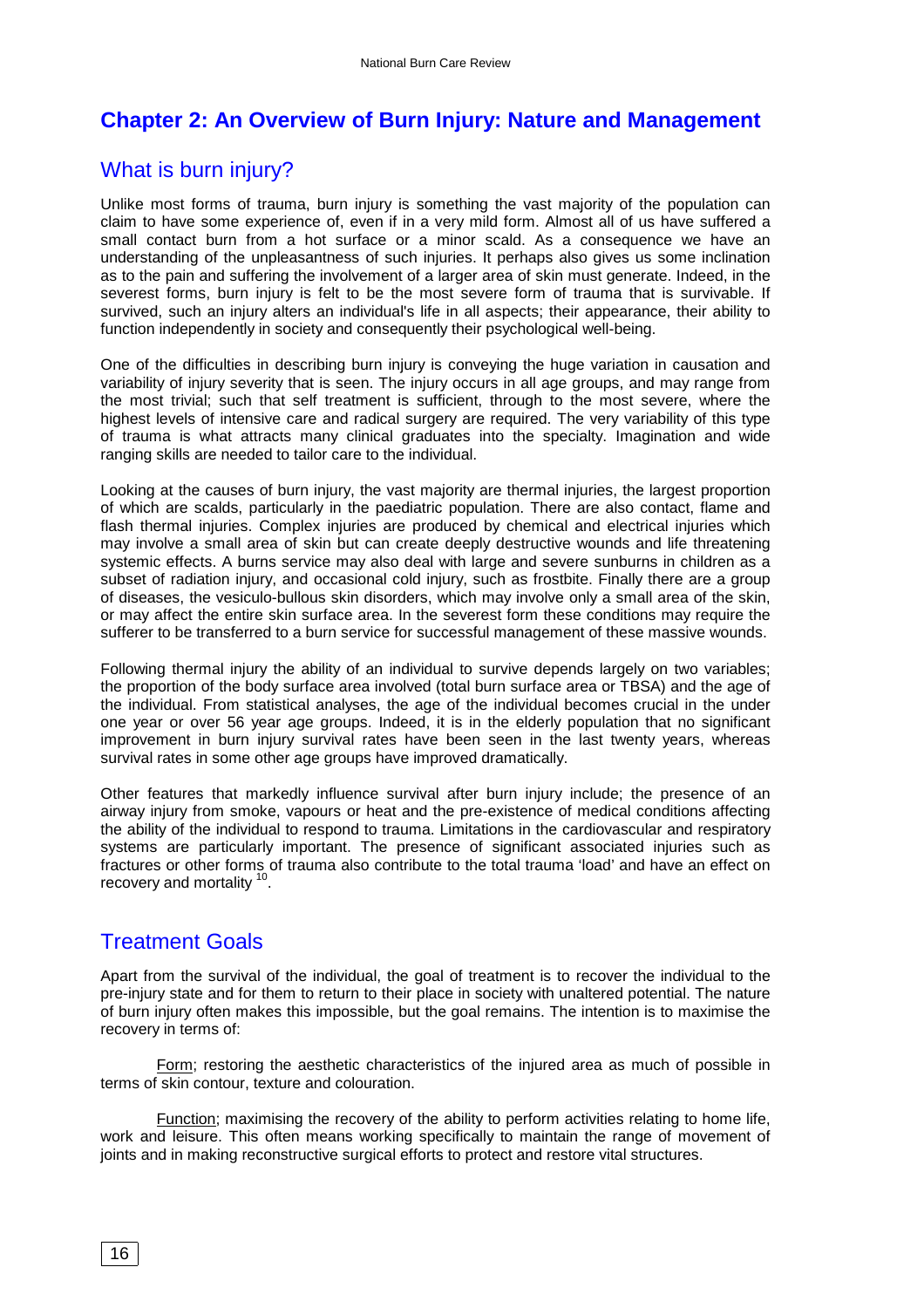## Chapter 2: An Overview of Burn Injury: Nature and Management

### What is burn injury?

Unlike most forms of trauma, burn injury is something the vast majority of the population can claim to have some experience of, even if in a very mild form. Almost all of us have suffered a small contact burn from a hot surface or a minor scald. As a consequence we have an understanding of the unpleasantness of such injuries. It perhaps also gives us some inclination as to the pain and suffering the involvement of a larger area of skin must generate. Indeed, in the severest forms, burn injury is felt to be the most severe form of trauma that is survivable. If survived, such an injury alters an individual's life in all aspects; their appearance, their ability to function independently in society and consequently their psychological well-being.

One of the difficulties in describing burn injury is conveying the huge variation in causation and variability of injury severity that is seen. The injury occurs in all age groups, and may range from the most trivial; such that self treatment is sufficient, through to the most severe, where the highest levels of intensive care and radical surgery are required. The very variability of this type of trauma is what attracts many clinical graduates into the specialty. Imagination and wide ranging skills are needed to tailor care to the individual.

Looking at the causes of burn injury, the vast majority are thermal injuries, the largest proportion of which are scalds, particularly in the paediatric population. There are also contact, flame and flash thermal injuries. Complex injuries are produced by chemical and electrical injuries which may involve a small area of skin but can create deeply destructive wounds and life threatening systemic effects. A burns service may also deal with large and severe sunburns in children as a subset of radiation injury, and occasional cold injury, such as frostbite. Finally there are a group of diseases, the vesiculo-bullous skin disorders, which may involve only a small area of the skin, or may affect the entire skin surface area. In the severest form these conditions may require the sufferer to be transferred to a burn service for successful management of these massive wounds.

Following thermal injury the ability of an individual to survive depends largely on two variables; the proportion of the body surface area involved (total burn surface area or TBSA) and the age of the individual. From statistical analyses, the age of the individual becomes crucial in the under one year or over 56 year age groups. Indeed, it is in the elderly population that no significant improvement in burn injury survival rates have been seen in the last twenty years, whereas survival rates in some other age groups have improved dramatically.

Other features that markedly influence survival after burn injury include; the presence of an airway injury from smoke, vapours or heat and the pre-existence of medical conditions affecting the ability of the individual to respond to trauma. Limitations in the cardiovascular and respiratory systems are particularly important. The presence of significant associated injuries such as fractures or other forms of trauma also contribute to the total trauma 'load' and have an effect on recovery and mortality [10].

### Treatment Goals

Apart from the survival of the individual, the goal of treatment is to recover the individual to the pre-injury state and for them to return to their place in society with unaltered potential. The nature of burn injury often makes this impossible, but the goal remains. The intention is to maximise the recovery in terms of:

Form; restoring the aesthetic characteristics of the injured area as much of possible in terms of skin contour, texture and colouration.

Function; maximising the recovery of the ability to perform activities relating to home life, work and leisure. This often means working specifically to maintain the range of movement of joints and in making reconstructive surgical efforts to protect and restore vital structures.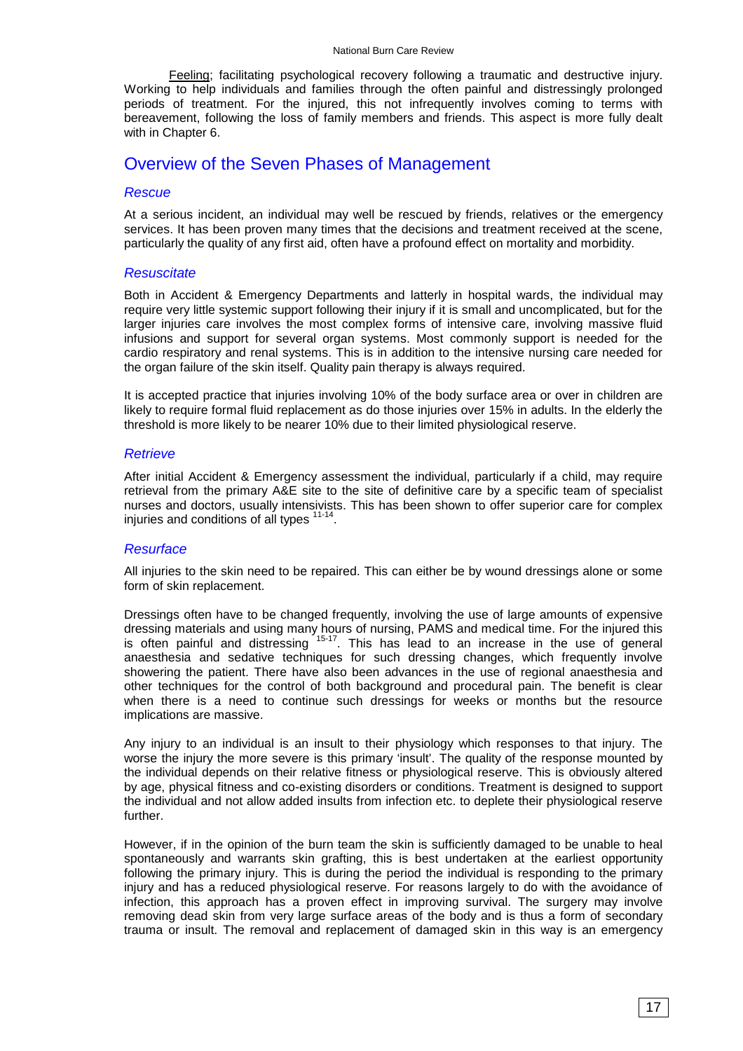Feeling; facilitating psychological recovery following a traumatic and destructive injury. Working to help individuals and families through the often painful and distressingly prolonged periods of treatment. For the injured, this not infrequently involves coming to terms with bereavement, following the loss of family members and friends. This aspect is more fully dealt with in Chapter 6.

## Overview of the Seven Phases of Management

### *Rescue*

At a serious incident, an individual may well be rescued by friends, relatives or the emergency services. It has been proven many times that the decisions and treatment received at the scene, particularly the quality of any first aid, often have a profound effect on mortality and morbidity.

### *Resuscitate*

Both in Accident & Emergency Departments and latterly in hospital wards, the individual may require very little systemic support following their injury if it is small and uncomplicated, but for the larger injuries care involves the most complex forms of intensive care, involving massive fluid infusions and support for several organ systems. Most commonly support is needed for the cardio respiratory and renal systems. This is in addition to the intensive nursing care needed for the organ failure of the skin itself. Quality pain therapy is always required.

It is accepted practice that injuries involving 10% of the body surface area or over in children are likely to require formal fluid replacement as do those injuries over 15% in adults. In the elderly the threshold is more likely to be nearer 10% due to their limited physiological reserve.

### *Retrieve*

After initial Accident & Emergency assessment the individual, particularly if a child, may require retrieval from the primary A&E site to the site of definitive care by a specific team of specialist nurses and doctors, usually intensivists. This has been shown to offer superior care for complex injuries and conditions of all types [11-14].

### *Resurface*

All injuries to the skin need to be repaired. This can either be by wound dressings alone or some form of skin replacement.

Dressings often have to be changed frequently, involving the use of large amounts of expensive dressing materials and using many hours of nursing, PAMS and medical time. For the injured this is often painful and distressing [15-17]. This has lead to an increase in the use of general anaesthesia and sedative techniques for such dressing changes, which frequently involve showering the patient. There have also been advances in the use of regional anaesthesia and other techniques for the control of both background and procedural pain. The benefit is clear when there is a need to continue such dressings for weeks or months but the resource implications are massive.

Any injury to an individual is an insult to their physiology which responses to that injury. The worse the injury the more severe is this primary 'insult'. The quality of the response mounted by the individual depends on their relative fitness or physiological reserve. This is obviously altered by age, physical fitness and co-existing disorders or conditions. Treatment is designed to support the individual and not allow added insults from infection etc. to deplete their physiological reserve further.

However, if in the opinion of the burn team the skin is sufficiently damaged to be unable to heal spontaneously and warrants skin grafting, this is best undertaken at the earliest opportunity following the primary injury. This is during the period the individual is responding to the primary injury and has a reduced physiological reserve. For reasons largely to do with the avoidance of infection, this approach has a proven effect in improving survival. The surgery may involve removing dead skin from very large surface areas of the body and is thus a form of secondary trauma or insult. The removal and replacement of damaged skin in this way is an emergency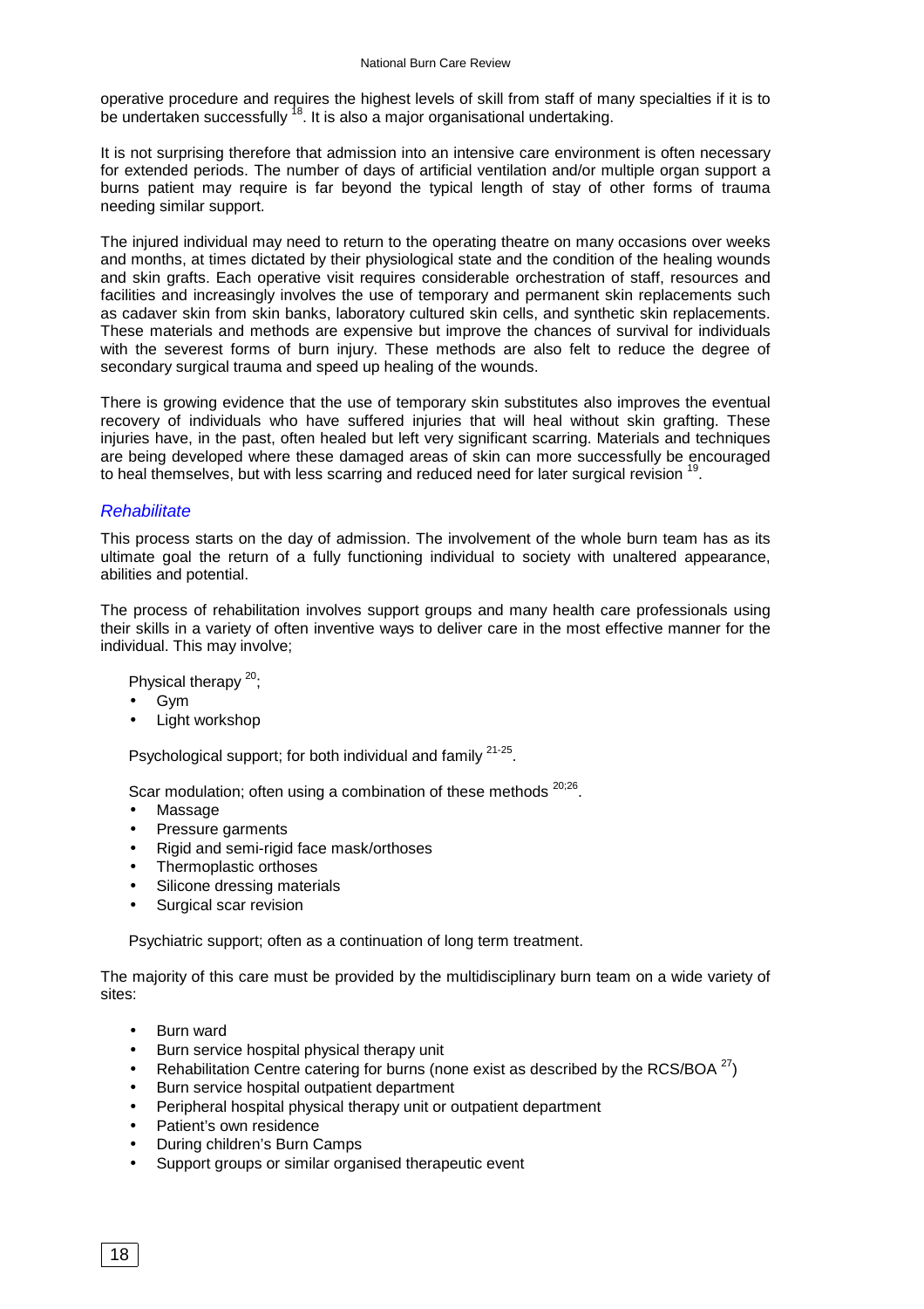operative procedure and requires the highest levels of skill from staff of many specialties if it is to be undertaken successfully [18]. It is also a major organisational undertaking.

It is not surprising therefore that admission into an intensive care environment is often necessary for extended periods. The number of days of artificial ventilation and/or multiple organ support a burns patient may require is far beyond the typical length of stay of other forms of trauma needing similar support.

The injured individual may need to return to the operating theatre on many occasions over weeks and months, at times dictated by their physiological state and the condition of the healing wounds and skin grafts. Each operative visit requires considerable orchestration of staff, resources and facilities and increasingly involves the use of temporary and permanent skin replacements such as cadaver skin from skin banks, laboratory cultured skin cells, and synthetic skin replacements. These materials and methods are expensive but improve the chances of survival for individuals with the severest forms of burn injury. These methods are also felt to reduce the degree of secondary surgical trauma and speed up healing of the wounds.

There is growing evidence that the use of temporary skin substitutes also improves the eventual recovery of individuals who have suffered injuries that will heal without skin grafting. These injuries have, in the past, often healed but left very significant scarring. Materials and techniques are being developed where these damaged areas of skin can more successfully be encouraged to heal themselves, but with less scarring and reduced need for later surgical revision [19].

### *Rehabilitate*

This process starts on the day of admission. The involvement of the whole burn team has as its ultimate goal the return of a fully functioning individual to society with unaltered appearance, abilities and potential.

The process of rehabilitation involves support groups and many health care professionals using their skills in a variety of often inventive ways to deliver care in the most effective manner for the individual. This may involve;

Physical therapy [20];

- Gym
- Light workshop

Psychological support; for both individual and family [21-25].

Scar modulation; often using a combination of these methods [20;26].

- Massage
- Pressure garments
- Rigid and semi-rigid face mask/orthoses
- Thermoplastic orthoses
- Silicone dressing materials
- Surgical scar revision

Psychiatric support; often as a continuation of long term treatment.

The majority of this care must be provided by the multidisciplinary burn team on a wide variety of sites:

- Burn ward
- Burn service hospital physical therapy unit
- Rehabilitation Centre catering for burns (none exist as described by the RCS/BOA [27])
- Burn service hospital outpatient department
- Peripheral hospital physical therapy unit or outpatient department
- Patient's own residence
- During children's Burn Camps
- Support groups or similar organised therapeutic event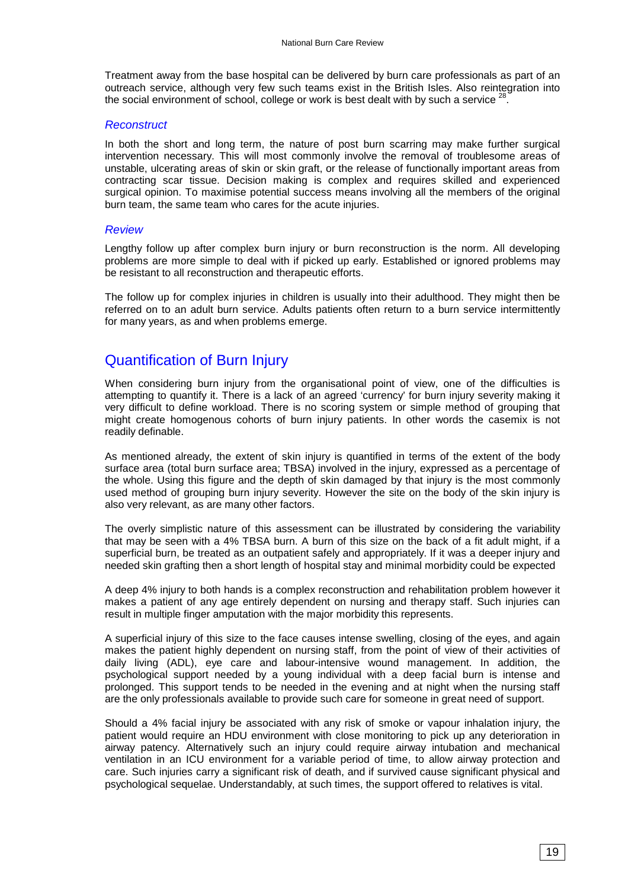Treatment away from the base hospital can be delivered by burn care professionals as part of an outreach service, although very few such teams exist in the British Isles. Also reintegration into the social environment of school, college or work is best dealt with by such a service [28].

### *Reconstruct*

In both the short and long term, the nature of post burn scarring may make further surgical intervention necessary. This will most commonly involve the removal of troublesome areas of unstable, ulcerating areas of skin or skin graft, or the release of functionally important areas from contracting scar tissue. Decision making is complex and requires skilled and experienced surgical opinion. To maximise potential success means involving all the members of the original burn team, the same team who cares for the acute injuries.

### *Review*

Lengthy follow up after complex burn injury or burn reconstruction is the norm. All developing problems are more simple to deal with if picked up early. Established or ignored problems may be resistant to all reconstruction and therapeutic efforts.

The follow up for complex injuries in children is usually into their adulthood. They might then be referred on to an adult burn service. Adults patients often return to a burn service intermittently for many years, as and when problems emerge.

## Quantification of Burn Injury

When considering burn injury from the organisational point of view, one of the difficulties is attempting to quantify it. There is a lack of an agreed 'currency' for burn injury severity making it very difficult to define workload. There is no scoring system or simple method of grouping that might create homogenous cohorts of burn injury patients. In other words the casemix is not readily definable.

As mentioned already, the extent of skin injury is quantified in terms of the extent of the body surface area (total burn surface area; TBSA) involved in the injury, expressed as a percentage of the whole. Using this figure and the depth of skin damaged by that injury is the most commonly used method of grouping burn injury severity. However the site on the body of the skin injury is also very relevant, as are many other factors.

The overly simplistic nature of this assessment can be illustrated by considering the variability that may be seen with a 4% TBSA burn. A burn of this size on the back of a fit adult might, if a superficial burn, be treated as an outpatient safely and appropriately. If it was a deeper injury and needed skin grafting then a short length of hospital stay and minimal morbidity could be expected

A deep 4% injury to both hands is a complex reconstruction and rehabilitation problem however it makes a patient of any age entirely dependent on nursing and therapy staff. Such injuries can result in multiple finger amputation with the major morbidity this represents.

A superficial injury of this size to the face causes intense swelling, closing of the eyes, and again makes the patient highly dependent on nursing staff, from the point of view of their activities of daily living (ADL), eye care and labour-intensive wound management. In addition, the psychological support needed by a young individual with a deep facial burn is intense and prolonged. This support tends to be needed in the evening and at night when the nursing staff are the only professionals available to provide such care for someone in great need of support.

Should a 4% facial injury be associated with any risk of smoke or vapour inhalation injury, the patient would require an HDU environment with close monitoring to pick up any deterioration in airway patency. Alternatively such an injury could require airway intubation and mechanical ventilation in an ICU environment for a variable period of time, to allow airway protection and care. Such injuries carry a significant risk of death, and if survived cause significant physical and psychological sequelae. Understandably, at such times, the support offered to relatives is vital.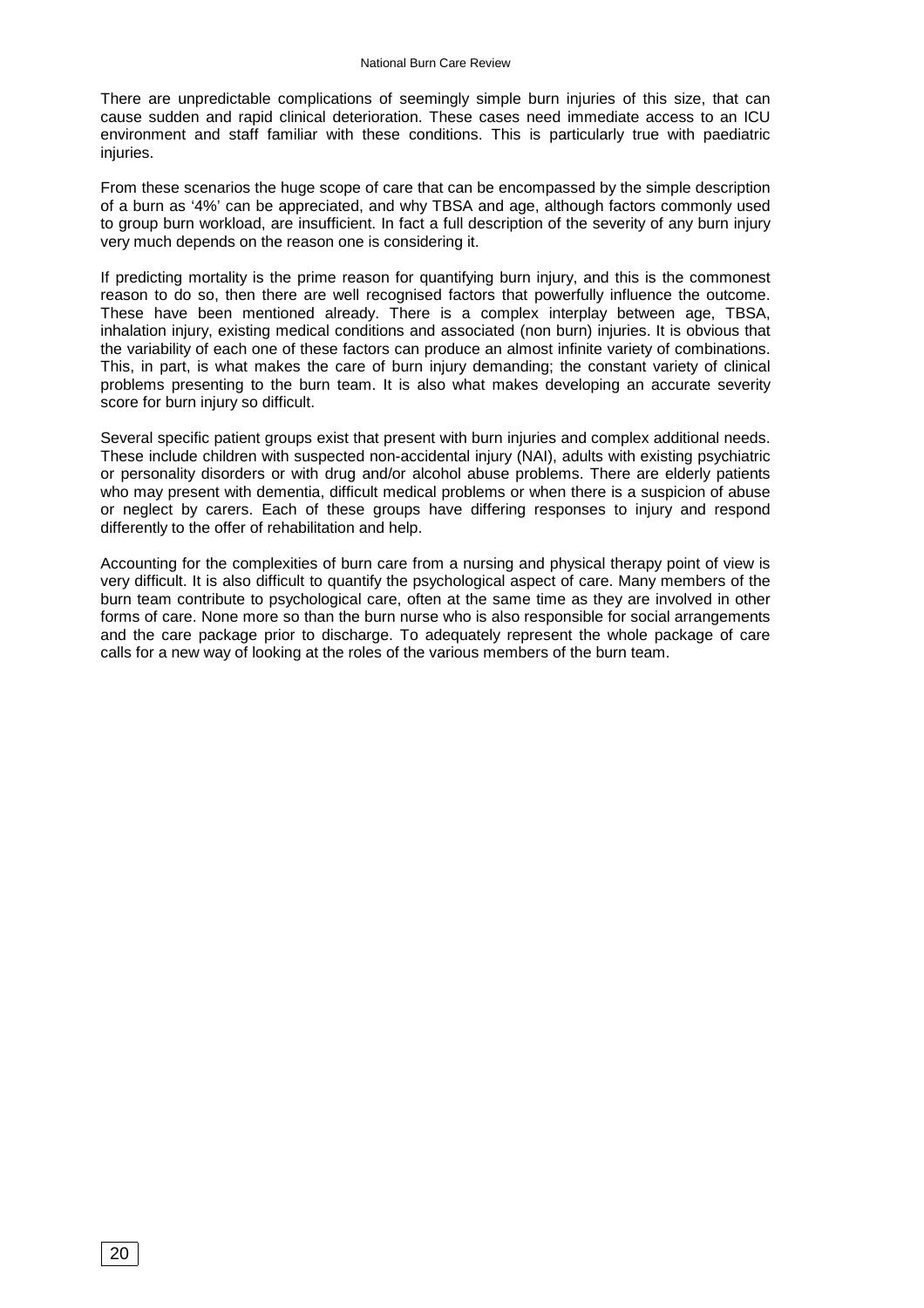There are unpredictable complications of seemingly simple burn injuries of this size, that can cause sudden and rapid clinical deterioration. These cases need immediate access to an ICU environment and staff familiar with these conditions. This is particularly true with paediatric injuries.

From these scenarios the huge scope of care that can be encompassed by the simple description of a burn as '4%' can be appreciated, and why TBSA and age, although factors commonly used to group burn workload, are insufficient. In fact a full description of the severity of any burn injury very much depends on the reason one is considering it.

If predicting mortality is the prime reason for quantifying burn injury, and this is the commonest reason to do so, then there are well recognised factors that powerfully influence the outcome. These have been mentioned already. There is a complex interplay between age, TBSA, inhalation injury, existing medical conditions and associated (non burn) injuries. It is obvious that the variability of each one of these factors can produce an almost infinite variety of combinations. This, in part, is what makes the care of burn injury demanding; the constant variety of clinical problems presenting to the burn team. It is also what makes developing an accurate severity score for burn injury so difficult.

Several specific patient groups exist that present with burn injuries and complex additional needs. These include children with suspected non-accidental injury (NAI), adults with existing psychiatric or personality disorders or with drug and/or alcohol abuse problems. There are elderly patients who may present with dementia, difficult medical problems or when there is a suspicion of abuse or neglect by carers. Each of these groups have differing responses to injury and respond differently to the offer of rehabilitation and help.

Accounting for the complexities of burn care from a nursing and physical therapy point of view is very difficult. It is also difficult to quantify the psychological aspect of care. Many members of the burn team contribute to psychological care, often at the same time as they are involved in other forms of care. None more so than the burn nurse who is also responsible for social arrangements and the care package prior to discharge. To adequately represent the whole package of care calls for a new way of looking at the roles of the various members of the burn team.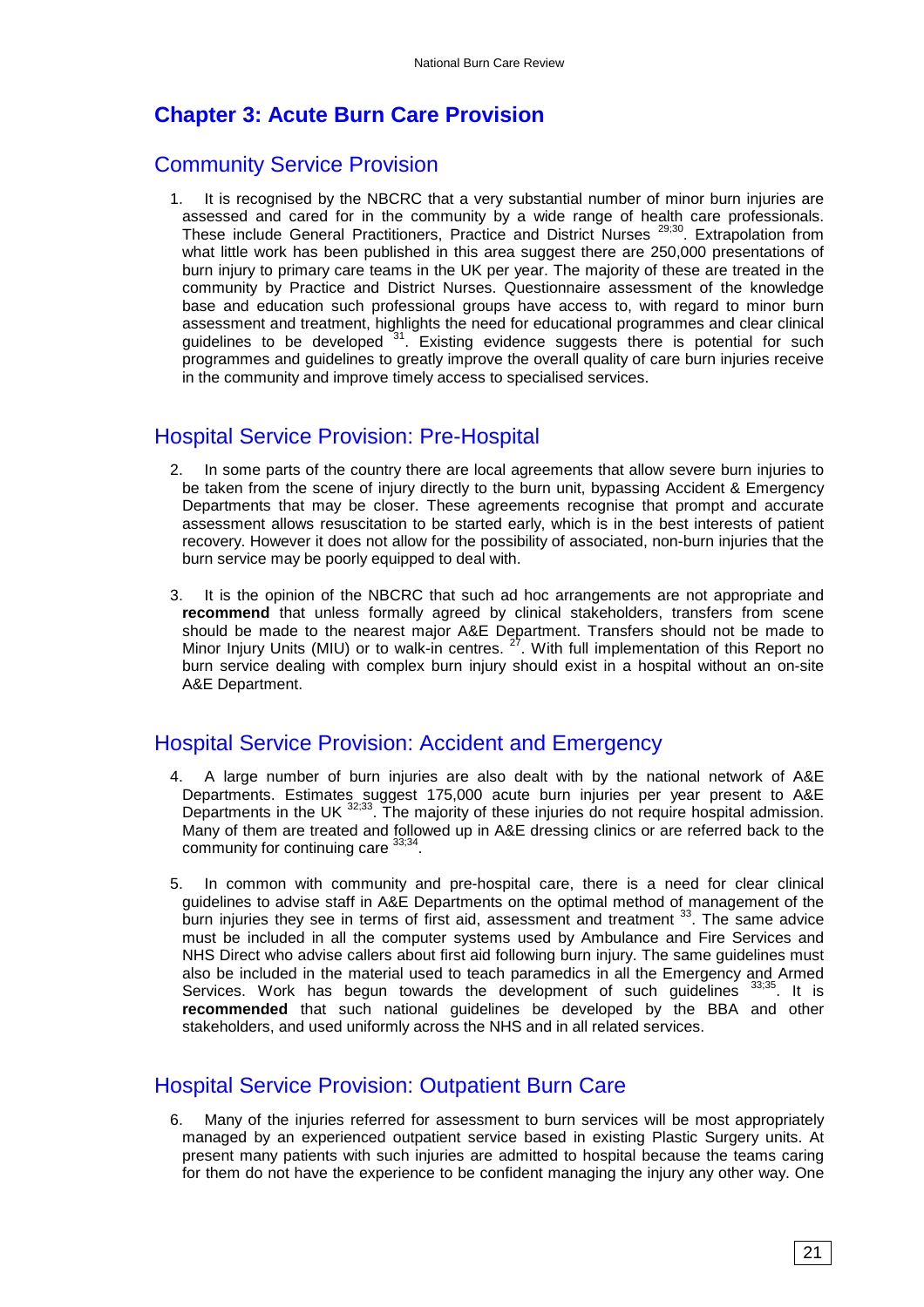# Chapter 3: Acute Burn Care Provision

## Community Service Provision

1. It is recognised by the NBCRC that a very substantial number of minor burn injuries are assessed and cared for in the community by a wide range of health care professionals. These include General Practitioners, Practice and District Nurses [29;30]. Extrapolation from what little work has been published in this area suggest there are 250,000 presentations of burn injury to primary care teams in the UK per year. The majority of these are treated in the community by Practice and District Nurses. Questionnaire assessment of the knowledge base and education such professional groups have access to, with regard to minor burn assessment and treatment, highlights the need for educational programmes and clear clinical guidelines to be developed [31]. Existing evidence suggests there is potential for such programmes and guidelines to greatly improve the overall quality of care burn injuries receive in the community and improve timely access to specialised services.

## Hospital Service Provision: Pre-Hospital

2. In some parts of the country there are local agreements that allow severe burn injuries to be taken from the scene of injury directly to the burn unit, bypassing Accident & Emergency Departments that may be closer. These agreements recognise that prompt and accurate assessment allows resuscitation to be started early, which is in the best interests of patient recovery. However it does not allow for the possibility of associated, non-burn injuries that the burn service may be poorly equipped to deal with.

3. It is the opinion of the NBCRC that such ad hoc arrangements are not appropriate and **recommend** that unless formally agreed by clinical stakeholders, transfers from scene should be made to the nearest major A&E Department. Transfers should not be made to Minor Injury Units (MIU) or to walk-in centres. [27]. With full implementation of this Report no burn service dealing with complex burn injury should exist in a hospital without an on-site A&E Department.

## Hospital Service Provision: Accident and Emergency

4. A large number of burn injuries are also dealt with by the national network of A&E Departments. Estimates suggest 175,000 acute burn injuries per year present to A&E Departments in the UK [32;33]. The majority of these injuries do not require hospital admission. Many of them are treated and followed up in A&E dressing clinics or are referred back to the community for continuing care [33;34].

5. In common with community and pre-hospital care, there is a need for clear clinical guidelines to advise staff in A&E Departments on the optimal method of management of the burn injuries they see in terms of first aid, assessment and treatment [33]. The same advice must be included in all the computer systems used by Ambulance and Fire Services and NHS Direct who advise callers about first aid following burn injury. The same guidelines must also be included in the material used to teach paramedics in all the Emergency and Armed Services. Work has begun towards the development of such guidelines [33;35]. It is **recommended** that such national guidelines be developed by the BBA and other stakeholders, and used uniformly across the NHS and in all related services.

## Hospital Service Provision: Outpatient Burn Care

6. Many of the injuries referred for assessment to burn services will be most appropriately managed by an experienced outpatient service based in existing Plastic Surgery units. At present many patients with such injuries are admitted to hospital because the teams caring for them do not have the experience to be confident managing the injury any other way. One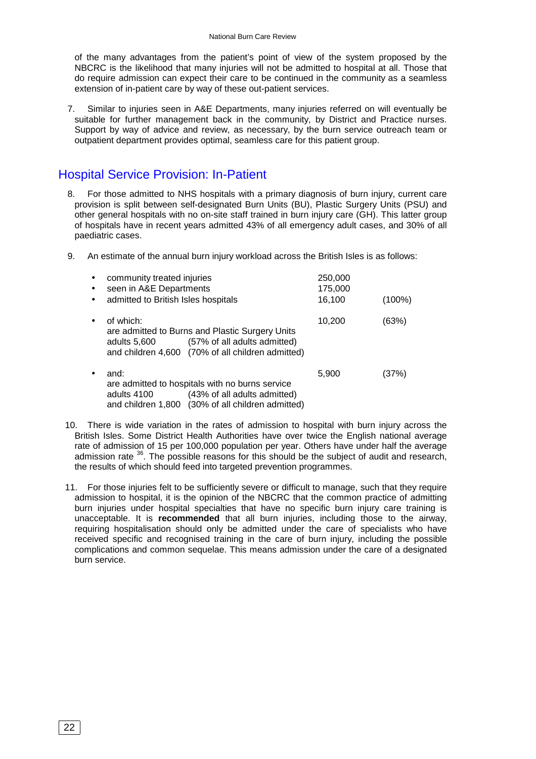of the many advantages from the patient's point of view of the system proposed by the NBCRC is the likelihood that many injuries will not be admitted to hospital at all. Those that do require admission can expect their care to be continued in the community as a seamless extension of in-patient care by way of these out-patient services.

7. Similar to injuries seen in A&E Departments, many injuries referred on will eventually be suitable for further management back in the community, by District and Practice nurses. Support by way of advice and review, as necessary, by the burn service outreach team or outpatient department provides optimal, seamless care for this patient group.

## Hospital Service Provision: In-Patient

8. For those admitted to NHS hospitals with a primary diagnosis of burn injury, current care provision is split between self-designated Burn Units (BU), Plastic Surgery Units (PSU) and other general hospitals with no on-site staff trained in burn injury care (GH). This latter group of hospitals have in recent years admitted 43% of all emergency adult cases, and 30% of all paediatric cases.

9. An estimate of the annual burn injury workload across the British Isles is as follows:

| | | |
|---|---|---|
| • community treated injuries | 250,000 | |
| • seen in A&E Departments | 175,000 | |
| • admitted to British Isles hospitals | 16,100 | (100%) |
| • of which: are admitted to Burns and Plastic Surgery Units<br>adults 5,600 (57% of all adults admitted)<br>and children 4,600 (70% of all children admitted) | 10,200 | (63%) |
| • and: are admitted to hospitals with no burns service<br>adults 4100 (43% of all adults admitted)<br>and children 1,800 (30% of all children admitted) | 5,900 | (37%) |

10. There is wide variation in the rates of admission to hospital with burn injury across the British Isles. Some District Health Authorities have over twice the English national average rate of admission of 15 per 100,000 population per year. Others have under half the average admission rate [36]. The possible reasons for this should be the subject of audit and research, the results of which should feed into targeted prevention programmes.

11. For those injuries felt to be sufficiently severe or difficult to manage, such that they require admission to hospital, it is the opinion of the NBCRC that the common practice of admitting burn injuries under hospital specialties that have no specific burn injury care training is unacceptable. It is **recommended** that all burn injuries, including those to the airway, requiring hospitalisation should only be admitted under the care of specialists who have received specific and recognised training in the care of burn injury, including the possible complications and common sequelae. This means admission under the care of a designated burn service.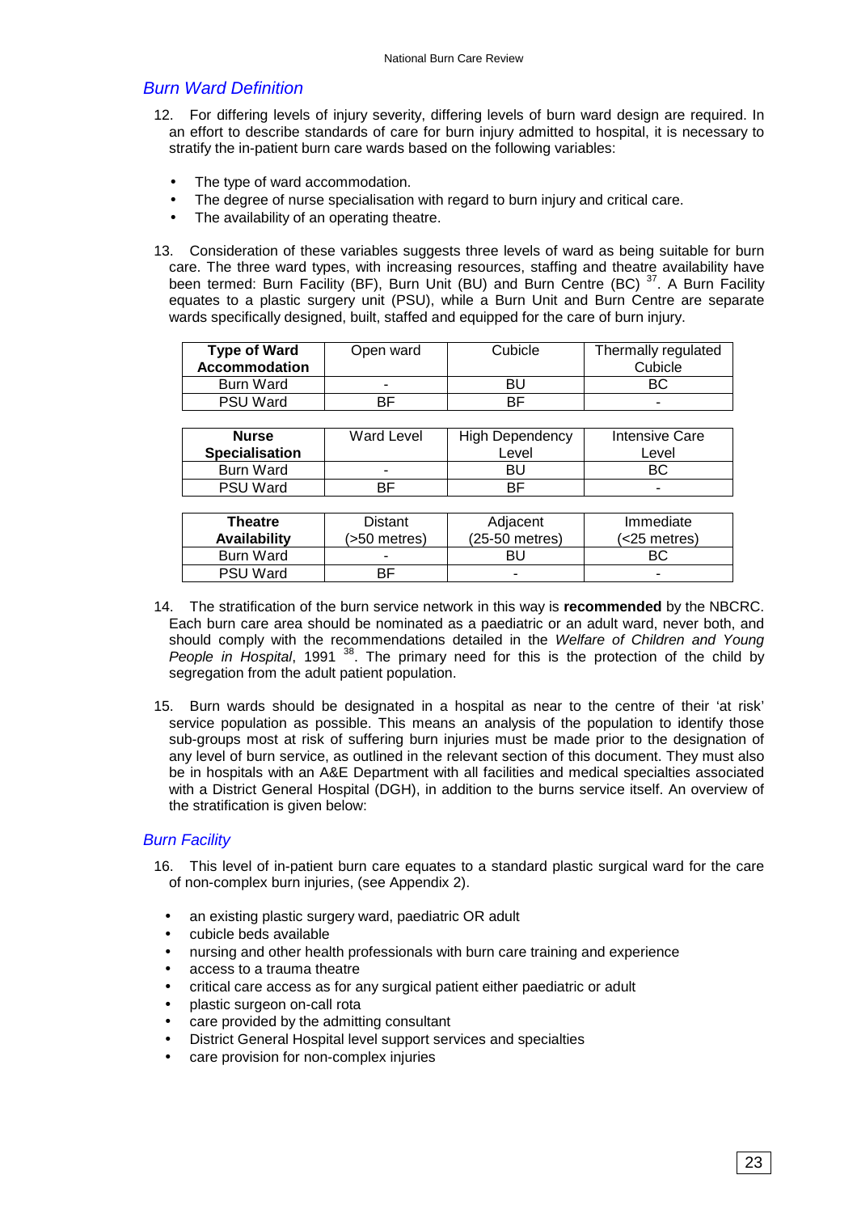## Burn Ward Definition

12. For differing levels of injury severity, differing levels of burn ward design are required. In an effort to describe standards of care for burn injury admitted to hospital, it is necessary to stratify the in-patient burn care wards based on the following variables:

- The type of ward accommodation.
- The degree of nurse specialisation with regard to burn injury and critical care.
- The availability of an operating theatre.

13. Consideration of these variables suggests three levels of ward as being suitable for burn care. The three ward types, with increasing resources, staffing and theatre availability have been termed: Burn Facility (BF), Burn Unit (BU) and Burn Centre (BC) [37]. A Burn Facility equates to a plastic surgery unit (PSU), while a Burn Unit and Burn Centre are separate wards specifically designed, built, staffed and equipped for the care of burn injury.

| **Type of Ward Accommodation** | Open ward | Cubicle | Thermally regulated Cubicle |
|---|---|---|---|
| Burn Ward | - | BU | BC |
| PSU Ward | BF | BF | - |

| **Nurse Specialisation** | Ward Level | High Dependency Level | Intensive Care Level |
|---|---|---|---|
| Burn Ward | - | BU | BC |
| PSU Ward | BF | BF | - |

| **Theatre Availability** | Distant (>50 metres) | Adjacent (25-50 metres) | Immediate (<25 metres) |
|---|---|---|---|
| Burn Ward | - | BU | BC |
| PSU Ward | BF | - | - |

14. The stratification of the burn service network in this way is **recommended** by the NBCRC. Each burn care area should be nominated as a paediatric or an adult ward, never both, and should comply with the recommendations detailed in the *Welfare of Children and Young People in Hospital*, 1991 [38]. The primary need for this is the protection of the child by segregation from the adult patient population.

15. Burn wards should be designated in a hospital as near to the centre of their 'at risk' service population as possible. This means an analysis of the population to identify those sub-groups most at risk of suffering burn injuries must be made prior to the designation of any level of burn service, as outlined in the relevant section of this document. They must also be in hospitals with an A&E Department with all facilities and medical specialties associated with a District General Hospital (DGH), in addition to the burns service itself. An overview of the stratification is given below:

## Burn Facility

16. This level of in-patient burn care equates to a standard plastic surgical ward for the care of non-complex burn injuries, (see Appendix 2).

- an existing plastic surgery ward, paediatric OR adult
- cubicle beds available
- nursing and other health professionals with burn care training and experience
- access to a trauma theatre
- critical care access as for any surgical patient either paediatric or adult
- plastic surgeon on-call rota
- care provided by the admitting consultant
- District General Hospital level support services and specialties
- care provision for non-complex injuries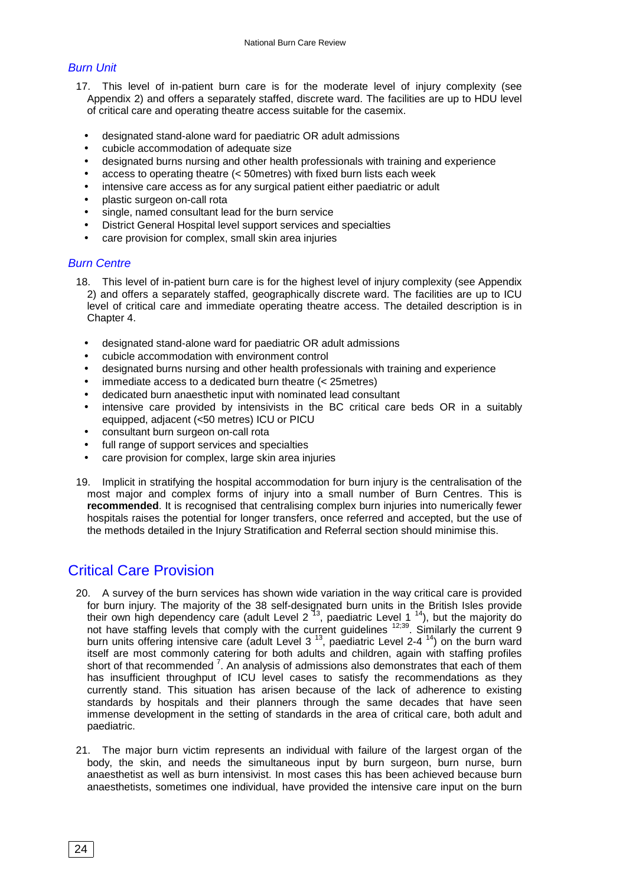### Burn Unit

17. This level of in-patient burn care is for the moderate level of injury complexity (see Appendix 2) and offers a separately staffed, discrete ward. The facilities are up to HDU level of critical care and operating theatre access suitable for the casemix.

- designated stand-alone ward for paediatric OR adult admissions
- cubicle accommodation of adequate size
- designated burns nursing and other health professionals with training and experience
- access to operating theatre (< 50metres) with fixed burn lists each week
- intensive care access as for any surgical patient either paediatric or adult
- plastic surgeon on-call rota
- single, named consultant lead for the burn service
- District General Hospital support services and specialties
- care provision for complex, small skin area injuries

### Burn Centre

18. This level of in-patient burn care is for the highest level of injury complexity (see Appendix 2) and offers a separately staffed, geographically discrete ward. The facilities are up to ICU level of critical care and immediate operating theatre access. The detailed description is in Chapter 4.

- designated stand-alone ward for paediatric OR adult admissions
- cubicle accommodation with environment control
- designated burns nursing and other health professionals with training and experience
- immediate access to a dedicated burn theatre (< 25metres)
- dedicated burn anaesthetic input with nominated lead consultant
- intensive care provided by intensivists in the BC critical care beds OR in a suitably equipped, adjacent (<50 metres) ICU or PICU
- consultant burn surgeon on-call rota
- full range of support services and specialties
- care provision for complex, large skin area injuries

19. Implicit in stratifying the hospital accommodation for burn injury is the centralisation of the most major and complex forms of injury into a small number of Burn Centres. This is **recommended**. It is recognised that centralising complex burn injuries into numerically fewer hospitals raises the potential for longer transfers, once referred and accepted, but the use of the methods detailed in the Injury Stratification and Referral section should minimise this.

## Critical Care Provision

20. A survey of the burn services has shown wide variation in the way critical care is provided for burn injury. The majority of the 38 self-designated burn units in the British Isles provide their own high dependency care (adult Level 2 [13], paediatric Level 1 [14]), but the majority do not have staffing levels that comply with the current guidelines [12;39]. Similarly the current 9 burn units offering intensive care (adult Level 3 [13], paediatric Level 2-4 [14]) on the burn ward itself are most commonly catering for both adults and children, again with staffing profiles short of that recommended [7]. An analysis of admissions also demonstrates that each of them has insufficient throughput of ICU level cases to satisfy the recommendations as they currently stand. This situation has arisen because of the lack of adherence to existing standards by hospitals and their planners through the same decades that have seen immense development in the setting of standards in the area of critical care, both adult and paediatric.

21. The major burn victim represents an individual with failure of the largest organ of the body, the skin, and needs the simultaneous input by burn surgeon, burn nurse, burn anaesthetist as well as burn intensivist. In most cases this has been achieved because burn anaesthetists, sometimes one individual, have provided the intensive care input on the burn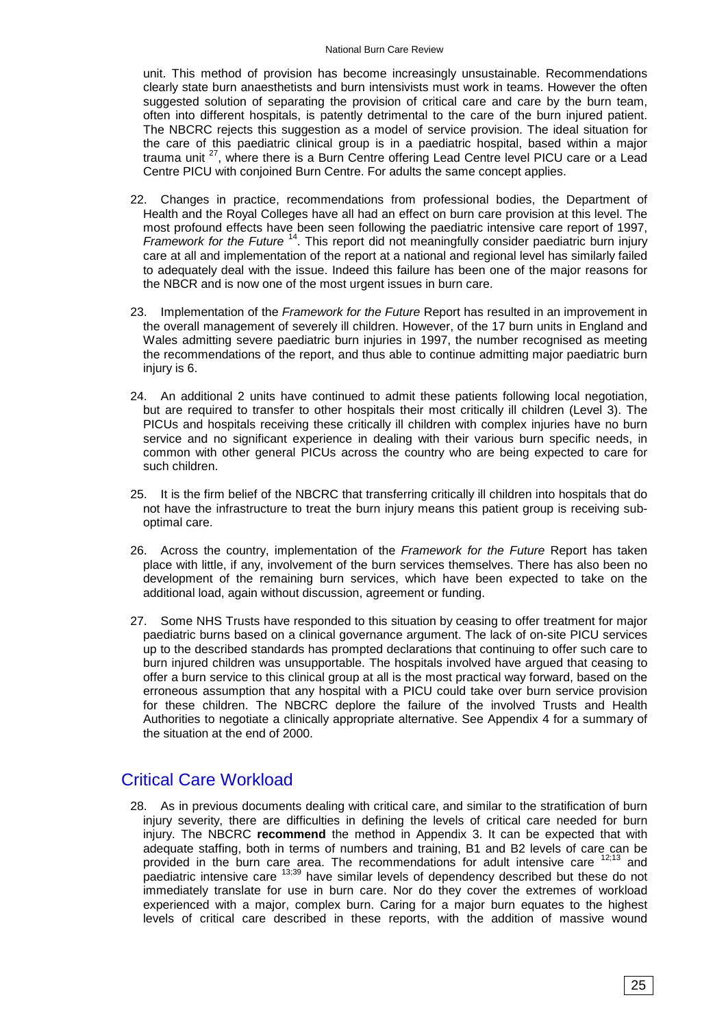unit. This method of provision has become increasingly unsustainable. Recommendations clearly state burn anaesthetists and burn intensivists must work in teams. However the often suggested solution of separating the provision of critical care and care by the burn team, often into different hospitals, is patently detrimental to the care of the burn injured patient. The NBCRC rejects this suggestion as a model of service provision. The ideal situation for the care of this paediatric clinical group is in a paediatric hospital, based within a major trauma unit [27], where there is a Burn Centre offering Lead Centre level PICU care or a Lead Centre PICU with conjoined Burn Centre. For adults the same concept applies.

22. Changes in practice, recommendations from professional bodies, the Department of Health and the Royal Colleges have all had an effect on burn care provision at this level. The most profound effects have been seen following the paediatric intensive care report of 1997, *Framework for the Future* [14]. This report did not meaningfully consider paediatric burn injury care at all and implementation of the report at a national and regional level has similarly failed to adequately deal with the issue. Indeed this failure has been one of the major reasons for the NBCR and is now one of the most urgent issues in burn care.

23. Implementation of the *Framework for the Future* Report has resulted in an improvement in the overall management of severely ill children. However, of the 17 burn units in England and Wales admitting severe paediatric burn injuries in 1997, the number recognised as meeting the recommendations of the report, and thus able to continue admitting major paediatric burn injury is 6.

24. An additional 2 units have continued to admit these patients following local negotiation, but are required to transfer to other hospitals their most critically ill children (Level 3). The PICUs and hospitals receiving these critically ill children with complex injuries have no burn service and no significant experience in dealing with their various burn specific needs, in common with other general PICUs across the country who are being expected to care for such children.

25. It is the firm belief of the NBCRC that transferring critically ill children into hospitals that do not have the infrastructure to treat the burn injury means this patient group is receiving sub-optimal care.

26. Across the country, implementation of the *Framework for the Future* Report has taken place with little, if any, involvement of the burn services themselves. There has also been no development of the remaining burn services, which have been expected to take on the additional load, again without discussion, agreement or funding.

27. Some NHS Trusts have responded to this situation by ceasing to offer treatment for major paediatric burns based on a clinical governance argument. The lack of on-site PICU services up to the described standards has prompted declarations that continuing to offer such care to burn injured children was unsupportable. The hospitals involved have argued that ceasing to offer a burn service to this clinical group at all is the most practical way forward, based on the erroneous assumption that any hospital with a PICU could take over burn service provision for these children. The NBCRC deplore the failure of the involved Trusts and Health Authorities to negotiate a clinically appropriate alternative. See Appendix 4 for a summary of the situation at the end of 2000.

## Critical Care Workload

28. As in previous documents dealing with critical care, and similar to the stratification of burn injury severity, there are difficulties in defining the levels of critical care needed for burn injury. The NBCRC **recommend** the method in Appendix 3. It can be expected that with adequate staffing, both in terms of numbers and training, B1 and B2 levels of care can be provided in the burn care area. The recommendations for adult intensive care [12;13] and paediatric intensive care [13;39] have similar levels of dependency described but these do not immediately translate for use in burn care. Nor do they cover the extremes of workload experienced with a major, complex burn. Caring for a major burn equates to the highest levels of critical care described in these reports, with the addition of massive wound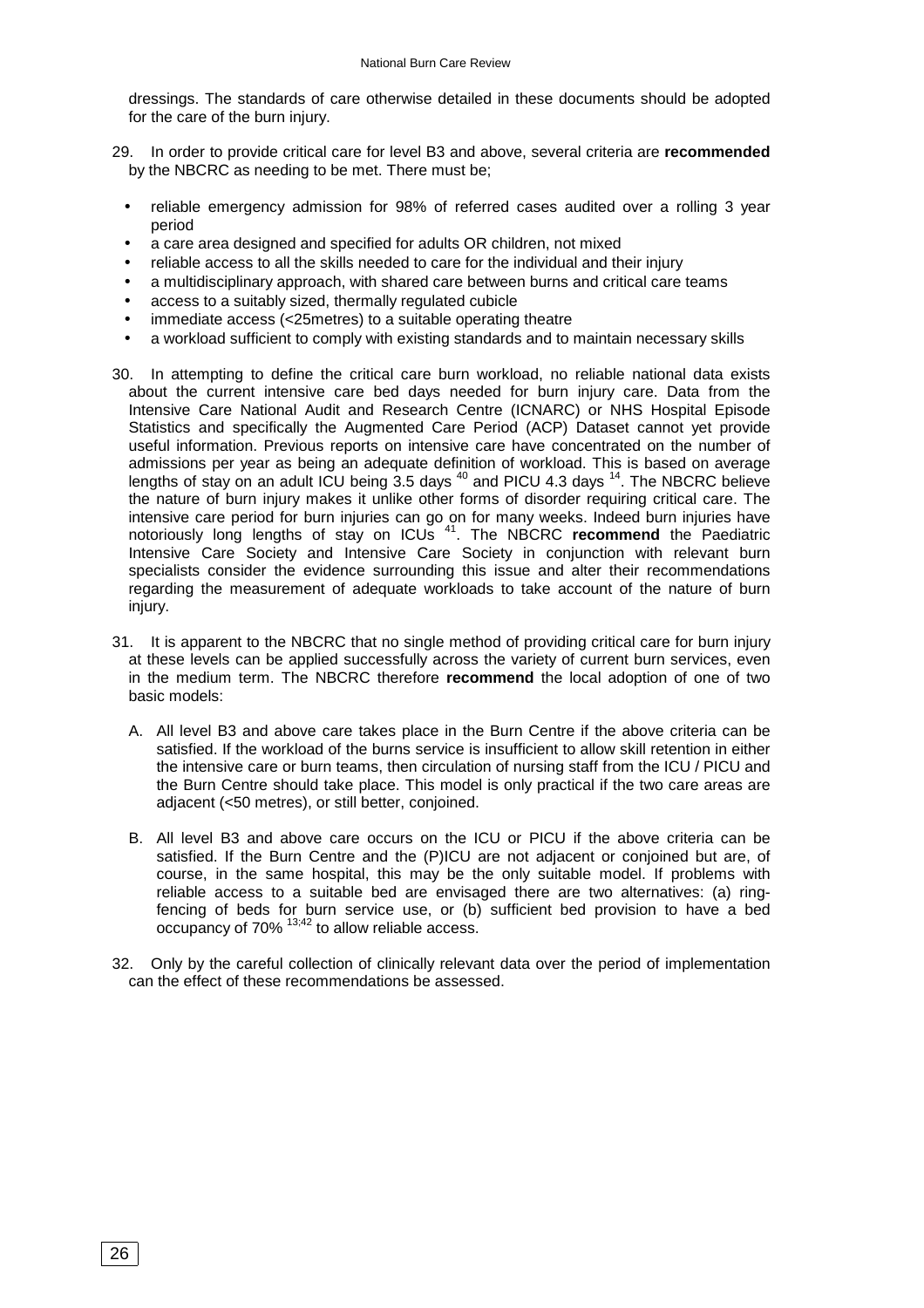dressings. The standards of care otherwise detailed in these documents should be adopted for the care of the burn injury.

29. In order to provide critical care for level B3 and above, several criteria are **recommended** by the NBCRC as needing to be met. There must be;

- reliable emergency admission for 98% of referred cases audited over a rolling 3 year period
- a care area designed and specified for adults OR children, not mixed
- reliable access to all the skills needed to care for the individual and their injury
- a multidisciplinary approach, with shared care between burns and critical care teams
- access to a suitably sized, thermally regulated cubicle
- immediate access (<25metres) to a suitable operating theatre
- a workload sufficient to comply with existing standards and to maintain necessary skills

30. In attempting to define the critical care burn workload, no reliable national data exists about the current intensive care bed days needed for burn injury care. Data from the Intensive Care National Audit and Research Centre (ICNARC) or NHS Hospital Episode Statistics and specifically the Augmented Care Period (ACP) Dataset cannot yet provide useful information. Previous reports on intensive care have concentrated on the number of admissions per year as being an adequate definition of workload. This is based on average lengths of stay on an adult ICU being 3.5 days [40] and PICU 4.3 days [14]. The NBCRC believe the nature of burn injury makes it unlike other forms of disorder requiring critical care. The intensive care period for burn injuries can go on for many weeks. Indeed burn injuries have notoriously long lengths of stay on ICUs [41]. The NBCRC **recommend** the Paediatric Intensive Care Society and Intensive Care Society in conjunction with relevant burn specialists consider the evidence surrounding this issue and alter their recommendations regarding the measurement of adequate workloads to take account of the nature of burn injury.

31. It is apparent to the NBCRC that no single method of providing critical care for burn injury at these levels can be applied successfully across the variety of current burn services, even in the medium term. The NBCRC therefore **recommend** the local adoption of one of two basic models:

   A. All level B3 and above care takes place in the Burn Centre if the above criteria can be satisfied. If the workload of the burns service is insufficient to allow skill retention in either the intensive care or burn teams, then circulation of nursing staff from the ICU / PICU and the Burn Centre should take place. This model is only practical if the two care areas are adjacent (<50 metres), or still better, conjoined.

   B. All level B3 and above care occurs on the ICU or PICU if the above criteria can be satisfied. If the Burn Centre and the (P)ICU are not adjacent or conjoined but are, of course, in the same hospital, this may be the only suitable model. If problems with reliable access to a suitable bed are envisaged there are two alternatives: (a) ring-fencing of beds for burn service use, or (b) sufficient bed provision to have a bed occupancy of 70% [13;42] to allow reliable access.

32. Only by the careful collection of clinically relevant data over the period of implementation can the effect of these recommendations be assessed.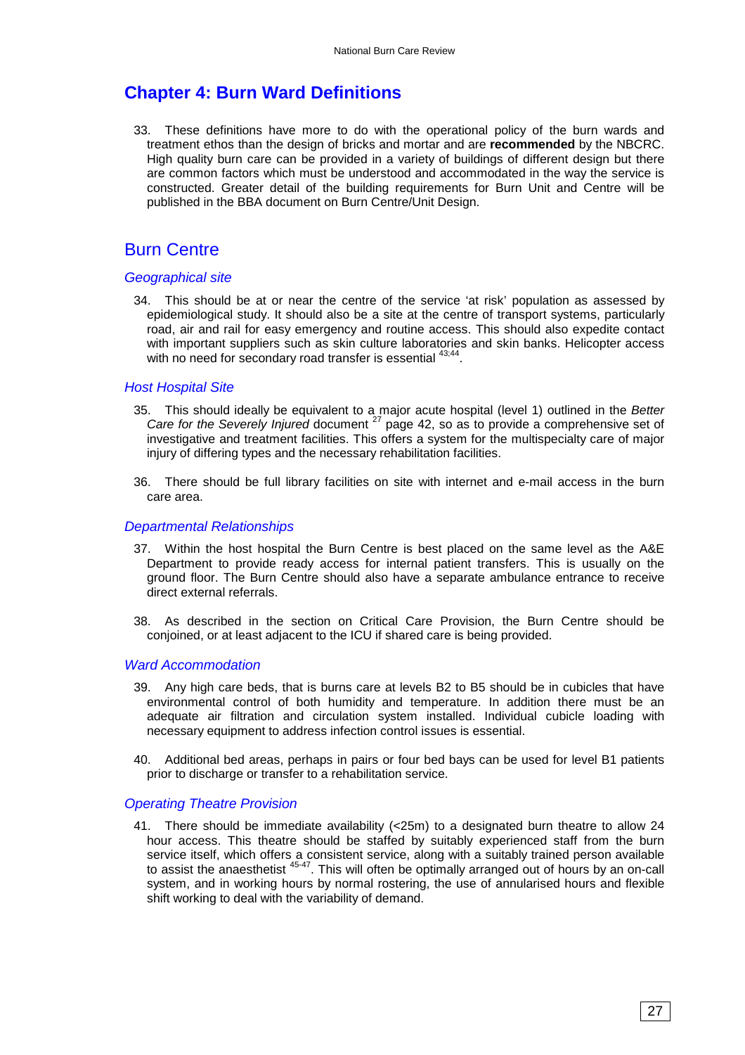# Chapter 4: Burn Ward Definitions

33. These definitions have more to do with the operational policy of the burn wards and treatment ethos than the design of bricks and mortar and are **recommended** by the NBCRC. High quality burn care can be provided in a variety of buildings of different design but there are common factors which must be understood and accommodated in the way the service is constructed. Greater detail of the building requirements for Burn Unit and Centre will be published in the BBA document on Burn Centre/Unit Design.

## Burn Centre

### *Geographical site*

34. This should be at or near the centre of the service 'at risk' population as assessed by epidemiological study. It should also be a site at the centre of transport systems, particularly road, air and rail for easy emergency and routine access. This should also expedite contact with important suppliers such as skin culture laboratories and skin banks. Helicopter access with no need for secondary road transfer is essential [43;44].

### *Host Hospital Site*

35. This should ideally be equivalent to a major acute hospital (level 1) outlined in the *Better Care for the Severely Injured* document [27] page 42, so as to provide a comprehensive set of investigative and treatment facilities. This offers a system for the multispecialty care of major injury of differing types and the necessary rehabilitation facilities.

36. There should be full library facilities on site with internet and e-mail access in the burn care area.

### *Departmental Relationships*

37. Within the host hospital the Burn Centre is best placed on the same level as the A&E Department to provide ready access for internal patient transfers. This is usually on the ground floor. The Burn Centre should also have a separate ambulance entrance to receive direct external referrals.

38. As described in the section on Critical Care Provision, the Burn Centre should be conjoined, or at least adjacent to the ICU if shared care is being provided.

### *Ward Accommodation*

39. Any high care beds, that is burns care at levels B2 to B5 should be in cubicles that have environmental control of both humidity and temperature. In addition there must be an adequate air filtration and circulation system installed. Individual cubicle loading with necessary equipment to address infection control issues is essential.

40. Additional bed areas, perhaps in pairs or four bed bays can be used for level B1 patients prior to discharge or transfer to a rehabilitation service.

### *Operating Theatre Provision*

41. There should be immediate availability (<25m) to a designated burn theatre to allow 24 hour access. This theatre should be staffed by suitably experienced staff from the burn service itself, which offers a consistent service, along with a suitably trained person available to assist the anaesthetist [45-47]. This will often be optimally arranged out of hours by an on-call system, and in working hours by normal rostering, the use of annualised hours and flexible shift working to deal with the variability of demand.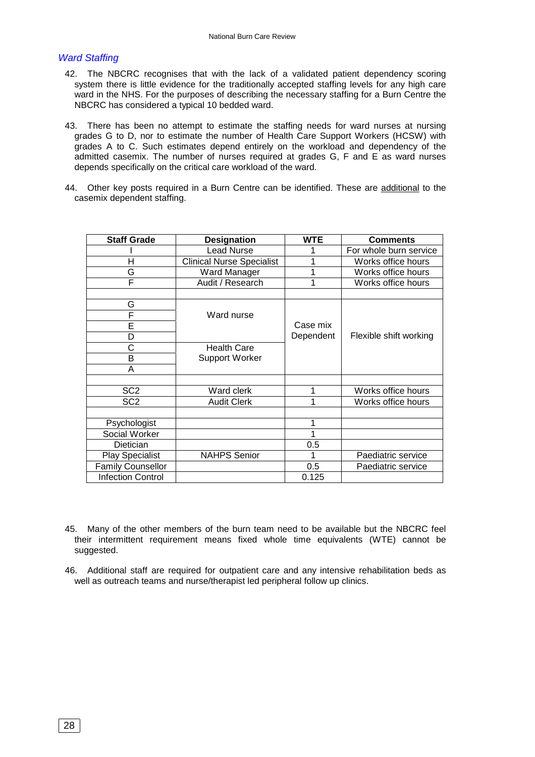## Ward Staffing

42. The NBCRC recognises that with the lack of a validated patient dependency scoring system there is little evidence for the traditionally accepted staffing levels for any high care ward in the NHS. For the purposes of describing the necessary staffing for a Burn Centre the NBCRC has considered a typical 10 bedded ward.

43. There has been no attempt to estimate the staffing needs for ward nurses at nursing grades G to D, nor to estimate the number of Health Care Support Workers (HCSW) with grades A to C. Such estimates depend entirely on the workload and dependency of the admitted casemix. The number of nurses required at grades G, F and E as ward nurses depends specifically on the critical care workload of the ward.

44. Other key posts required in a Burn Centre can be identified. These are additional to the casemix dependent staffing.

| Staff Grade | Designation | WTE | Comments |
|---|---|---|---|
| I | Lead Nurse | 1 | For whole burn service |
| H | Clinical Nurse Specialist | 1 | Works office hours |
| G | Ward Manager | 1 | Works office hours |
| F | Audit / Research | 1 | Works office hours |
| | | | |
| G | Ward nurse | Case mix Dependent | Flexible shift working |
| F | | | |
| E | | | |
| D | | | |
| C | Health Care Support Worker | | |
| B | | | |
| A | | | |
| | | | |
| SC2 | Ward clerk | 1 | Works office hours |
| SC2 | Audit Clerk | 1 | Works office hours |
| | | | |
| Psychologist | | 1 | |
| Social Worker | | 1 | |
| Dietician | | 0.5 | |
| Play Specialist | NAHPS Senior | 1 | Paediatric service |
| Family Counsellor | | 0.5 | Paediatric service |
| Infection Control | | 0.125 | |

45. Many of the other members of the burn team need to be available but the NBCRC feel their intermittent requirement means fixed whole time equivalents (WTE) cannot be suggested.

46. Additional staff are required for outpatient care and any intensive rehabilitation beds as well as outreach teams and nurse/therapist led peripheral follow up clinics.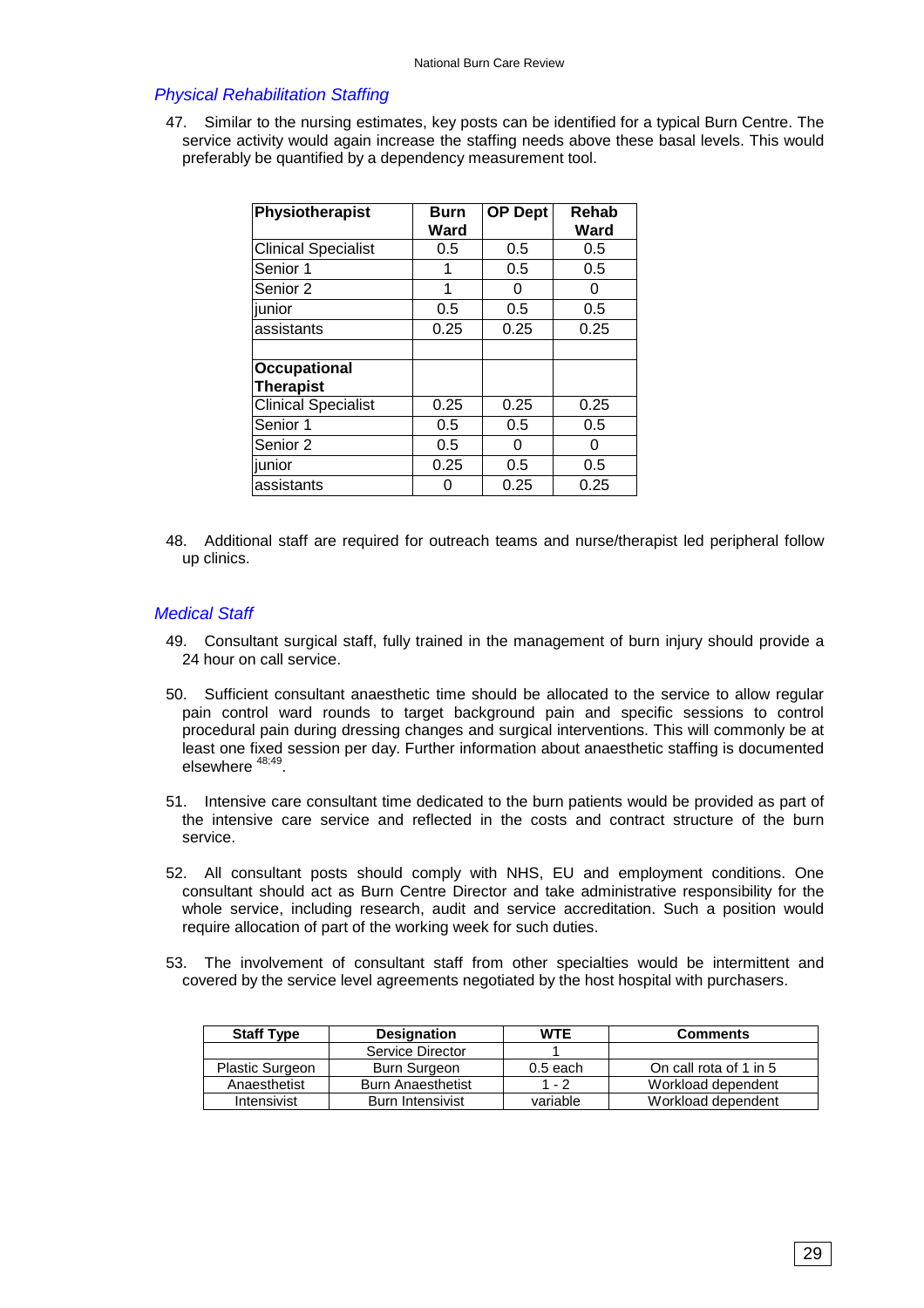## *Physical Rehabilitation Staffing*

47. Similar to the nursing estimates, key posts can be identified for a typical Burn Centre. The service activity would again increase the staffing needs above these basal levels. This would preferably be quantified by a dependency measurement tool.

| **Physiotherapist** | **Burn Ward** | **OP Dept** | **Rehab Ward** |
|---|---|---|---|
| Clinical Specialist | 0.5 | 0.5 | 0.5 |
| Senior 1 | 1 | 0.5 | 0.5 |
| Senior 2 | 1 | 0 | 0 |
| junior | 0.5 | 0.5 | 0.5 |
| assistants | 0.25 | 0.25 | 0.25 |
| | | | |
| **Occupational Therapist** | | | |
| Clinical Specialist | 0.25 | 0.25 | 0.25 |
| Senior 1 | 0.5 | 0.5 | 0.5 |
| Senior 2 | 0.5 | 0 | 0 |
| junior | 0.25 | 0.5 | 0.5 |
| assistants | 0 | 0.25 | 0.25 |

48. Additional staff are required for outreach teams and nurse/therapist led peripheral follow up clinics.

## *Medical Staff*

49. Consultant surgical staff, fully trained in the management of burn injury should provide a 24 hour on call service.

50. Sufficient consultant anaesthetic time should be allocated to the service to allow regular pain control ward rounds to target background pain and specific sessions to control procedural pain during dressing changes and surgical interventions. This will commonly be at least one fixed session per day. Further information about anaesthetic staffing is documented elsewhere [48;49].

51. Intensive care consultant time dedicated to the burn patients would be provided as part of the intensive care service and reflected in the costs and contract structure of the burn service.

52. All consultant posts should comply with NHS, EU and employment conditions. One consultant should act as Burn Centre Director and take administrative responsibility for the whole service, including research, audit and service accreditation. Such a position would require allocation of part of the working week for such duties.

53. The involvement of consultant staff from other specialties would be intermittent and covered by the service level agreements negotiated by the host hospital with purchasers.

| Staff Type | Designation | WTE | Comments |
|---|---|---|---|
| | Service Director | 1 | |
| Plastic Surgeon | Burn Surgeon | 0.5 each | On call rota of 1 in 5 |
| Anaesthetist | Burn Anaesthetist | 1 - 2 | Workload dependent |
| Intensivist | Burn Intensivist | variable | Workload dependent |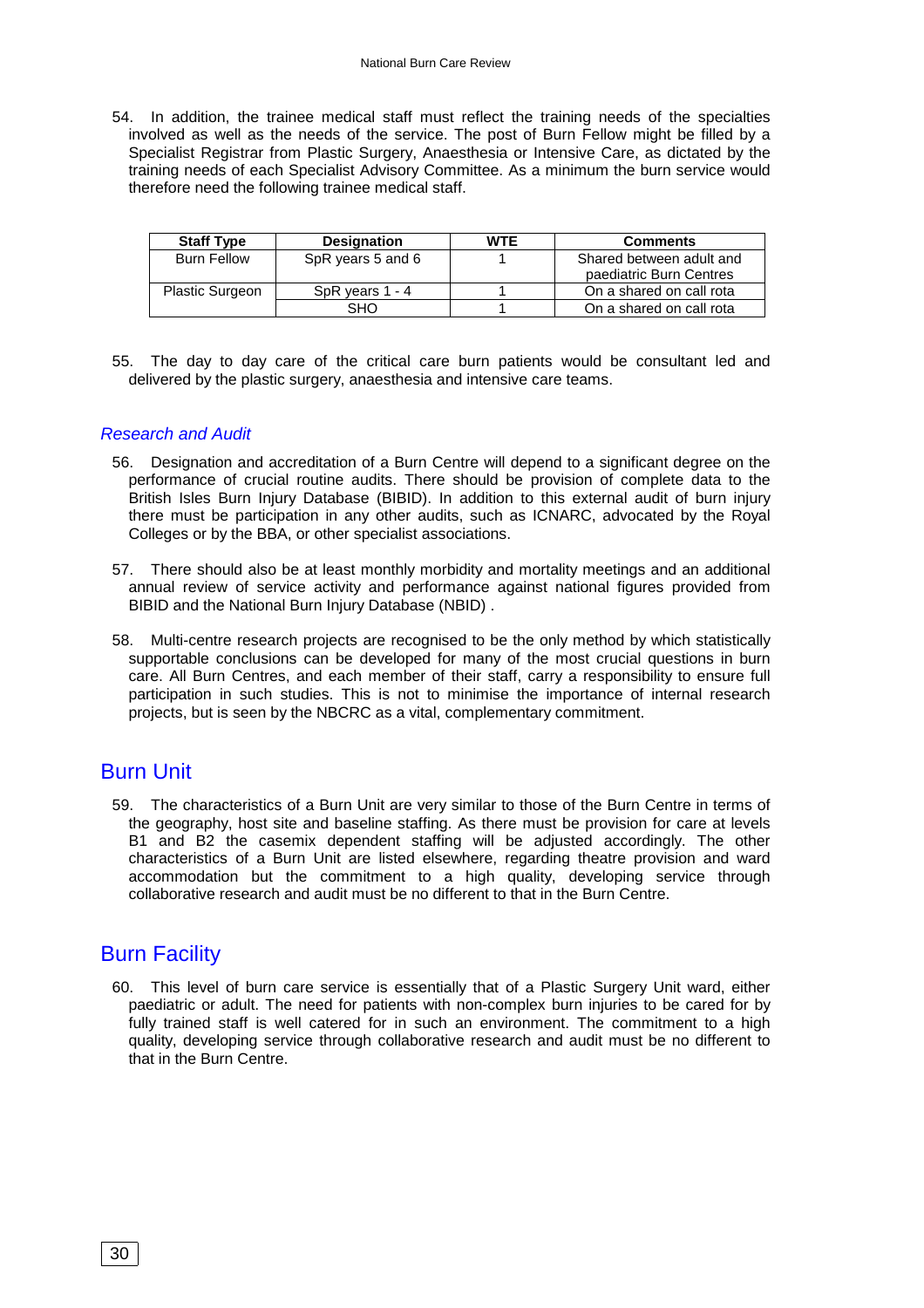54. In addition, the trainee medical staff must reflect the training needs of the specialties involved as well as the needs of the service. The post of Burn Fellow might be filled by a Specialist Registrar from Plastic Surgery, Anaesthesia or Intensive Care, as dictated by the training needs of each Specialist Advisory Committee. As a minimum the burn service would therefore need the following trainee medical staff.

| Staff Type | Designation | WTE | Comments |
|---|---|---|---|
| Burn Fellow | SpR years 5 and 6 | 1 | Shared between adult and paediatric Burn Centres |
| Plastic Surgeon | SpR years 1 - 4 | 1 | On a shared on call rota |
| | SHO | 1 | On a shared on call rota |

55. The day to day care of the critical care burn patients would be consultant led and delivered by the plastic surgery, anaesthesia and intensive care teams.

### *Research and Audit*

56. Designation and accreditation of a Burn Centre will depend to a significant degree on the performance of crucial routine audits. There should be provision of complete data to the British Isles Burn Injury Database (BIBID). In addition to this external audit of burn injury there must be participation in any other audits, such as ICNARC, advocated by the Royal Colleges or by the BBA, or other specialist associations.

57. There should also be at least monthly morbidity and mortality meetings and an additional annual review of service activity and performance against national figures provided from BIBID and the National Burn Injury Database (NBID) .

58. Multi-centre research projects are recognised to be the only method by which statistically supportable conclusions can be developed for many of the most crucial questions in burn care. All Burn Centres, and each member of their staff, carry a responsibility to ensure full participation in such studies. This is not to minimise the importance of internal research projects, but is seen by the NBCRC as a vital, complementary commitment.

## Burn Unit

59. The characteristics of a Burn Unit are very similar to those of the Burn Centre in terms of the geography, host site and baseline staffing. As there must be provision for care at levels B1 and B2 the casemix dependent staffing will be adjusted accordingly. The other characteristics of a Burn Unit are listed elsewhere, regarding theatre provision and ward accommodation but the commitment to a high quality, developing service through collaborative research and audit must be no different to that in the Burn Centre.

## Burn Facility

60. This level of burn care service is essentially that of a Plastic Surgery Unit ward, either paediatric or adult. The need for patients with non-complex burn injuries to be cared for by fully trained staff is well catered for in such an environment. The commitment to a high quality, developing service through collaborative research and audit must be no different to that in the Burn Centre.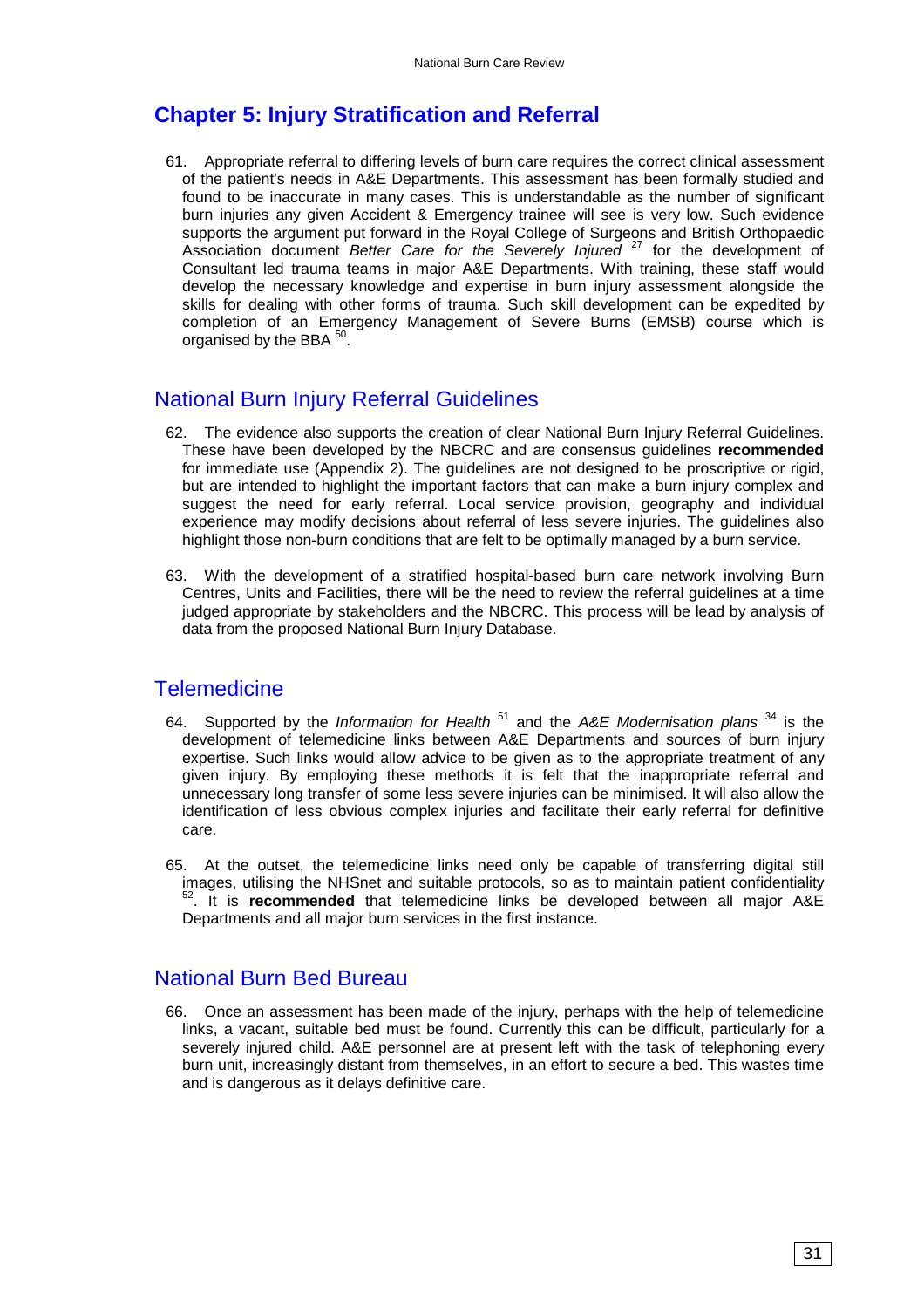## Chapter 5: Injury Stratification and Referral

61. Appropriate referral to differing levels of burn care requires the correct clinical assessment of the patient's needs in A&E Departments. This assessment has been formally studied and found to be inaccurate in many cases. This is understandable as the number of significant burn injuries any given Accident & Emergency trainee will see is very low. Such evidence supports the argument put forward in the Royal College of Surgeons and British Orthopaedic Association document *Better Care for the Severely Injured* [27] for the development of Consultant led trauma teams in major A&E Departments. With training, these staff would develop the necessary knowledge and expertise in burn injury assessment alongside the skills for dealing with other forms of trauma. Such skill development can be expedited by completion of an Emergency Management of Severe Burns (EMSB) course which is organised by the BBA [50].

### National Burn Injury Referral Guidelines

62. The evidence also supports the creation of clear National Burn Injury Referral Guidelines. These have been developed by the NBCRC and are consensus guidelines **recommended** for immediate use (Appendix 2). The guidelines are not designed to be proscriptive or rigid, but are intended to highlight the important factors that can make a burn injury complex and suggest the need for early referral. Local service provision, geography and individual experience may modify decisions about referral of less severe injuries. The guidelines also highlight those non-burn conditions that are felt to be optimally managed by a burn service.

63. With the development of a stratified hospital-based burn care network involving Burn Centres, Units and Facilities, there will be the need to review the referral guidelines at a time judged appropriate by stakeholders and the NBCRC. This process will be lead by analysis of data from the proposed National Burn Injury Database.

### Telemedicine

64. Supported by the *Information for Health* [51] and the *A&E Modernisation plans* [34] is the development of telemedicine links between A&E Departments and sources of burn injury expertise. Such links would allow advice to be given as to the appropriate treatment of any given injury. By employing these methods it is felt that the inappropriate referral and unnecessary long transfer of some less severe injuries can be minimised. It will also allow the identification of less obvious complex injuries and facilitate their early referral for definitive care.

65. At the outset, the telemedicine links need only be capable of transferring digital still images, utilising the NHSnet and suitable protocols, so as to maintain patient confidentiality [52]. It is **recommended** that telemedicine links be developed between all major A&E Departments and all major burn services in the first instance.

### National Burn Bed Bureau

66. Once an assessment has been made of the injury, perhaps with the help of telemedicine links, a vacant, suitable bed must be found. Currently this can be difficult, particularly for a severely injured child. A&E personnel are at present left with the task of telephoning every burn unit, increasingly distant from themselves, in an effort to secure a bed. This wastes time and is dangerous as it delays definitive care.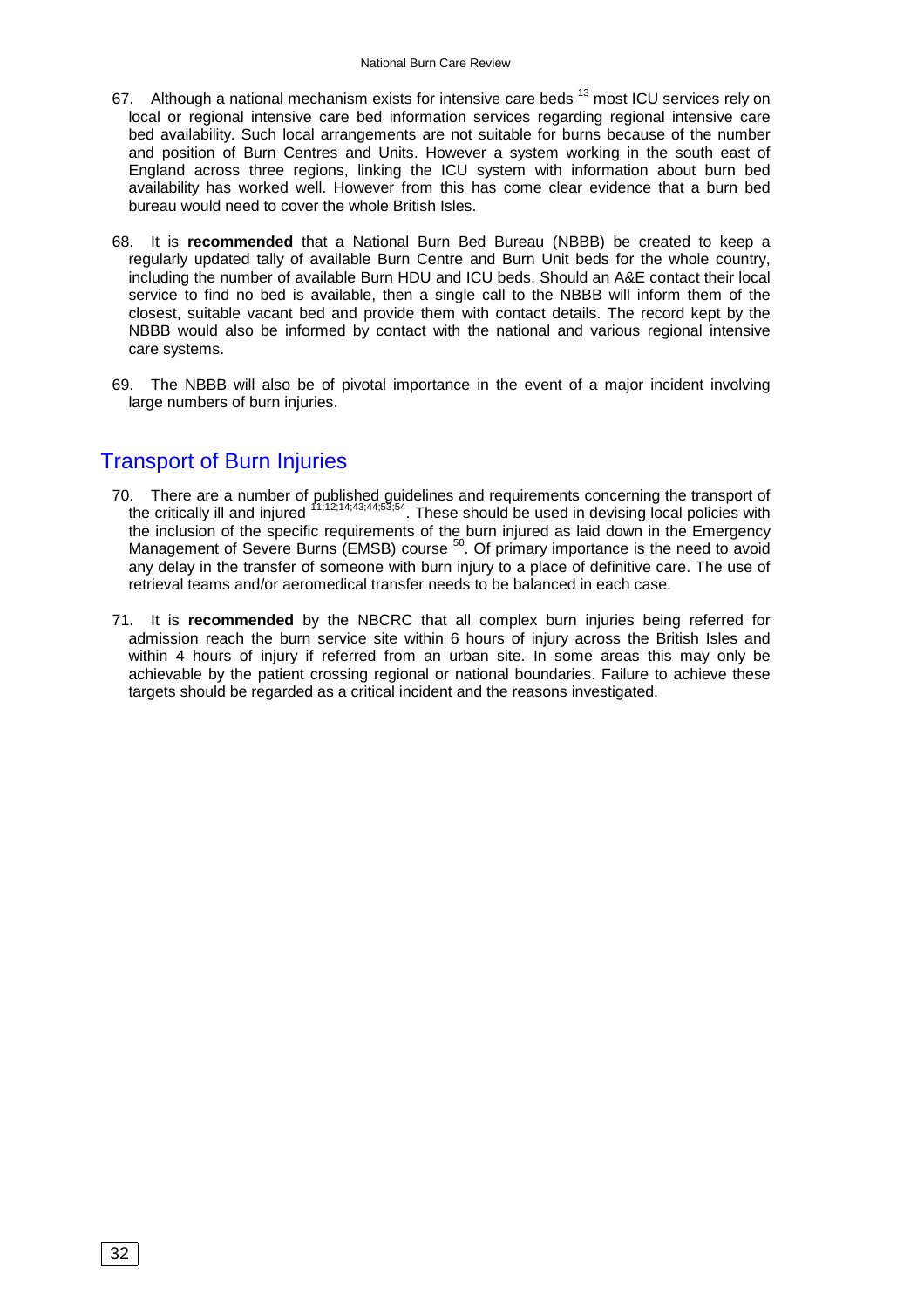67. Although a national mechanism exists for intensive care beds [13] most ICU services rely on local or regional intensive care bed information services regarding regional intensive care bed availability. Such local arrangements are not suitable for burns because of the number and position of Burn Centres and Units. However a system working in the south east of England across three regions, linking the ICU system with information about burn bed availability has worked well. However from this has come clear evidence that a burn bed bureau would need to cover the whole British Isles.

68. It is **recommended** that a National Burn Bed Bureau (NBBB) be created to keep a regularly updated tally of available Burn Centre and Burn Unit beds for the whole country, including the number of available Burn HDU and ICU beds. Should an A&E contact their local service to find no bed is available, then a single call to the NBBB will inform them of the closest, suitable vacant bed and provide them with contact details. The record kept by the NBBB would also be informed by contact with the national and various regional intensive care systems.

69. The NBBB will also be of pivotal importance in the event of a major incident involving large numbers of burn injuries.

## Transport of Burn Injuries

70. There are a number of published guidelines and requirements concerning the transport of the critically ill and injured [11;12;14;43;44;53;54]. These should be used in devising local policies with the inclusion of the specific requirements of the burn injured as laid down in the Emergency Management of Severe Burns (EMSB) course [50]. Of primary importance is the need to avoid any delay in the transfer of someone with burn injury to a place of definitive care. The use of retrieval teams and/or aeromedical transfer needs to be balanced in each case.

71. It is **recommended** by the NBCRC that all complex burn injuries being referred for admission reach the burn service site within 6 hours of injury across the British Isles and within 4 hours of injury if referred from an urban site. In some areas this may only be achievable by the patient crossing regional or national boundaries. Failure to achieve these targets should be regarded as a critical incident and the reasons investigated.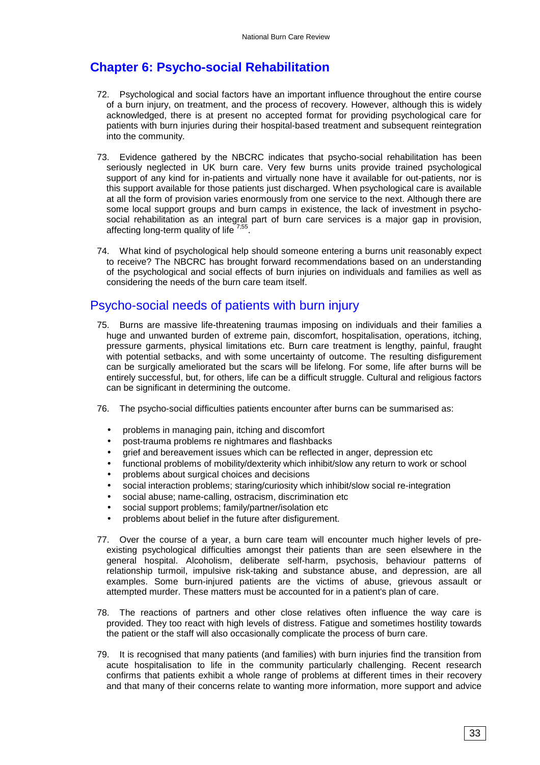# Chapter 6: Psycho-social Rehabilitation

72. Psychological and social factors have an important influence throughout the entire course of a burn injury, on treatment, and the process of recovery. However, although this is widely acknowledged, there is at present no accepted format for providing psychological care for patients with burn injuries during their hospital-based treatment and subsequent reintegration into the community.

73. Evidence gathered by the NBCRC indicates that psycho-social rehabilitation has been seriously neglected in UK burn care. Very few burns units provide trained psychological support of any kind for in-patients and virtually none have it available for out-patients, nor is this support available for those patients just discharged. When psychological care is available at all the form of provision varies enormously from one service to the next. Although there are some local support groups and burn camps in existence, the lack of investment in psycho-social rehabilitation as an integral part of burn care services is a major gap in provision, affecting long-term quality of life [7;55].

74. What kind of psychological help should someone entering a burns unit reasonably expect to receive? The NBCRC has brought forward recommendations based on an understanding of the psychological and social effects of burn injuries on individuals and families as well as considering the needs of the burn care team itself.

## Psycho-social needs of patients with burn injury

75. Burns are massive life-threatening traumas imposing on individuals and their families a huge and unwanted burden of extreme pain, discomfort, hospitalisation, operations, itching, pressure garments, physical limitations etc. Burn care treatment is lengthy, painful, fraught with potential setbacks, and with some uncertainty of outcome. The resulting disfigurement can be surgically ameliorated but the scars will be lifelong. For some, life after burns will be entirely successful, but, for others, life can be a difficult struggle. Cultural and religious factors can be significant in determining the outcome.

76. The psycho-social difficulties patients encounter after burns can be summarised as:

- problems in managing pain, itching and discomfort
- post-trauma problems re nightmares and flashbacks
- grief and bereavement issues which can be reflected in anger, depression etc
- functional problems of mobility/dexterity which inhibit/slow any return to work or school
- problems about surgical choices and decisions
- social interaction problems; staring/curiosity which inhibit/slow social re-integration
- social abuse; name-calling, ostracism, discrimination etc
- social support problems; family/partner/isolation etc
- problems about belief in the future after disfigurement.

77. Over the course of a year, a burn care team will encounter much higher levels of pre-existing psychological difficulties amongst their patients than are seen elsewhere in the general hospital. Alcoholism, deliberate self-harm, psychosis, behaviour patterns of relationship turmoil, impulsive risk-taking and substance abuse, and depression, are all examples. Some burn-injured patients are the victims of abuse, grievous assault or attempted murder. These matters must be accounted for in a patient's plan of care.

78. The reactions of partners and other close relatives often influence the way care is provided. They too react with high levels of distress. Fatigue and sometimes hostility towards the patient or the staff will also occasionally complicate the process of burn care.

79. It is recognised that many patients (and families) with burn injuries find the transition from acute hospitalisation to life in the community particularly challenging. Recent research confirms that patients exhibit a whole range of problems at different times in their recovery and that many of their concerns relate to wanting more information, more support and advice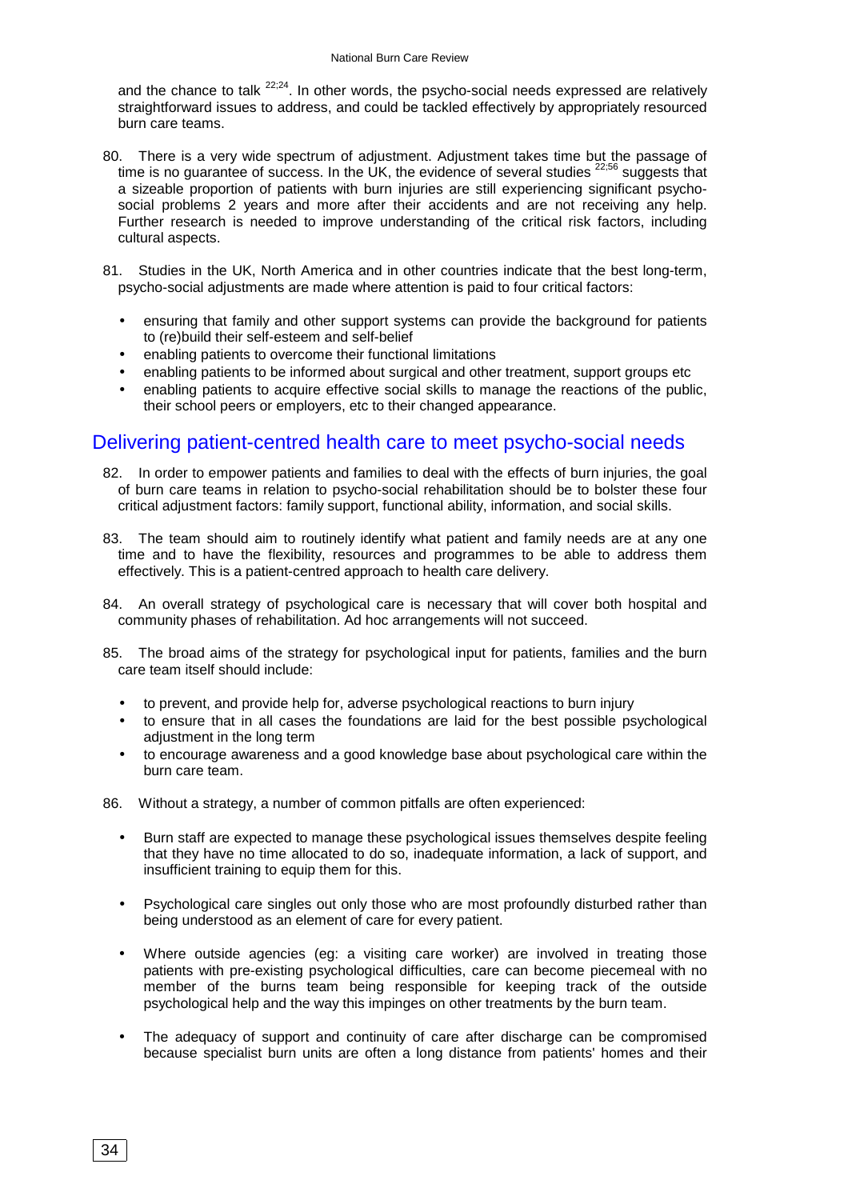and the chance to talk [22;24]. In other words, the psycho-social needs expressed are relatively straightforward issues to address, and could be tackled effectively by appropriately resourced burn care teams.

80. There is a very wide spectrum of adjustment. Adjustment takes time but the passage of time is no guarantee of success. In the UK, the evidence of several studies [22;56] suggests that a sizeable proportion of patients with burn injuries are still experiencing significant psycho-social problems 2 years and more after their accidents and are not receiving any help. Further research is needed to improve understanding of the critical risk factors, including cultural aspects.

81. Studies in the UK, North America and in other countries indicate that the best long-term, psycho-social adjustments are made where attention is paid to four critical factors:

- ensuring that family and other support systems can provide the background for patients to (re)build their self-esteem and self-belief
- enabling patients to overcome their functional limitations
- enabling patients to be informed about surgical and other treatment, support groups etc
- enabling patients to acquire effective social skills to manage the reactions of the public, their school peers or employers, etc to their changed appearance.

## Delivering patient-centred health care to meet psycho-social needs

82. In order to empower patients and families to deal with the effects of burn injuries, the goal of burn care teams in relation to psycho-social rehabilitation should be to bolster these four critical adjustment factors: family support, functional ability, information, and social skills.

83. The team should aim to routinely identify what patient and family needs are at any one time and to have the flexibility, resources and programmes to be able to address them effectively. This is a patient-centred approach to health care delivery.

84. An overall strategy of psychological care is necessary that will cover both hospital and community phases of rehabilitation. Ad hoc arrangements will not succeed.

85. The broad aims of the strategy for psychological input for patients, families and the burn care team itself should include:

- to prevent, and provide help for, adverse psychological reactions to burn injury
- to ensure that in all cases the foundations are laid for the best possible psychological adjustment in the long term
- to encourage awareness and a good knowledge base about psychological care within the burn care team.

86. Without a strategy, a number of common pitfalls are often experienced:

- Burn staff are expected to manage these psychological issues themselves despite feeling that they have no time allocated to do so, inadequate information, a lack of support, and insufficient training to equip them for this.

- Psychological care singles out only those who are most profoundly disturbed rather than being understood as an element of care for every patient.

- Where outside agencies (eg: a visiting care worker) are involved in treating those patients with pre-existing psychological difficulties, care can become piecemeal with no member of the burns team being responsible for keeping track of the outside psychological help and the way this impinges on other treatments by the burn team.

- The adequacy of support and continuity of care after discharge can be compromised because specialist burn units are often a long distance from patients' homes and their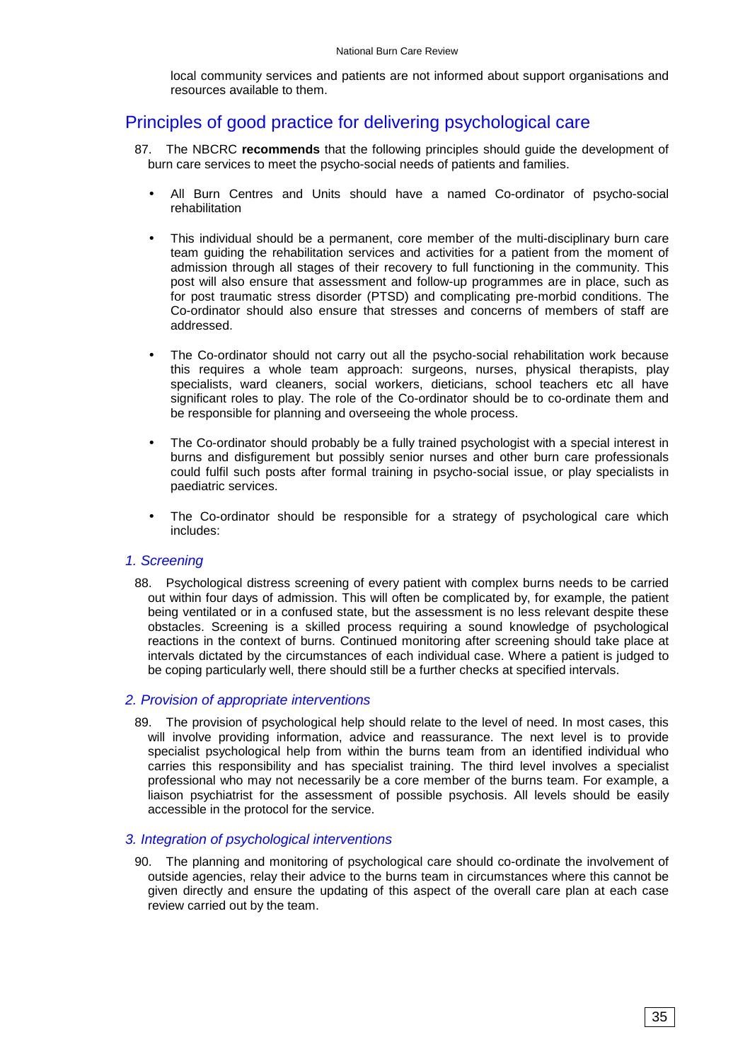local community services and patients are not informed about support organisations and resources available to them.

## Principles of good practice for delivering psychological care

87. The NBCRC **recommends** that the following principles should guide the development of burn care services to meet the psycho-social needs of patients and families.

- All Burn Centres and Units should have a named Co-ordinator of psycho-social rehabilitation

- This individual should be a permanent, core member of the multi-disciplinary burn care team guiding the rehabilitation services and activities for a patient from the moment of admission through all stages of their recovery to full functioning in the community. This post will also ensure that assessment and follow-up programmes are in place, such as for post traumatic stress disorder (PTSD) and complicating pre-morbid conditions. The Co-ordinator should also ensure that stresses and concerns of members of staff are addressed.

- The Co-ordinator should not carry out all the psycho-social rehabilitation work because this requires a whole team approach: surgeons, nurses, physical therapists, play specialists, ward cleaners, social workers, dieticians, school teachers etc all have significant roles to play. The role of the Co-ordinator should be to co-ordinate them and be responsible for planning and overseeing the whole process.

- The Co-ordinator should probably be a fully trained psychologist with a special interest in burns and disfigurement but possibly senior nurses and other burn care professionals could fulfil such posts after formal training in psycho-social issue, or play specialists in paediatric services.

- The Co-ordinator should be responsible for a strategy of psychological care which includes:

### *1. Screening*

88. Psychological distress screening of every patient with complex burns needs to be carried out within four days of admission. This will often be complicated by, for example, the patient being ventilated or in a confused state, but the assessment is no less relevant despite these obstacles. Screening is a skilled process requiring a sound knowledge of psychological reactions in the context of burns. Continued monitoring after screening should take place at intervals dictated by the circumstances of each individual case. Where a patient is judged to be coping particularly well, there should still be a further checks at specified intervals.

### *2. Provision of appropriate interventions*

89. The provision of psychological help should relate to the level of need. In most cases, this will involve providing information, advice and reassurance. The next level is to provide specialist psychological help from within the burns team from an identified individual who carries this responsibility and has specialist training. The third level involves a specialist professional who may not necessarily be a core member of the burns team. For example, a liaison psychiatrist for the assessment of possible psychosis. All levels should be easily accessible in the protocol for the service.

### *3. Integration of psychological interventions*

90. The planning and monitoring of psychological care should co-ordinate the involvement of outside agencies, relay their advice to the burns team in circumstances where this cannot be given directly and ensure the updating of this aspect of the overall care plan at each case review carried out by the team.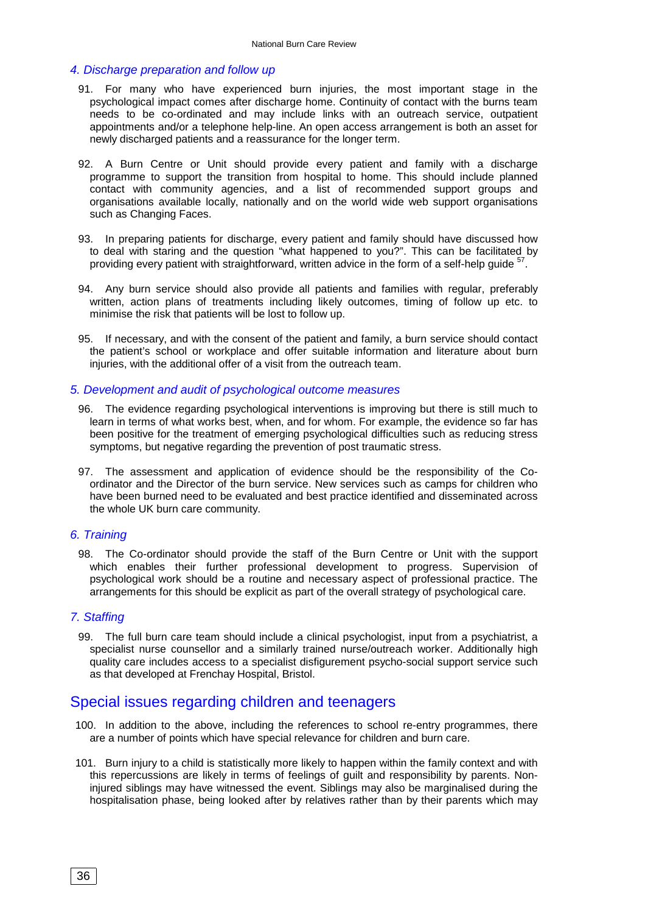### 4. Discharge preparation and follow up

91. For many who have experienced burn injuries, the most important stage in the psychological impact comes after discharge home. Continuity of contact with the burns team needs to be co-ordinated and may include links with an outreach service, outpatient appointments and/or a telephone help-line. An open access arrangement is both an asset for newly discharged patients and a reassurance for the longer term.

92. A Burn Centre or Unit should provide every patient and family with a discharge programme to support the transition from hospital to home. This should include planned contact with community agencies, and a list of recommended support groups and organisations available locally, nationally and on the world wide web support organisations such as Changing Faces.

93. In preparing patients for discharge, every patient and family should have discussed how to deal with staring and the question "what happened to you?". This can be facilitated by providing every patient with straightforward, written advice in the form of a self-help guide [57].

94. Any burn service should also provide all patients and families with regular, preferably written, action plans of treatments including likely outcomes, timing of follow up etc. to minimise the risk that patients will be lost to follow up.

95. If necessary, and with the consent of the patient and family, a burn service should contact the patient's school or workplace and offer suitable information and literature about burn injuries, with the additional offer of a visit from the outreach team.

### 5. Development and audit of psychological outcome measures

96. The evidence regarding psychological interventions is improving but there is still much to learn in terms of what works best, when, and for whom. For example, the evidence so far has been positive for the treatment of emerging psychological difficulties such as reducing stress symptoms, but negative regarding the prevention of post traumatic stress.

97. The assessment and application of evidence should be the responsibility of the Co-ordinator and the Director of the burn service. New services such as camps for children who have been burned need to be evaluated and best practice identified and disseminated across the whole UK burn care community.

### 6. Training

98. The Co-ordinator should provide the staff of the Burn Centre or Unit with the support which enables their further professional development to progress. Supervision of psychological work should be a routine and necessary aspect of professional practice. The arrangements for this should be explicit as part of the overall strategy of psychological care.

### 7. Staffing

99. The full burn care team should include a clinical psychologist, input from a psychiatrist, a specialist nurse counsellor and a similarly trained nurse/outreach worker. Additionally high quality care includes access to a specialist disfigurement psycho-social support service such as that developed at Frenchay Hospital, Bristol.

## Special issues regarding children and teenagers

100. In addition to the above, including the references to school re-entry programmes, there are a number of points which have special relevance for children and burn care.

101. Burn injury to a child is statistically more likely to happen within the family context and with this repercussions are likely in terms of feelings of guilt and responsibility by parents. Non-injured siblings may have witnessed the event. Siblings may also be marginalised during the hospitalisation phase, being looked after by relatives rather than by their parents which may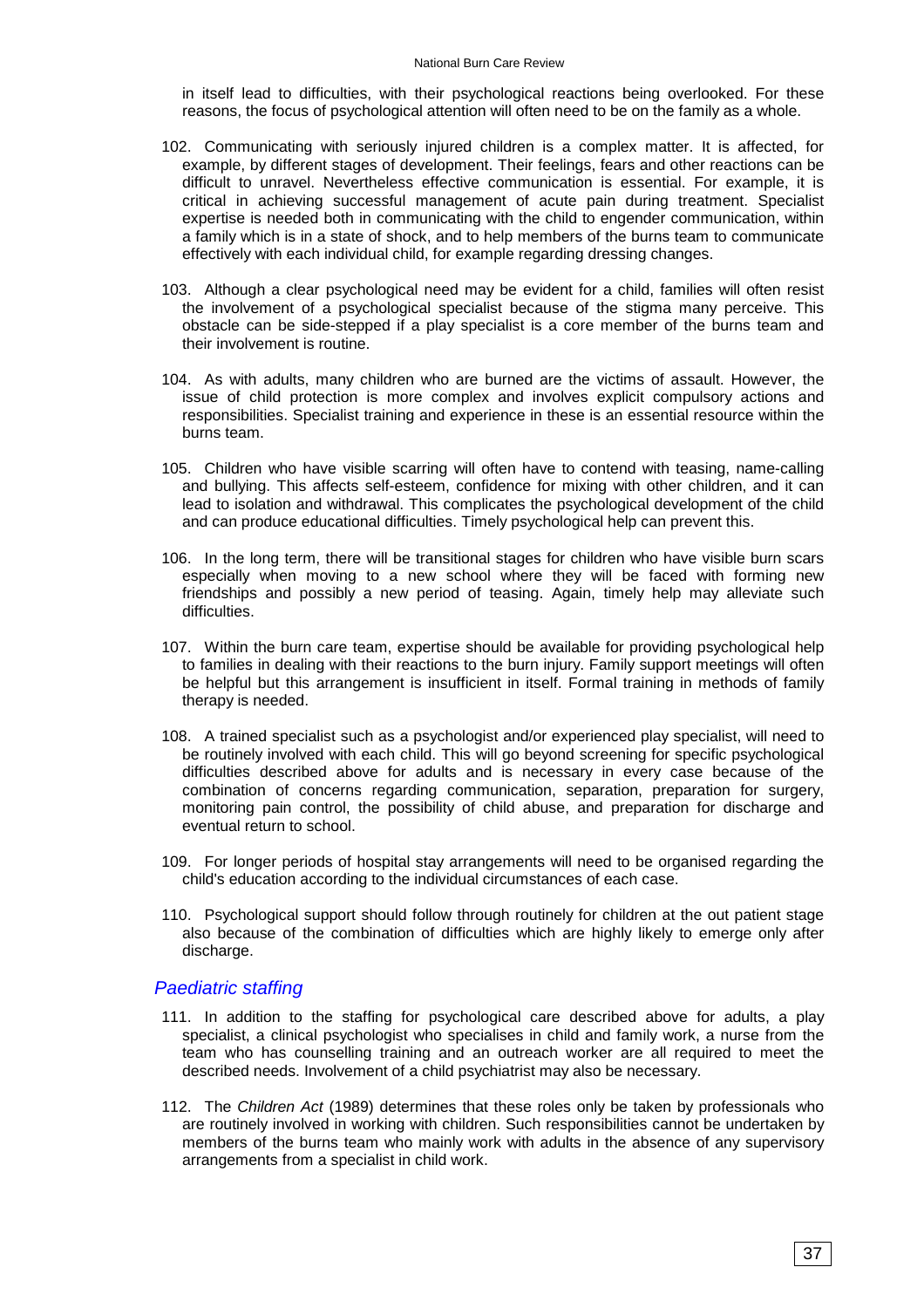in itself lead to difficulties, with their psychological reactions being overlooked. For these reasons, the focus of psychological attention will often need to be on the family as a whole.

102. Communicating with seriously injured children is a complex matter. It is affected, for example, by different stages of development. Their feelings, fears and other reactions can be difficult to unravel. Nevertheless effective communication is essential. For example, it is critical in achieving successful management of acute pain during treatment. Specialist expertise is needed both in communicating with the child to engender communication, within a family which is in a state of shock, and to help members of the burns team to communicate effectively with each individual child, for example regarding dressing changes.

103. Although a clear psychological need may be evident for a child, families will often resist the involvement of a psychological specialist because of the stigma many perceive. This obstacle can be side-stepped if a play specialist is a core member of the burns team and their involvement is routine.

104. As with adults, many children who are burned are the victims of assault. However, the issue of child protection is more complex and involves explicit compulsory actions and responsibilities. Specialist training and experience in these is an essential resource within the burns team.

105. Children who have visible scarring will often have to contend with teasing, name-calling and bullying. This affects self-esteem, confidence for mixing with other children, and it can lead to isolation and withdrawal. This complicates the psychological development of the child and can produce educational difficulties. Timely psychological help can prevent this.

106. In the long term, there will be transitional stages for children who have visible burn scars especially when moving to a new school where they will be faced with forming new friendships and possibly a new period of teasing. Again, timely help may alleviate such difficulties.

107. Within the burn care team, expertise should be available for providing psychological help to families in dealing with their reactions to the burn injury. Family support meetings will often be helpful but this arrangement is insufficient in itself. Formal training in methods of family therapy is needed.

108. A trained specialist such as a psychologist and/or experienced play specialist, will need to be routinely involved with each child. This will go beyond screening for specific psychological difficulties described above for adults and is necessary in every case because of the combination of concerns regarding communication, separation, preparation for surgery, monitoring pain control, the possibility of child abuse, and preparation for discharge and eventual return to school.

109. For longer periods of hospital stay arrangements will need to be organised regarding the child's education according to the individual circumstances of each case.

110. Psychological support should follow through routinely for children at the out patient stage also because of the combination of difficulties which are highly likely to emerge only after discharge.

### *Paediatric staffing*

111. In addition to the staffing for psychological care described above for adults, a play specialist, a clinical psychologist who specialises in child and family work, a nurse from the team who has counselling training and an outreach worker are all required to meet the described needs. Involvement of a child psychiatrist may also be necessary.

112. The *Children Act* (1989) determines that these roles only be taken by professionals who are routinely involved in working with children. Such responsibilities cannot be undertaken by members of the burns team who mainly work with adults in the absence of any supervisory arrangements from a specialist in child work.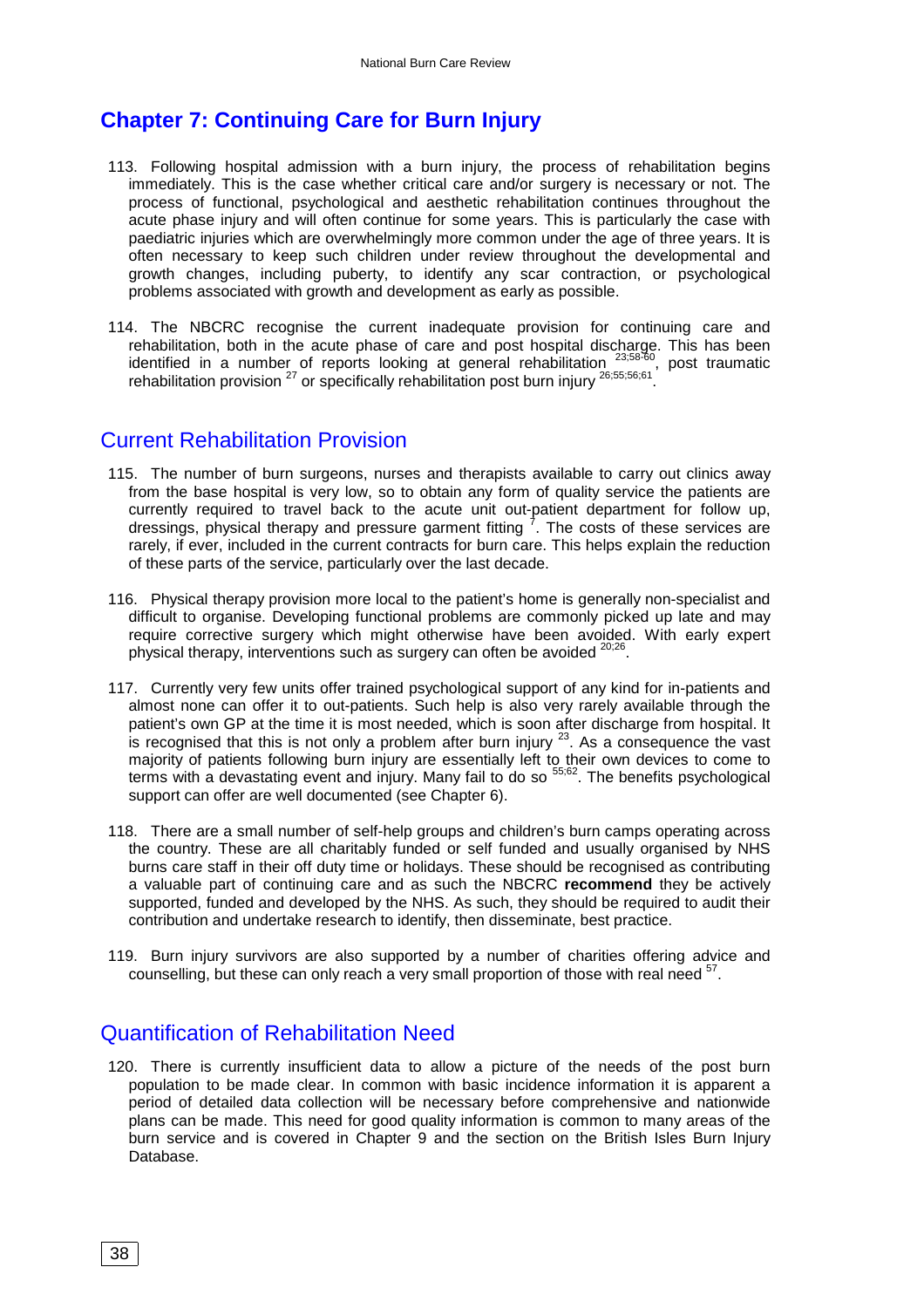# Chapter 7: Continuing Care for Burn Injury

113. Following hospital admission with a burn injury, the process of rehabilitation begins immediately. This is the case whether critical care and/or surgery is necessary or not. The process of functional, psychological and aesthetic rehabilitation continues throughout the acute phase injury and will often continue for some years. This is particularly the case with paediatric injuries which are overwhelmingly more common under the age of three years. It is often necessary to keep such children under review throughout the developmental and growth changes, including puberty, to identify any scar contraction, or psychological problems associated with growth and development as early as possible.

114. The NBCRC recognise the current inadequate provision for continuing care and rehabilitation, both in the acute phase of care and post hospital discharge. This has been identified in a number of reports looking at general rehabilitation [23;58-60], post traumatic rehabilitation provision [27] or specifically rehabilitation post burn injury [26;55;56;61].

## Current Rehabilitation Provision

115. The number of burn surgeons, nurses and therapists available to carry out clinics away from the base hospital is very low, so to obtain any form of quality service the patients are currently required to travel back to the acute unit out-patient department for follow up, dressings, physical therapy and pressure garment fitting [7]. The costs of these services are rarely, if ever, included in the current contracts for burn care. This helps explain the reduction of these parts of the service, particularly over the last decade.

116. Physical therapy provision more local to the patient's home is generally non-specialist and difficult to organise. Developing functional problems are commonly picked up late and may require corrective surgery which might otherwise have been avoided. With early expert physical therapy, interventions such as surgery can often be avoided [20;26].

117. Currently very few units offer trained psychological support of any kind for in-patients and almost none can offer it to out-patients. Such help is also very rarely available through the patient's own GP at the time it is most needed, which is soon after discharge from hospital. It is recognised that this is not only a problem after burn injury [23]. As a consequence the vast majority of patients following burn injury are essentially left to their own devices to come to terms with a devastating event and injury. Many fail to do so [55;62]. The benefits psychological support can offer are well documented (see Chapter 6).

118. There are a small number of self-help groups and children's burn camps operating across the country. These are all charitably funded or self funded and usually organised by NHS burns care staff in their off duty time or holidays. These should be recognised as contributing a valuable part of continuing care and as such the NBCRC **recommend** they be actively supported, funded and developed by the NHS. As such, they should be required to audit their contribution and undertake research to identify, then disseminate, best practice.

119. Burn injury survivors are also supported by a number of charities offering advice and counselling, but these can only reach a very small proportion of those with real need [57].

## Quantification of Rehabilitation Need

120. There is currently insufficient data to allow a picture of the needs of the post burn population to be made clear. In common with basic incidence information it is apparent a period of detailed data collection will be necessary before comprehensive and nationwide plans can be made. This need for good quality information is common to many areas of the burn service and is covered in Chapter 9 and the section on the British Isles Burn Injury Database.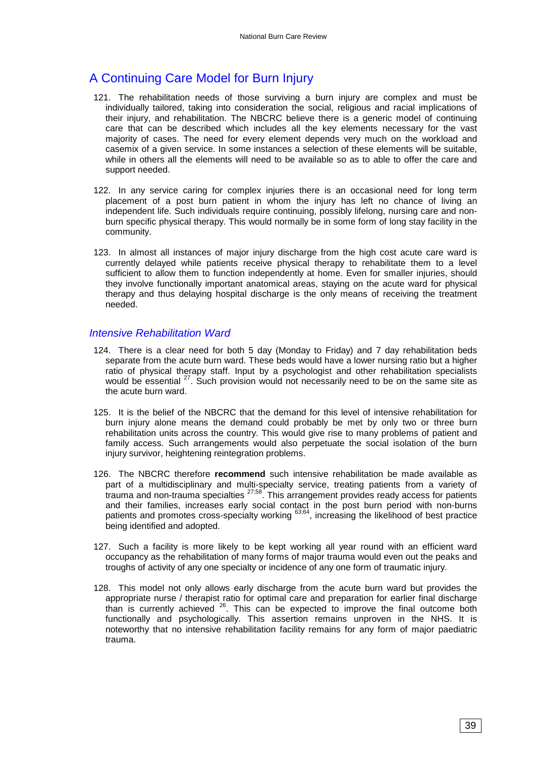## A Continuing Care Model for Burn Injury

121. The rehabilitation needs of those surviving a burn injury are complex and must be individually tailored, taking into consideration the social, religious and racial implications of their injury, and rehabilitation. The NBCRC believe there is a generic model of continuing care that can be described which includes all the key elements necessary for the vast majority of cases. The need for every element depends very much on the workload and casemix of a given service. In some instances a selection of these elements will be suitable, while in others all the elements will need to be available so as to able to offer the care and support needed.

122. In any service caring for complex injuries there is an occasional need for long term placement of a post burn patient in whom the injury has left no chance of living an independent life. Such individuals require continuing, possibly lifelong, nursing care and non-burn specific physical therapy. This would normally be in some form of long stay facility in the community.

123. In almost all instances of major injury discharge from the high cost acute care ward is currently delayed while patients receive physical therapy to rehabilitate them to a level sufficient to allow them to function independently at home. Even for smaller injuries, should they involve functionally important anatomical areas, staying on the acute ward for physical therapy and thus delaying hospital discharge is the only means of receiving the treatment needed.

### *Intensive Rehabilitation Ward*

124. There is a clear need for both 5 day (Monday to Friday) and 7 day rehabilitation beds separate from the acute burn ward. These beds would have a lower nursing ratio but a higher ratio of physical therapy staff. Input by a psychologist and other rehabilitation specialists would be essential [27]. Such provision would not necessarily need to be on the same site as the acute burn ward.

125. It is the belief of the NBCRC that the demand for this level of intensive rehabilitation for burn injury alone means the demand could probably be met by only two or three burn rehabilitation units across the country. This would give rise to many problems of patient and family access. Such arrangements would also perpetuate the social isolation of the burn injury survivor, heightening reintegration problems.

126. The NBCRC therefore **recommend** such intensive rehabilitation be made available as part of a multidisciplinary and multi-specialty service, treating patients from a variety of trauma and non-trauma specialties [27;58]. This arrangement provides ready access for patients and their families, increases early social contact in the post burn period with non-burns patients and promotes cross-specialty working [63;64], increasing the likelihood of best practice being identified and adopted.

127. Such a facility is more likely to be kept working all year round with an efficient ward occupancy as the rehabilitation of many forms of major trauma would even out the peaks and troughs of activity of any one specialty or incidence of any one form of traumatic injury.

128. This model not only allows early discharge from the acute burn ward but provides the appropriate nurse / therapist ratio for optimal care and preparation for earlier final discharge than is currently achieved [26]. This can be expected to improve the final outcome both functionally and psychologically. This assertion remains unproven in the NHS. It is noteworthy that no intensive rehabilitation facility remains for any form of major paediatric trauma.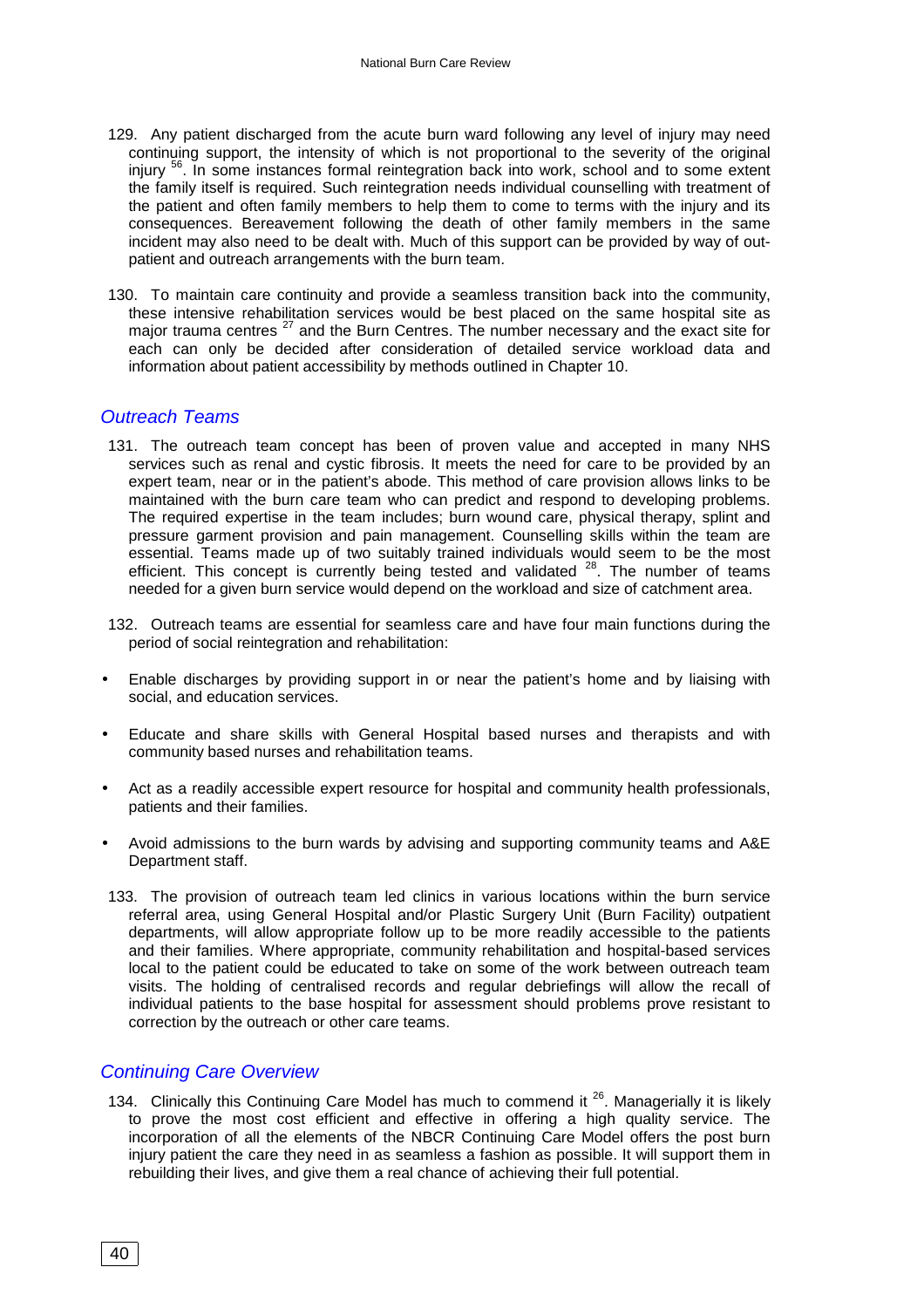129. Any patient discharged from the acute burn ward following any level of injury may need continuing support, the intensity of which is not proportional to the severity of the original injury [56]. In some instances formal reintegration back into work, school and to some extent the family itself is required. Such reintegration needs individual counselling with treatment of the patient and often family members to help them to come to terms with the injury and its consequences. Bereavement following the death of other family members in the same incident may also need to be dealt with. Much of this support can be provided by way of out-patient and outreach arrangements with the burn team.

130. To maintain care continuity and provide a seamless transition back into the community, these intensive rehabilitation services would be best placed on the same hospital site as major trauma centres [27] and the Burn Centres. The number necessary and the exact site for each can only be decided after consideration of detailed service workload data and information about patient accessibility by methods outlined in Chapter 10.

## *Outreach Teams*

131. The outreach team concept has been of proven value and accepted in many NHS services such as renal and cystic fibrosis. It meets the need for care to be provided by an expert team, near or in the patient's abode. This method of care provision allows links to be maintained with the burn care team who can predict and respond to developing problems. The required expertise in the team includes; burn wound care, physical therapy, splint and pressure garment provision and pain management. Counselling skills within the team are essential. Teams made up of two suitably trained individuals would seem to be the most efficient. This concept is currently being tested and validated [28]. The number of teams needed for a given burn service would depend on the workload and size of catchment area.

132. Outreach teams are essential for seamless care and have four main functions during the period of social reintegration and rehabilitation:

- Enable discharges by providing support in or near the patient's home and by liaising with social, and education services.
- Educate and share skills with General Hospital based nurses and therapists and with community based nurses and rehabilitation teams.
- Act as a readily accessible expert resource for hospital and community health professionals, patients and their families.
- Avoid admissions to the burn wards by advising and supporting community teams and A&E Department staff.

133. The provision of outreach team led clinics in various locations within the burn service referral area, using General Hospital and/or Plastic Surgery Unit (Burn Facility) outpatient departments, will allow appropriate follow up to be more readily accessible to the patients and their families. Where appropriate, community rehabilitation and hospital-based services local to the patient could be educated to take on some of the work between outreach team visits. The holding of centralised records and regular debriefings will allow the recall of individual patients to the base hospital for assessment should problems prove resistant to correction by the outreach or other care teams.

## *Continuing Care Overview*

134. Clinically this Continuing Care Model has much to commend it [26]. Managerially it is likely to prove the most cost efficient and effective in offering a high quality service. The incorporation of all the elements of the NBCR Continuing Care Model offers the post burn injury patient the care they need in as seamless a fashion as possible. It will support them in rebuilding their lives, and give them a real chance of achieving their full potential.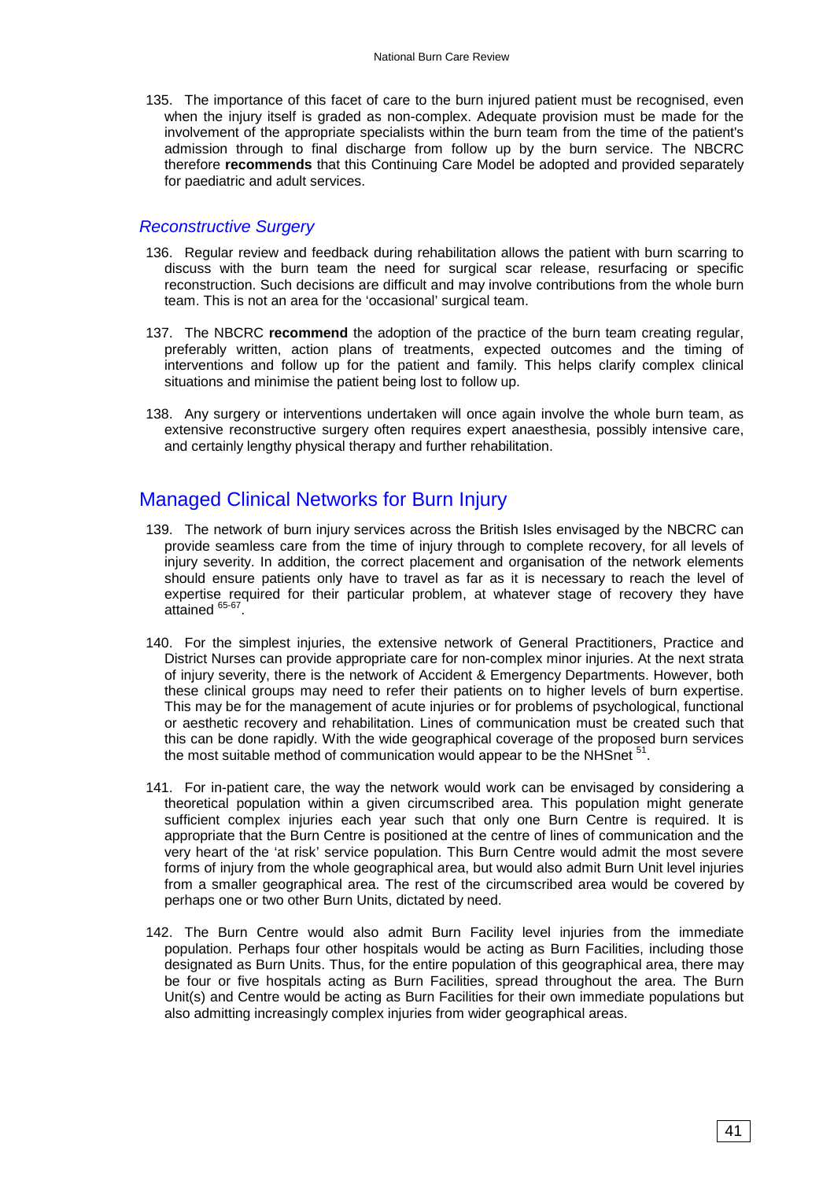135. The importance of this facet of care to the burn injured patient must be recognised, even when the injury itself is graded as non-complex. Adequate provision must be made for the involvement of the appropriate specialists within the burn team from the time of the patient's admission through to final discharge from follow up by the burn service. The NBCRC therefore **recommends** that this Continuing Care Model be adopted and provided separately for paediatric and adult services.

### *Reconstructive Surgery*

136. Regular review and feedback during rehabilitation allows the patient with burn scarring to discuss with the burn team the need for surgical scar release, resurfacing or specific reconstruction. Such decisions are difficult and may involve contributions from the whole burn team. This is not an area for the 'occasional' surgical team.

137. The NBCRC **recommend** the adoption of the practice of the burn team creating regular, preferably written, action plans of treatments, expected outcomes and the timing of interventions and follow up for the patient and family. This helps clarify complex clinical situations and minimise the patient being lost to follow up.

138. Any surgery or interventions undertaken will once again involve the whole burn team, as extensive reconstructive surgery often requires expert anaesthesia, possibly intensive care, and certainly lengthy physical therapy and further rehabilitation.

## Managed Clinical Networks for Burn Injury

139. The network of burn injury services across the British Isles envisaged by the NBCRC can provide seamless care from the time of injury through to complete recovery, for all levels of injury severity. In addition, the correct placement and organisation of the network elements should ensure patients only have to travel as far as it is necessary to reach the level of expertise required for their particular problem, at whatever stage of recovery they have attained [65-67].

140. For the simplest injuries, the extensive network of General Practitioners, Practice and District Nurses can provide appropriate care for non-complex minor injuries. At the next strata of injury severity, there is the network of Accident & Emergency Departments. However, both these clinical groups may need to refer their patients on to higher levels of burn expertise. This may be for the management of acute injuries or for problems of psychological, functional or aesthetic recovery and rehabilitation. Lines of communication must be created such that this can be done rapidly. With the wide geographical coverage of the proposed burn services the most suitable method of communication would appear to be the NHSnet [51].

141. For in-patient care, the way the network would work can be envisaged by considering a theoretical population within a given circumscribed area. This population might generate sufficient complex injuries each year such that only one Burn Centre is required. It is appropriate that the Burn Centre is positioned at the centre of lines of communication and the very heart of the 'at risk' service population. This Burn Centre would admit the most severe forms of injury from the whole geographical area, but would also admit Burn Unit level injuries from a smaller geographical area. The rest of the circumscribed area would be covered by perhaps one or two other Burn Units, dictated by need.

142. The Burn Centre would also admit Burn Facility level injuries from the immediate population. Perhaps four other hospitals would be acting as Burn Facilities, including those designated as Burn Units. Thus, for the entire population of this geographical area, there may be four or five hospitals acting as Burn Facilities, spread throughout the area. The Burn Unit(s) and Centre would be acting as Burn Facilities for their own immediate populations but also admitting increasingly complex injuries from wider geographical areas.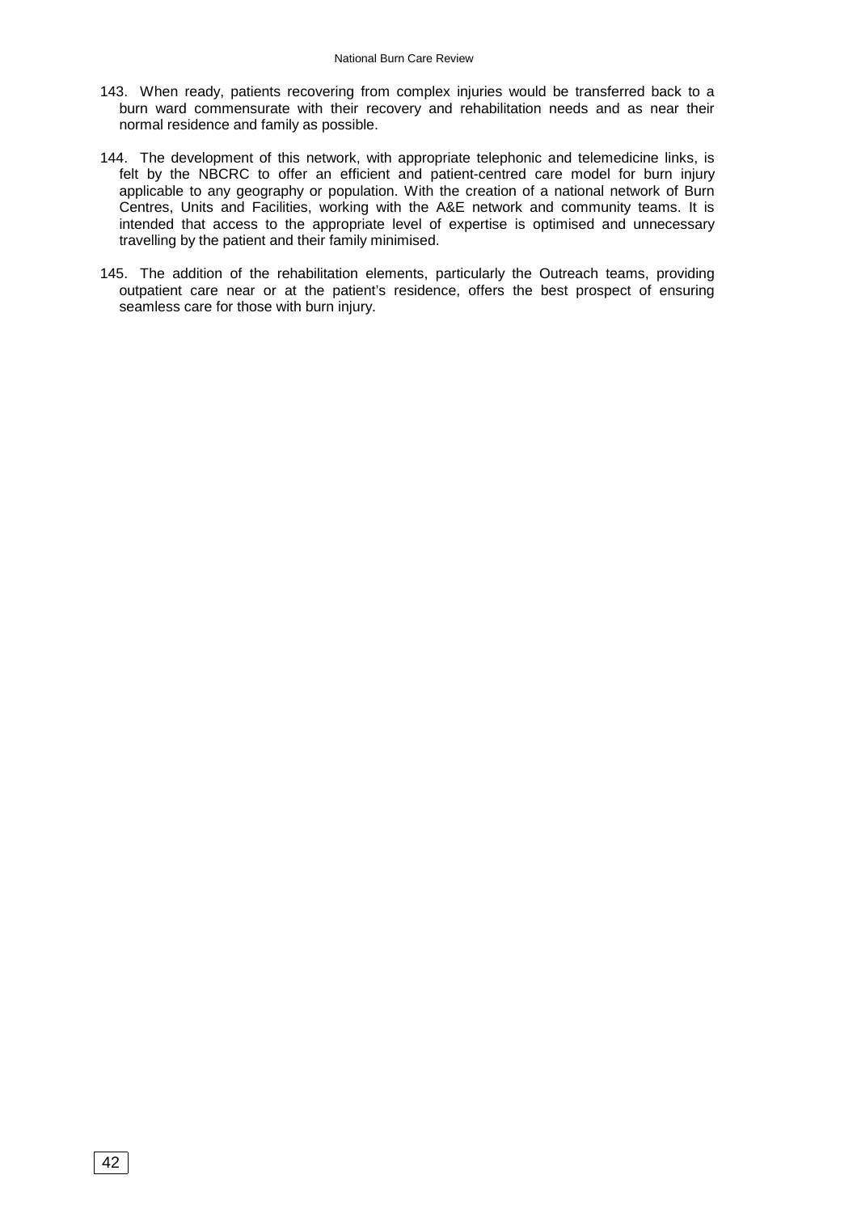143. When ready, patients recovering from complex injuries would be transferred back to a burn ward commensurate with their recovery and rehabilitation needs and as near their normal residence and family as possible.

144. The development of this network, with appropriate telephonic and telemedicine links, is felt by the NBCRC to offer an efficient and patient-centred care model for burn injury applicable to any geography or population. With the creation of a national network of Burn Centres, Units and Facilities, working with the A&E network and community teams. It is intended that access to the appropriate level of expertise is optimised and unnecessary travelling by the patient and their family minimised.

145. The addition of the rehabilitation elements, particularly the Outreach teams, providing outpatient care near or at the patient's residence, offers the best prospect of ensuring seamless care for those with burn injury.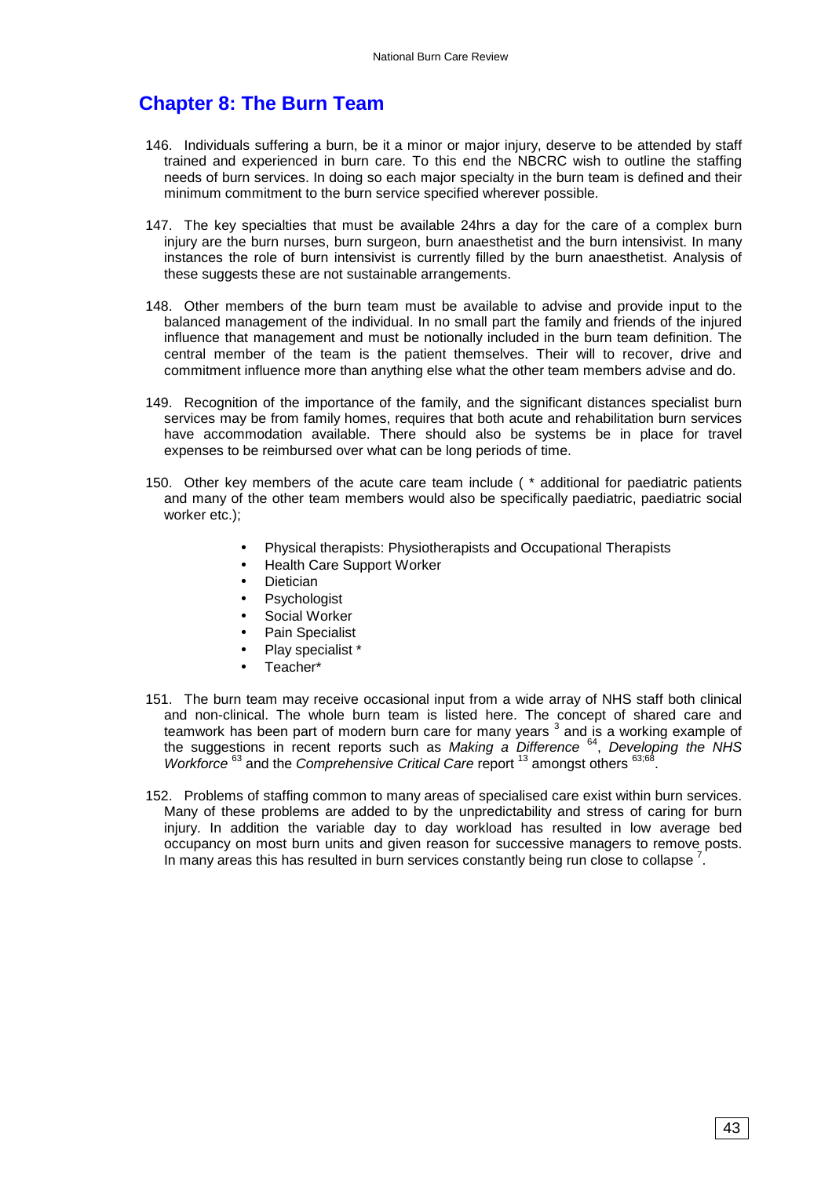## Chapter 8: The Burn Team

146. Individuals suffering a burn, be it a minor or major injury, deserve to be attended by staff trained and experienced in burn care. To this end the NBCRC wish to outline the staffing needs of burn services. In doing so each major specialty in the burn team is defined and their minimum commitment to the burn service specified wherever possible.

147. The key specialties that must be available 24hrs a day for the care of a complex burn injury are the burn nurses, burn surgeon, burn anaesthetist and the burn intensivist. In many instances the role of burn intensivist is currently filled by the burn anaesthetist. Analysis of these suggests these are not sustainable arrangements.

148. Other members of the burn team must be available to advise and provide input to the balanced management of the individual. In no small part the family and friends of the injured influence that management and must be notionally included in the burn team definition. The central member of the team is the patient themselves. Their will to recover, drive and commitment influence more than anything else what the other team members advise and do.

149. Recognition of the importance of the family, and the significant distances specialist burn services may be from family homes, requires that both acute and rehabilitation burn services have accommodation available. There should also be systems be in place for travel expenses to be reimbursed over what can be long periods of time.

150. Other key members of the acute care team include ( * additional for paediatric patients and many of the other team members would also be specifically paediatric, paediatric social worker etc.);

- Physical therapists: Physiotherapists and Occupational Therapists
- Health Care Support Worker
- Dietician
- Psychologist
- Social Worker
- Pain Specialist
- Play specialist *
- Teacher*

151. The burn team may receive occasional input from a wide array of NHS staff both clinical and non-clinical. The whole burn team is listed here. The concept of shared care and teamwork has been part of modern burn care for many years [3] and is a working example of the suggestions in recent reports such as *Making a Difference* [64], *Developing the NHS Workforce* [63] and the *Comprehensive Critical Care* report [13] amongst others [63;68].

152. Problems of staffing common to many areas of specialised care exist within burn services. Many of these problems are added to by the unpredictability and stress of caring for burn injury. In addition the variable day to day workload has resulted in low average bed occupancy on most burn units and given reason for successive managers to remove posts. In many areas this has resulted in burn services constantly being run close to collapse [7].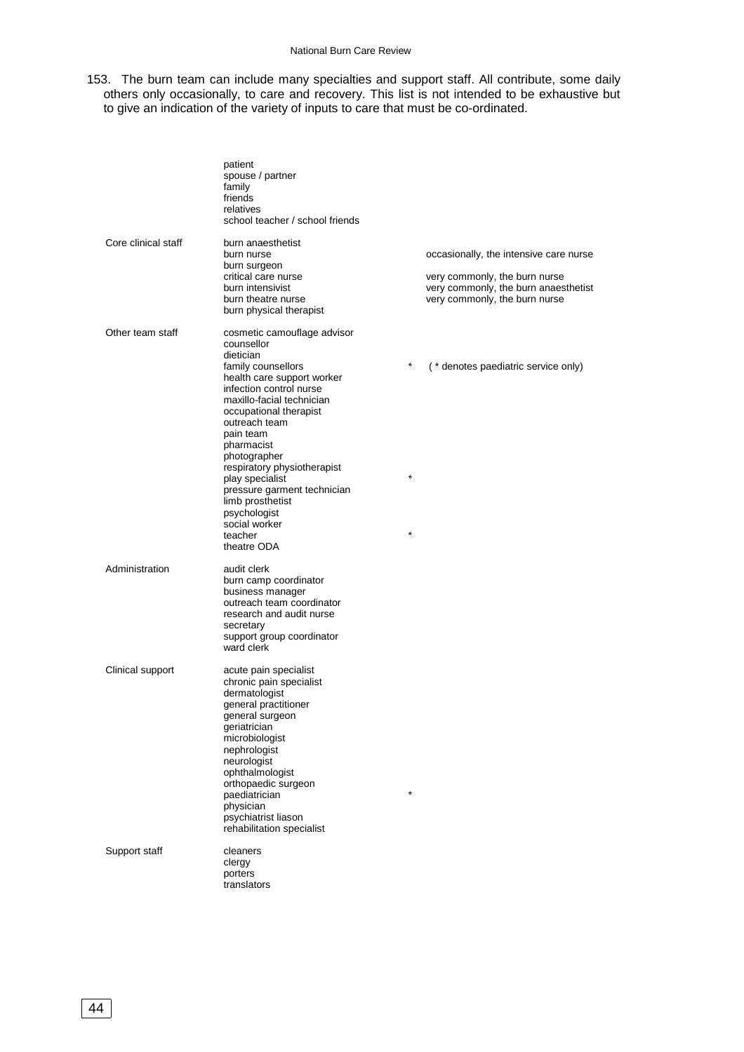153. The burn team can include many specialties and support staff. All contribute, some daily others only occasionally, to care and recovery. This list is not intended to be exhaustive but to give an indication of the variety of inputs to care that must be co-ordinated.

| | | | |
|---|---|---|---|
| | patient | | |
| | spouse / partner | | |
| | family | | |
| | friends | | |
| | relatives | | |
| | school teacher / school friends | | |
| Core clinical staff | burn anaesthetist | | |
| | burn nurse | | occasionally, the intensive care nurse |
| | burn surgeon | | |
| | critical care nurse | | very commonly, the burn nurse |
| | burn intensivist | | very commonly, the burn anaesthetist |
| | burn theatre nurse | | very commonly, the burn nurse |
| | burn physical therapist | | |
| Other team staff | cosmetic camouflage advisor | | |
| | counsellor | | |
| | dietician | | |
| | family counsellors | * | ( * denotes paediatric service only) |
| | health care support worker | | |
| | infection control nurse | | |
| | maxillo-facial technician | | |
| | occupational therapist | | |
| | outreach team | | |
| | pain team | | |
| | pharmacist | | |
| | photographer | | |
| | respiratory physiotherapist | | |
| | play specialist | * | |
| | pressure garment technician | | |
| | limb prosthetist | | |
| | psychologist | | |
| | social worker | | |
| | teacher | * | |
| | theatre ODA | | |
| Administration | audit clerk | | |
| | burn camp coordinator | | |
| | business manager | | |
| | outreach team coordinator | | |
| | research and audit nurse | | |
| | secretary | | |
| | support group coordinator | | |
| | ward clerk | | |
| Clinical support | acute pain specialist | | |
| | chronic pain specialist | | |
| | dermatologist | | |
| | general practitioner | | |
| | general surgeon | | |
| | geriatrician | | |
| | microbiologist | | |
| | nephrologist | | |
| | neurologist | | |
| | ophthalmologist | | |
| | orthopaedic surgeon | | |
| | paediatrician | * | |
| | physician | | |
| | psychiatrist liason | | |
| | rehabilitation specialist | | |
| Support staff | cleaners | | |
| | clergy | | |
| | porters | | |
| | translators | | |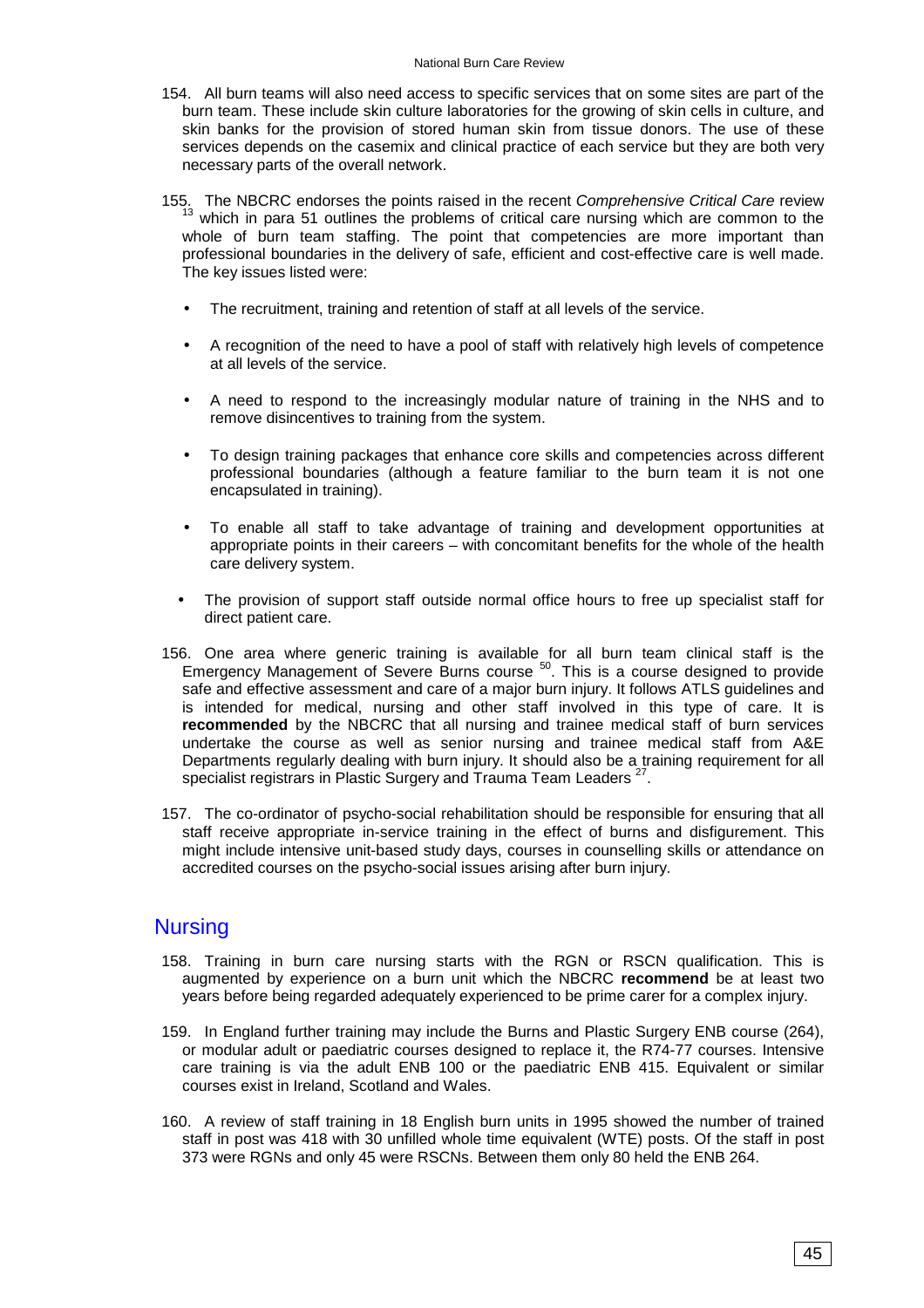154. All burn teams will also need access to specific services that on some sites are part of the burn team. These include skin culture laboratories for the growing of skin cells in culture, and skin banks for the provision of stored human skin from tissue donors. The use of these services depends on the casemix and clinical practice of each service but they are both very necessary parts of the overall network.

155. The NBCRC endorses the points raised in the recent *Comprehensive Critical Care* review [13] which in para 51 outlines the problems of critical care nursing which are common to the whole of burn team staffing. The point that competencies are more important than professional boundaries in the delivery of safe, efficient and cost-effective care is well made. The key issues listed were:

- The recruitment, training and retention of staff at all levels of the service.
- A recognition of the need to have a pool of staff with relatively high levels of competence at all levels of the service.
- A need to respond to the increasingly modular nature of training in the NHS and to remove disincentives to training from the system.
- To design training packages that enhance core skills and competencies across different professional boundaries (although a feature familiar to the burn team it is not one encapsulated in training).
- To enable all staff to take advantage of training and development opportunities at appropriate points in their careers – with concomitant benefits for the whole of the health care delivery system.
- The provision of support staff outside normal office hours to free up specialist staff for direct patient care.

156. One area where generic training is available for all burn team clinical staff is the Emergency Management of Severe Burns course [50]. This is a course designed to provide safe and effective assessment and care of a major burn injury. It follows ATLS guidelines and is intended for medical, nursing and other staff involved in this type of care. It is **recommended** by the NBCRC that all nursing and trainee medical staff of burn services undertake the course as well as senior nursing and trainee medical staff from A&E Departments regularly dealing with burn injury. It should also be a training requirement for all specialist registrars in Plastic Surgery and Trauma Team Leaders [27].

157. The co-ordinator of psycho-social rehabilitation should be responsible for ensuring that all staff receive appropriate in-service training in the effect of burns and disfigurement. This might include intensive unit-based study days, courses in counselling skills or attendance on accredited courses on the psycho-social issues arising after burn injury.

## Nursing

158. Training in burn care nursing starts with the RGN or RSCN qualification. This is augmented by experience on a burn unit which the NBCRC **recommend** be at least two years before being regarded adequately experienced to be prime carer for a complex injury.

159. In England further training may include the Burns and Plastic Surgery ENB course (264), or modular adult or paediatric courses designed to replace it, the R74-77 courses. Intensive care training is via the adult ENB 100 or the paediatric ENB 415. Equivalent or similar courses exist in Ireland, Scotland and Wales.

160. A review of staff training in 18 English burn units in 1995 showed the number of trained staff in post was 418 with 30 unfilled whole time equivalent (WTE) posts. Of the staff in post 373 were RGNs and only 45 were RSCNs. Between them only 80 held the ENB 264.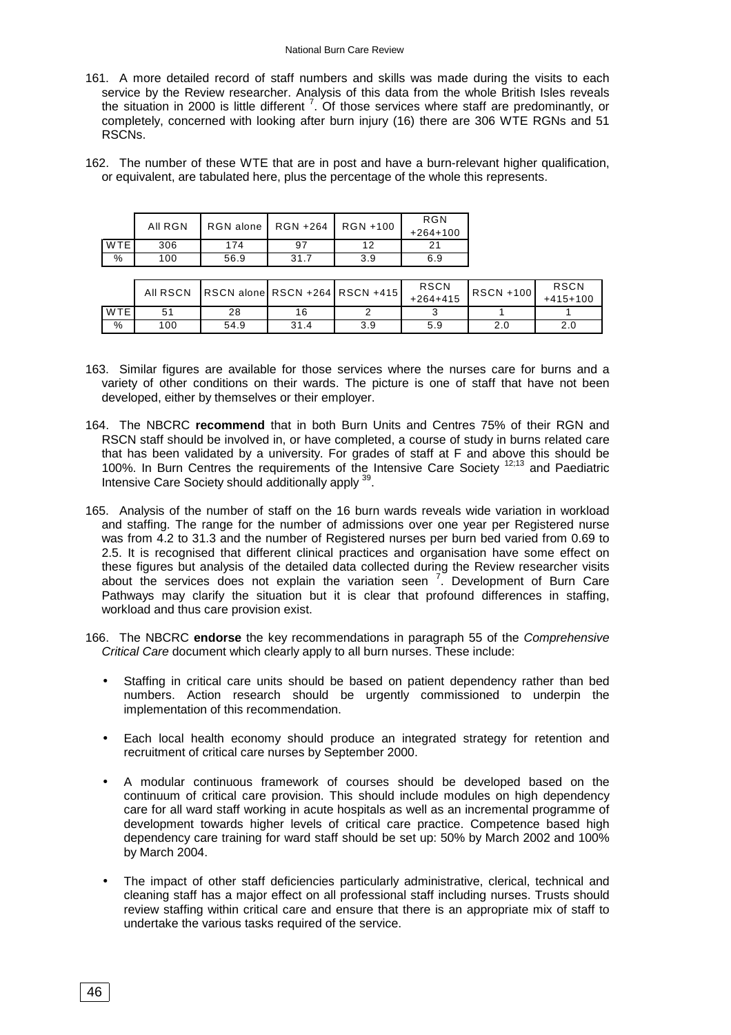161. A more detailed record of staff numbers and skills was made during the visits to each service by the Review researcher. Analysis of this data from the whole British Isles reveals the situation in 2000 is little different [7]. Of those services where staff are predominantly, or completely, concerned with looking after burn injury (16) there are 306 WTE RGNs and 51 RSCNs.

162. The number of these WTE that are in post and have a burn-relevant higher qualification, or equivalent, are tabulated here, plus the percentage of the whole this represents.

| | All RGN | RGN alone | RGN +264 | RGN +100 | RGN +264+100 |
|---|---|---|---|---|---|
| WTE | 306 | 174 | 97 | 12 | 21 |
| % | 100 | 56.9 | 31.7 | 3.9 | 6.9 |

| | All RSCN | RSCN alone | RSCN +264 | RSCN +415 | RSCN +264+415 | RSCN +100 | RSCN +415+100 |
|---|---|---|---|---|---|---|---|
| WTE | 51 | 28 | 16 | 2 | 3 | 1 | 1 |
| % | 100 | 54.9 | 31.4 | 3.9 | 5.9 | 2.0 | 2.0 |

163. Similar figures are available for those services where the nurses care for burns and a variety of other conditions on their wards. The picture is one of staff that have not been developed, either by themselves or their employer.

164. The NBCRC **recommend** that in both Burn Units and Centres 75% of their RGN and RSCN staff should be involved in, or have completed, a course of study in burns related care that has been validated by a university. For grades of staff at F and above this should be 100%. In Burn Centres the requirements of the Intensive Care Society [12;13] and Paediatric Intensive Care Society should additionally apply [39].

165. Analysis of the number of staff on the 16 burn wards reveals wide variation in workload and staffing. The range for the number of admissions over one year per Registered nurse was from 4.2 to 31.3 and the number of Registered nurses per burn bed varied from 0.69 to 2.5. It is recognised that different clinical practices and organisation have some effect on these figures but analysis of the detailed data collected during the Review researcher visits about the services does not explain the variation seen [7]. Development of Burn Care Pathways may clarify the situation but it is clear that profound differences in staffing, workload and thus care provision exist.

166. The NBCRC **endorse** the key recommendations in paragraph 55 of the *Comprehensive Critical Care* document which clearly apply to all burn nurses. These include:

- Staffing in critical care units should be based on patient dependency rather than bed numbers. Action research should be urgently commissioned to underpin the implementation of this recommendation.

- Each local health economy should produce an integrated strategy for retention and recruitment of critical care nurses by September 2000.

- A modular continuous framework of courses should be developed based on the continuum of critical care provision. This should include modules on high dependency care for all ward staff working in acute hospitals as well as an incremental programme of development towards higher levels of critical care practice. Competence based high dependency care training for ward staff should be set up: 50% by March 2002 and 100% by March 2004.

- The impact of other staff deficiencies particularly administrative, clerical, technical and cleaning staff has a major effect on all professional staff including nurses. Trusts should review staffing within critical care and ensure that there is an appropriate mix of staff to undertake the various tasks required of the service.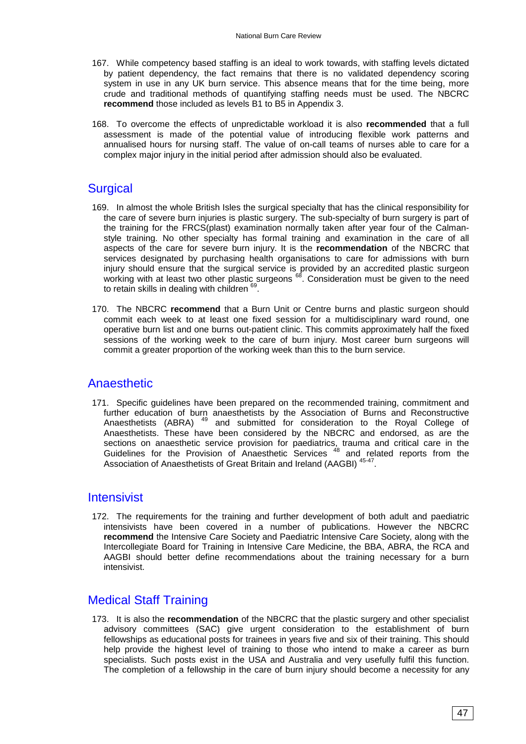167. While competency based staffing is an ideal to work towards, with staffing levels dictated by patient dependency, the fact remains that there is no validated dependency scoring system in use in any UK burn service. This absence means that for the time being, more crude and traditional methods of quantifying staffing needs must be used. The NBCRC **recommend** those included as levels B1 to B5 in Appendix 3.

168. To overcome the effects of unpredictable workload it is also **recommended** that a full assessment is made of the potential value of introducing flexible work patterns and annualised hours for nursing staff. The value of on-call teams of nurses able to care for a complex major injury in the initial period after admission should also be evaluated.

## Surgical

169. In almost the whole British Isles the surgical specialty that has the clinical responsibility for the care of severe burn injuries is plastic surgery. The sub-specialty of burn surgery is part of the training for the FRCS(plast) examination normally taken after year four of the Calman-style training. No other specialty has formal training and examination in the care of all aspects of the care for severe burn injury. It is the **recommendation** of the NBCRC that services designated by purchasing health organisations to care for admissions with burn injury should ensure that the surgical service is provided by an accredited plastic surgeon working with at least two other plastic surgeons [68]. Consideration must be given to the need to retain skills in dealing with children [69].

170. The NBCRC **recommend** that a Burn Unit or Centre burns and plastic surgeon should commit each week to at least one fixed session for a multidisciplinary ward round, one operative burn list and one burns out-patient clinic. This commits approximately half the fixed sessions of the working week to the care of burn injury. Most career burn surgeons will commit a greater proportion of the working week than this to the burn service.

## Anaesthetic

171. Specific guidelines have been prepared on the recommended training, commitment and further education of burn anaesthetists by the Association of Burns and Reconstructive Anaesthetists (ABRA) [49] and submitted for consideration to the Royal College of Anaesthetists. These have been considered by the NBCRC and endorsed, as are the sections on anaesthetic service provision for paediatrics, trauma and critical care in the Guidelines for the Provision of Anaesthetic Services [48] and related reports from the Association of Anaesthetists of Great Britain and Ireland (AAGBI) [45-47].

## Intensivist

172. The requirements for the training and further development of both adult and paediatric intensivists have been covered in a number of publications. However the NBCRC **recommend** the Intensive Care Society and Paediatric Intensive Care Society, along with the Intercollegiate Board for Training in Intensive Care Medicine, the BBA, ABRA, the RCA and AAGBI should better define recommendations about the training necessary for a burn intensivist.

## Medical Staff Training

173. It is also the **recommendation** of the NBCRC that the plastic surgery and other specialist advisory committees (SAC) give urgent consideration to the establishment of burn fellowships as educational posts for trainees in years five and six of their training. This should help provide the highest level of training to those who intend to make a career as burn specialists. Such posts exist in the USA and Australia and very usefully fulfil this function. The completion of a fellowship in the care of burn injury should become a necessity for any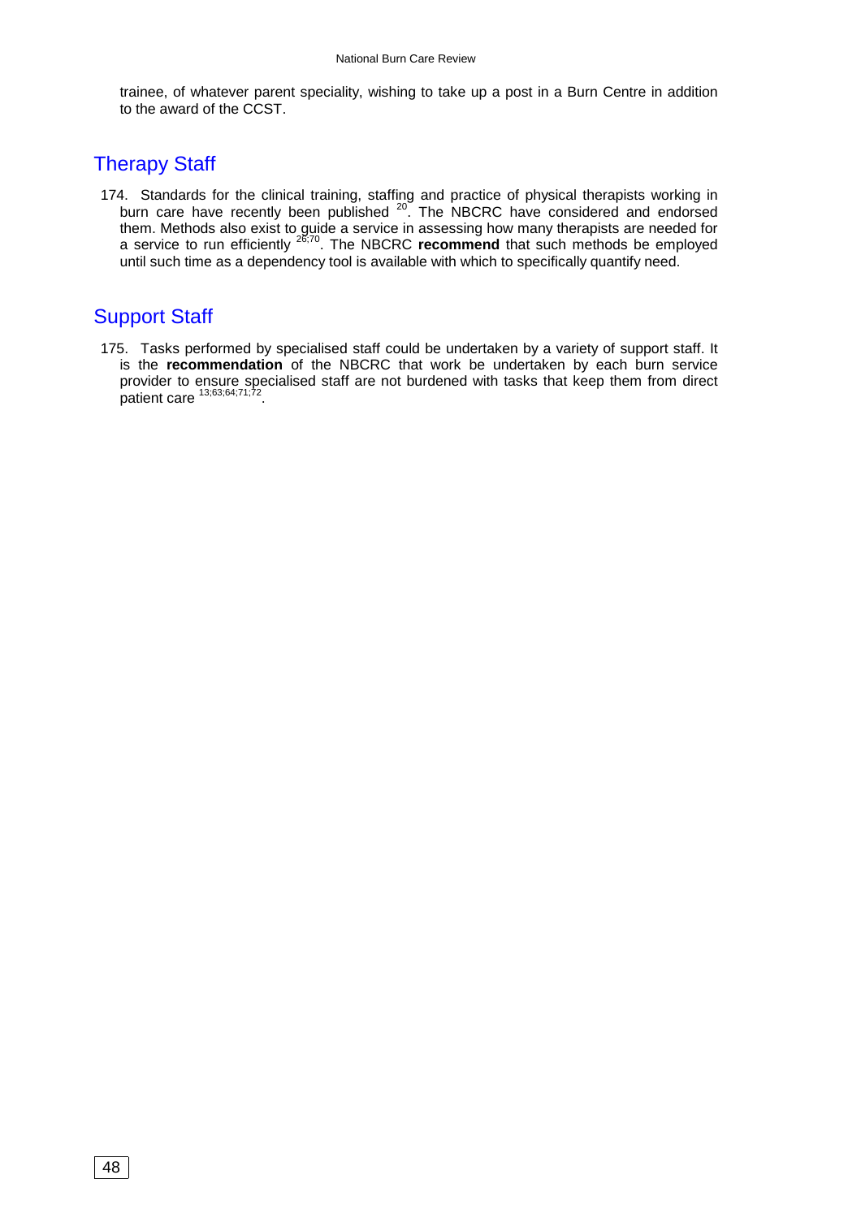trainee, of whatever parent speciality, wishing to take up a post in a Burn Centre in addition to the award of the CCST.

## Therapy Staff

174. Standards for the clinical training, staffing and practice of physical therapists working in burn care have recently been published [20]. The NBCRC have considered and endorsed them. Methods also exist to guide a service in assessing how many therapists are needed for a service to run efficiently [26;70]. The NBCRC **recommend** that such methods be employed until such time as a dependency tool is available with which to specifically quantify need.

## Support Staff

175. Tasks performed by specialised staff could be undertaken by a variety of support staff. It is the **recommendation** of the NBCRC that work be undertaken by each burn service provider to ensure specialised staff are not burdened with tasks that keep them from direct patient care [13;63;64;71;72].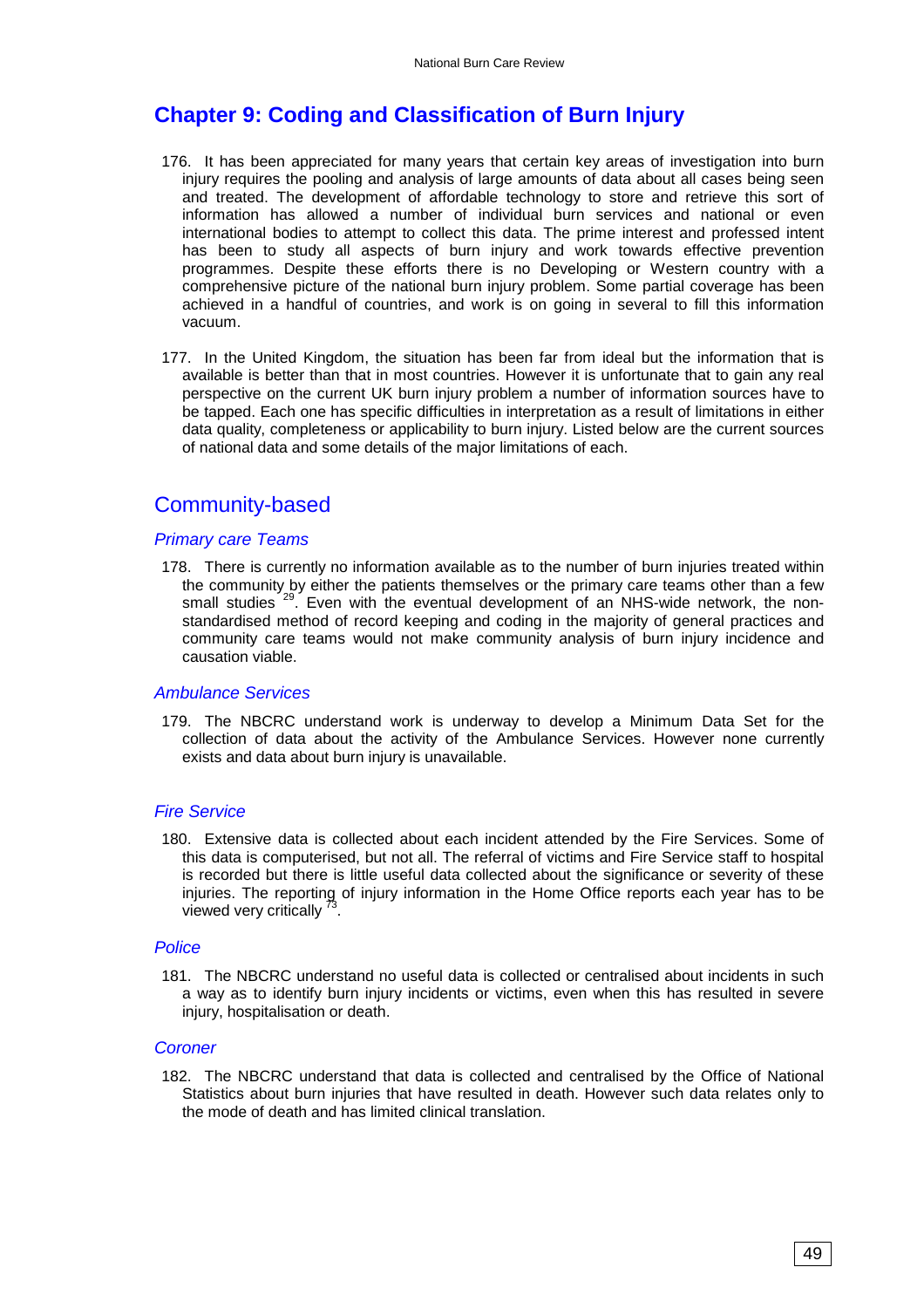# Chapter 9: Coding and Classification of Burn Injury

176. It has been appreciated for many years that certain key areas of investigation into burn injury requires the pooling and analysis of large amounts of data about all cases being seen and treated. The development of affordable technology to store and retrieve this sort of information has allowed a number of individual burn services and national or even international bodies to attempt to collect this data. The prime interest and professed intent has been to study all aspects of burn injury and work towards effective prevention programmes. Despite these efforts there is no Developing or Western country with a comprehensive picture of the national burn injury problem. Some partial coverage has been achieved in a handful of countries, and work is on going in several to fill this information vacuum.

177. In the United Kingdom, the situation has been far from ideal but the information that is available is better than that in most countries. However it is unfortunate that to gain any real perspective on the current UK burn injury problem a number of information sources have to be tapped. Each one has specific difficulties in interpretation as a result of limitations in either data quality, completeness or applicability to burn injury. Listed below are the current sources of national data and some details of the major limitations of each.

## Community-based

### *Primary care Teams*

178. There is currently no information available as to the number of burn injuries treated within the community by either the patients themselves or the primary care teams other than a few small studies [29]. Even with the eventual development of an NHS-wide network, the non-standardised method of record keeping and coding in the majority of general practices and community care teams would not make community analysis of burn injury incidence and causation viable.

### *Ambulance Services*

179. The NBCRC understand work is underway to develop a Minimum Data Set for the collection of data about the activity of the Ambulance Services. However none currently exists and data about burn injury is unavailable.

### *Fire Service*

180. Extensive data is collected about each incident attended by the Fire Services. Some of this data is computerised, but not all. The referral of victims and Fire Service staff to hospital is recorded but there is little useful data collected about the significance or severity of these injuries. The reporting of injury information in the Home Office reports each year has to be viewed very critically [73].

### *Police*

181. The NBCRC understand no useful data is collected or centralised about incidents in such a way as to identify burn injury incidents or victims, even when this has resulted in severe injury, hospitalisation or death.

### *Coroner*

182. The NBCRC understand that data is collected and centralised by the Office of National Statistics about burn injuries that have resulted in death. However such data relates only to the mode of death and has limited clinical translation.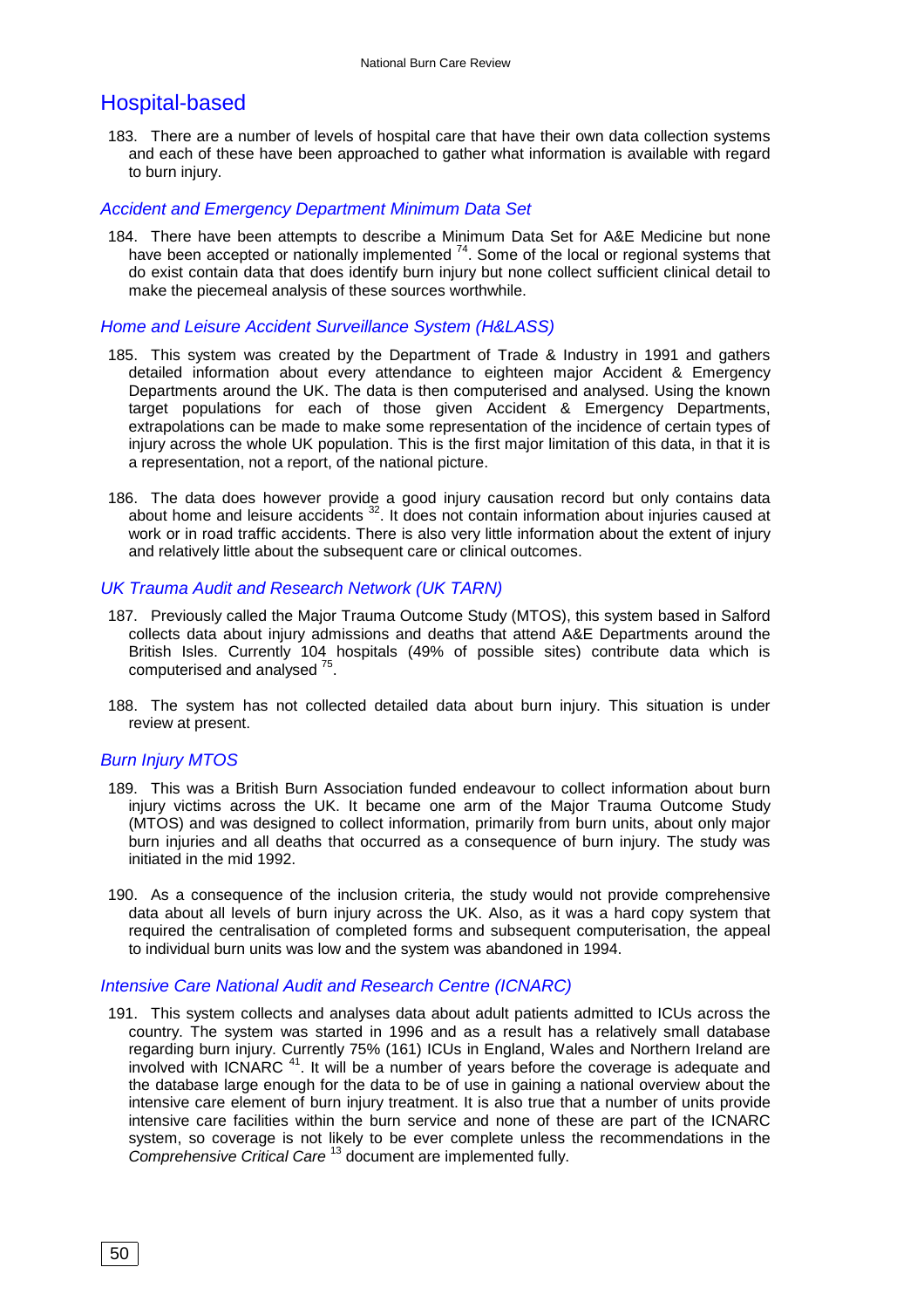## Hospital-based

183. There are a number of levels of hospital care that have their own data collection systems and each of these have been approached to gather what information is available with regard to burn injury.

### *Accident and Emergency Department Minimum Data Set*

184. There have been attempts to describe a Minimum Data Set for A&E Medicine but none have been accepted or nationally implemented [74]. Some of the local or regional systems that do exist contain data that does identify burn injury but none collect sufficient clinical detail to make the piecemeal analysis of these sources worthwhile.

### *Home and Leisure Accident Surveillance System (H&LASS)*

185. This system was created by the Department of Trade & Industry in 1991 and gathers detailed information about every attendance to eighteen major Accident & Emergency Departments around the UK. The data is then computerised and analysed. Using the known target populations for each of those given Accident & Emergency Departments, extrapolations can be made to make some representation of the incidence of certain types of injury across the whole UK population. This is the first major limitation of this data, in that it is a representation, not a report, of the national picture.

186. The data does however provide a good injury causation record but only contains data about home and leisure accidents [32]. It does not contain information about injuries caused at work or in road traffic accidents. There is also very little information about the extent of injury and relatively little about the subsequent care or clinical outcomes.

### *UK Trauma Audit and Research Network (UK TARN)*

187. Previously called the Major Trauma Outcome Study (MTOS), this system based in Salford collects data about injury admissions and deaths that attend A&E Departments around the British Isles. Currently 104 hospitals (49% of possible sites) contribute data which is computerised and analysed [75].

188. The system has not collected detailed data about burn injury. This situation is under review at present.

### *Burn Injury MTOS*

189. This was a British Burn Association funded endeavour to collect information about burn injury victims across the UK. It became one arm of the Major Trauma Outcome Study (MTOS) and was designed to collect information, primarily from burn units, about only major burn injuries and all deaths that occurred as a consequence of burn injury. The study was initiated in the mid 1992.

190. As a consequence of the inclusion criteria, the study would not provide comprehensive data about all levels of burn injury across the UK. Also, as it was a hard copy system that required the centralisation of completed forms and subsequent computerisation, the appeal to individual burn units was low and the system was abandoned in 1994.

### *Intensive Care National Audit and Research Centre (ICNARC)*

191. This system collects and analyses data about adult patients admitted to ICUs across the country. The system was started in 1996 and as a result has a relatively small database regarding burn injury. Currently 75% (161) ICUs in England, Wales and Northern Ireland are involved with ICNARC [41]. It will be a number of years before the coverage is adequate and the database large enough for the data to be of use in gaining a national overview about the intensive care element of burn injury treatment. It is also true that a number of units provide intensive care facilities within the burn service and none of these are part of the ICNARC system, so coverage is not likely to be ever complete unless the recommendations in the *Comprehensive Critical Care* [13] document are implemented fully.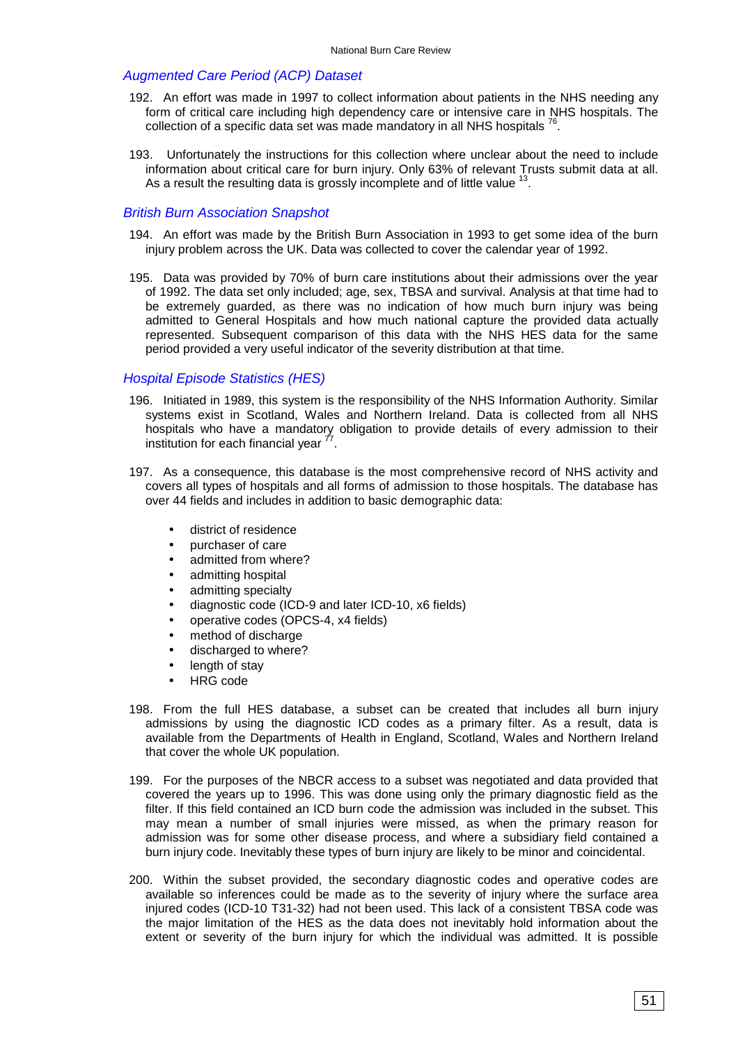### Augmented Care Period (ACP) Dataset

192. An effort was made in 1997 to collect information about patients in the NHS needing any form of critical care including high dependency care or intensive care in NHS hospitals. The collection of a specific data set was made mandatory in all NHS hospitals [76].

193. Unfortunately the instructions for this collection where unclear about the need to include information about critical care for burn injury. Only 63% of relevant Trusts submit data at all. As a result the resulting data is grossly incomplete and of little value [13].

### British Burn Association Snapshot

194. An effort was made by the British Burn Association in 1993 to get some idea of the burn injury problem across the UK. Data was collected to cover the calendar year of 1992.

195. Data was provided by 70% of burn care institutions about their admissions over the year of 1992. The data set only included; age, sex, TBSA and survival. Analysis at that time had to be extremely guarded, as there was no indication of how much burn injury was being admitted to General Hospitals and how much national capture the provided data actually represented. Subsequent comparison of this data with the NHS HES data for the same period provided a very useful indicator of the severity distribution at that time.

### Hospital Episode Statistics (HES)

196. Initiated in 1989, this system is the responsibility of the NHS Information Authority. Similar systems exist in Scotland, Wales and Northern Ireland. Data is collected from all NHS hospitals who have a mandatory obligation to provide details of every admission to their institution for each financial year [77].

197. As a consequence, this database is the most comprehensive record of NHS activity and covers all types of hospitals and all forms of admission to those hospitals. The database has over 44 fields and includes in addition to basic demographic data:

- district of residence
- purchaser of care
- admitted from where?
- admitting hospital
- admitting specialty
- diagnostic code (ICD-9 and later ICD-10, x6 fields)
- operative codes (OPCS-4, x4 fields)
- method of discharge
- discharged to where?
- length of stay
- HRG code

198. From the full HES database, a subset can be created that includes all burn injury admissions by using the diagnostic ICD codes as a primary filter. As a result, data is available from the Departments of Health in England, Scotland, Wales and Northern Ireland that cover the whole UK population.

199. For the purposes of the NBCR access to a subset was negotiated and data provided that covered the years up to 1996. This was done using only the primary diagnostic field as the filter. If this field contained an ICD burn code the admission was included in the subset. This may mean a number of small injuries were missed, as when the primary reason for admission was for some other disease process, and where a subsidiary field contained a burn injury code. Inevitably these types of burn injury are likely to be minor and coincidental.

200. Within the subset provided, the secondary diagnostic codes and operative codes are available so inferences could be made as to the severity of injury where the surface area injured codes (ICD-10 T31-32) had not been used. This lack of a consistent TBSA code was the major limitation of the HES as the data does not inevitably hold information about the extent or severity of the burn injury for which the individual was admitted. It is possible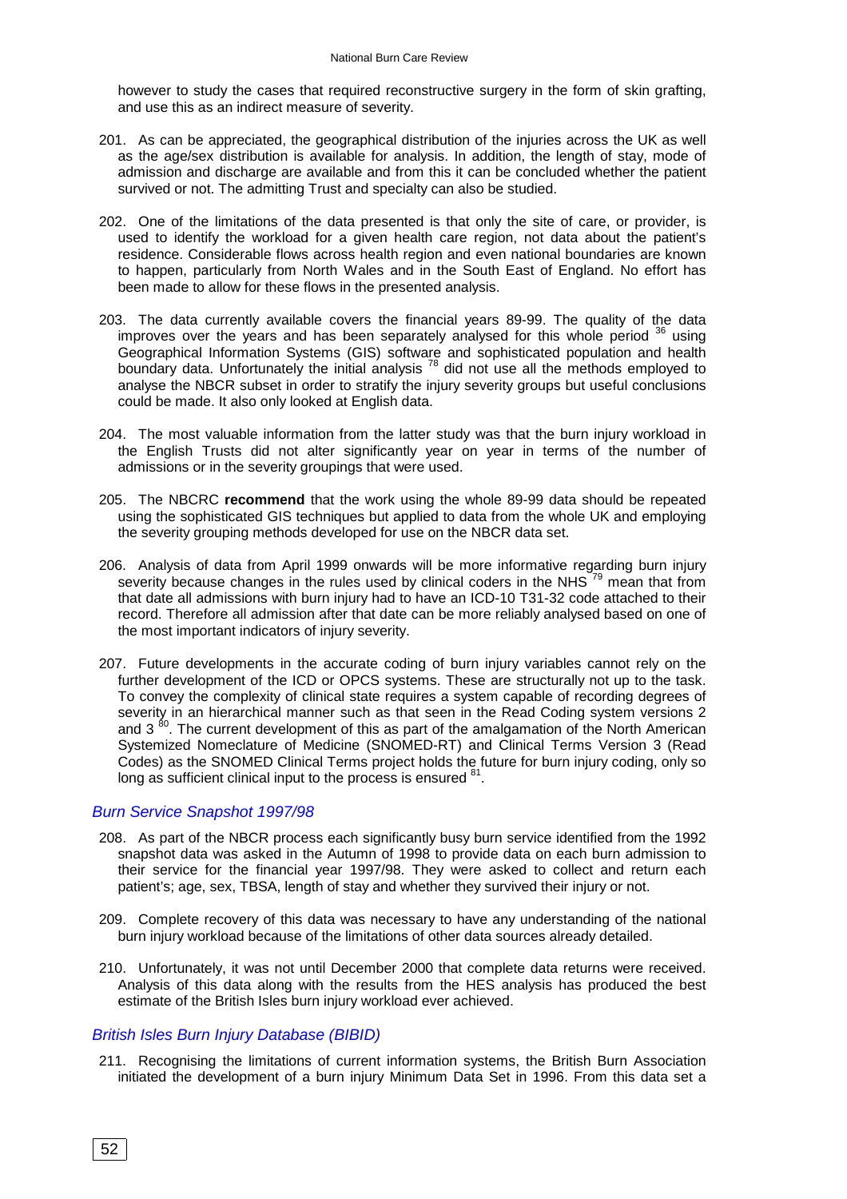however to study the cases that required reconstructive surgery in the form of skin grafting, and use this as an indirect measure of severity.

201. As can be appreciated, the geographical distribution of the injuries across the UK as well as the age/sex distribution is available for analysis. In addition, the length of stay, mode of admission and discharge are available and from this it can be concluded whether the patient survived or not. The admitting Trust and specialty can also be studied.

202. One of the limitations of the data presented is that only the site of care, or provider, is used to identify the workload for a given health care region, not data about the patient's residence. Considerable flows across health region and even national boundaries are known to happen, particularly from North Wales and in the South East of England. No effort has been made to allow for these flows in the presented analysis.

203. The data currently available covers the financial years 89-99. The quality of the data improves over the years and has been separately analysed for this whole period [36] using Geographical Information Systems (GIS) software and sophisticated population and health boundary data. Unfortunately the initial analysis [78] did not use all the methods employed to analyse the NBCR subset in order to stratify the injury severity groups but useful conclusions could be made. It also only looked at English data.

204. The most valuable information from the latter study was that the burn injury workload in the English Trusts did not alter significantly year on year in terms of the number of admissions or in the severity groupings that were used.

205. The NBCRC **recommend** that the work using the whole 89-99 data should be repeated using the sophisticated GIS techniques but applied to data from the whole UK and employing the severity grouping methods developed for use on the NBCR data set.

206. Analysis of data from April 1999 onwards will be more informative regarding burn injury severity because changes in the rules used by clinical coders in the NHS [79] mean that from that date all admissions with burn injury had to have an ICD-10 T31-32 code attached to their record. Therefore all admission after that date can be more reliably analysed based on one of the most important indicators of injury severity.

207. Future developments in the accurate coding of burn injury variables cannot rely on the further development of the ICD or OPCS systems. These are structurally not up to the task. To convey the complexity of clinical state requires a system capable of recording degrees of severity in an hierarchical manner such as that seen in the Read Coding system versions 2 and 3 [80]. The current development of this as part of the amalgamation of the North American Systemized Nomeclature of Medicine (SNOMED-RT) and Clinical Terms Version 3 (Read Codes) as the SNOMED Clinical Terms project holds the future for burn injury coding, only so long as sufficient clinical input to the process is ensured [81].

### *Burn Service Snapshot 1997/98*

208. As part of the NBCR process each significantly busy burn service identified from the 1992 snapshot data was asked in the Autumn of 1998 to provide data on each burn admission to their service for the financial year 1997/98. They were asked to collect and return each patient's; age, sex, TBSA, length of stay and whether they survived their injury or not.

209. Complete recovery of this data was necessary to have any understanding of the national burn injury workload because of the limitations of other data sources already detailed.

210. Unfortunately, it was not until December 2000 that complete data returns were received. Analysis of this data along with the results from the HES analysis has produced the best estimate of the British Isles burn injury workload ever achieved.

### *British Isles Burn Injury Database (BIBID)*

211. Recognising the limitations of current information systems, the British Burn Association initiated the development of a burn injury Minimum Data Set in 1996. From this data set a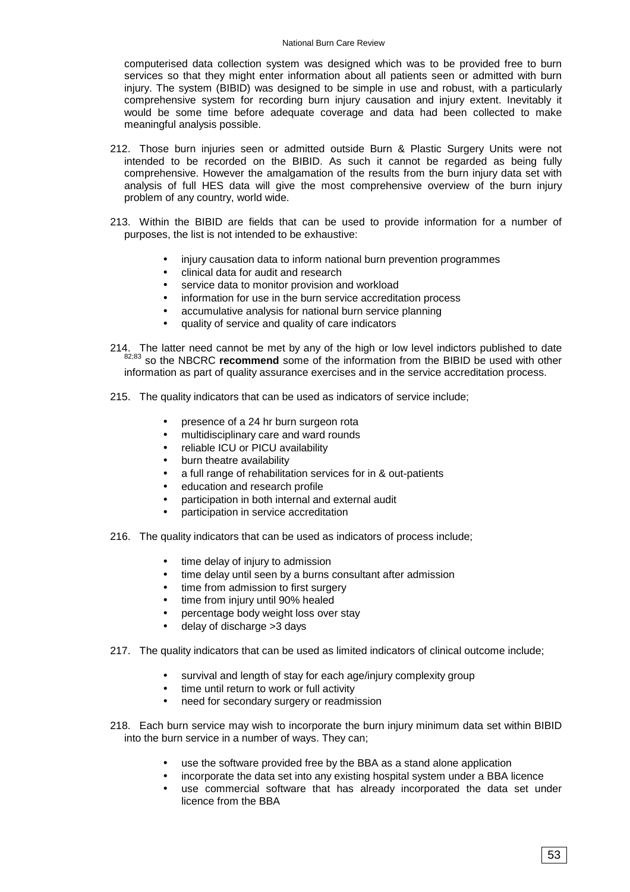computerised data collection system was designed which was to be provided free to burn services so that they might enter information about all patients seen or admitted with burn injury. The system (BIBID) was designed to be simple in use and robust, with a particularly comprehensive system for recording burn injury causation and injury extent. Inevitably it would be some time before adequate coverage and data had been collected to make meaningful analysis possible.

212. Those burn injuries seen or admitted outside Burn & Plastic Surgery Units were not intended to be recorded on the BIBID. As such it cannot be regarded as being fully comprehensive. However the amalgamation of the results from the burn injury data set with analysis of full HES data will give the most comprehensive overview of the burn injury problem of any country, world wide.

213. Within the BIBID are fields that can be used to provide information for a number of purposes, the list is not intended to be exhaustive:

- injury causation data to inform national burn prevention programmes
- clinical data for audit and research
- service data to monitor provision and workload
- information for use in the burn service accreditation process
- accumulative analysis for national burn service planning
- quality of service and quality of care indicators

214. The latter need cannot be met by any of the high or low level indictors published to date [82;83] so the NBCRC **recommend** some of the information from the BIBID be used with other information as part of quality assurance exercises and in the service accreditation process.

215. The quality indicators that can be used as indicators of service include;

- presence of a 24 hr burn surgeon rota
- multidisciplinary care and ward rounds
- reliable ICU or PICU availability
- burn theatre availability
- a full range of rehabilitation services for in & out-patients
- education and research profile
- participation in both internal and external audit
- participation in service accreditation

216. The quality indicators that can be used as indicators of process include;

- time delay of injury to admission
- time delay until seen by a burns consultant after admission
- time from admission to first surgery
- time from injury until 90% healed
- percentage body weight loss over stay
- delay of discharge >3 days

217. The quality indicators that can be used as limited indicators of clinical outcome include;

- survival and length of stay for each age/injury complexity group
- time until return to work or full activity
- need for secondary surgery or readmission

218. Each burn service may wish to incorporate the burn injury minimum data set within BIBID into the burn service in a number of ways. They can;

- use the software provided free by the BBA as a stand alone application
- incorporate the data set into any existing hospital system under a BBA licence
- use commercial software that has already incorporated the data set under licence from the BBA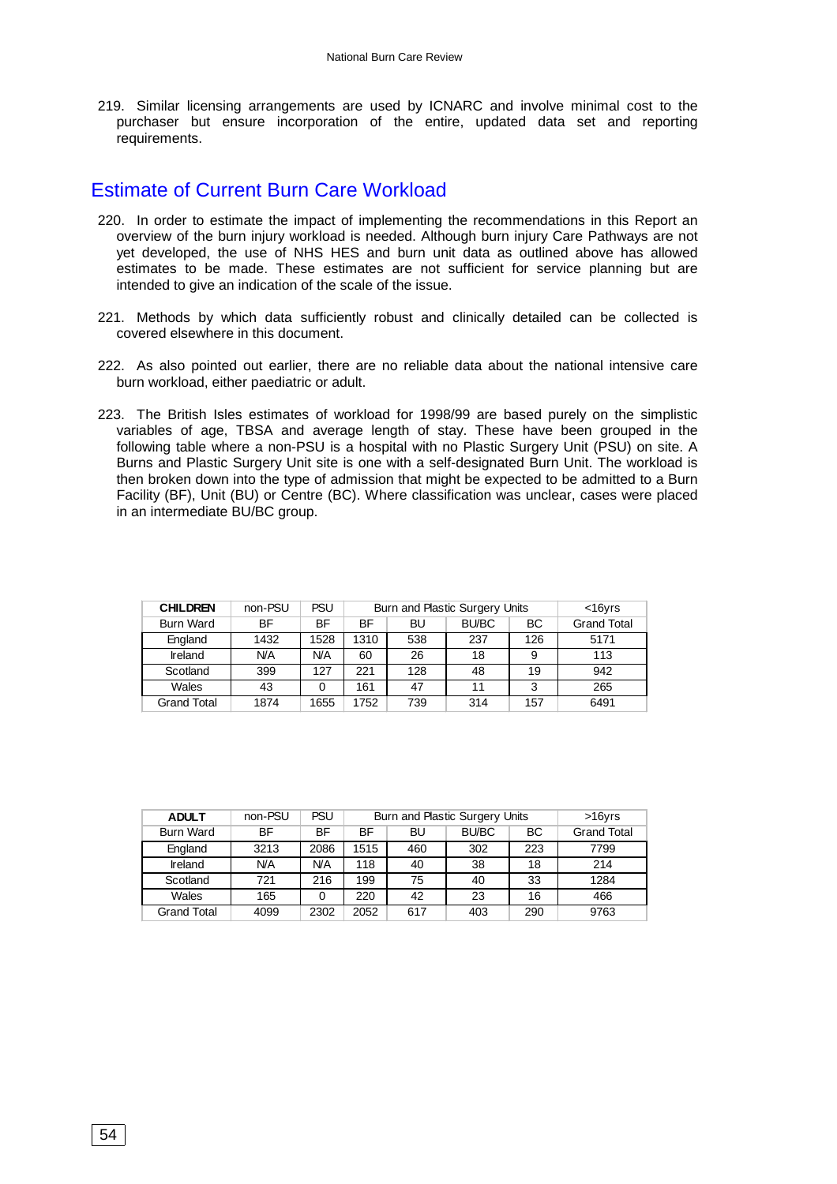219. Similar licensing arrangements are used by ICNARC and involve minimal cost to the purchaser but ensure incorporation of the entire, updated data set and reporting requirements.

## Estimate of Current Burn Care Workload

220. In order to estimate the impact of implementing the recommendations in this Report an overview of the burn injury workload is needed. Although burn injury Care Pathways are not yet developed, the use of NHS HES and burn unit data as outlined above has allowed estimates to be made. These estimates are not sufficient for service planning but are intended to give an indication of the scale of the issue.

221. Methods by which data sufficiently robust and clinically detailed can be collected is covered elsewhere in this document.

222. As also pointed out earlier, there are no reliable data about the national intensive care burn workload, either paediatric or adult.

223. The British Isles estimates of workload for 1998/99 are based purely on the simplistic variables of age, TBSA and average length of stay. These have been grouped in the following table where a non-PSU is a hospital with no Plastic Surgery Unit (PSU) on site. A Burns and Plastic Surgery Unit site is one with a self-designated Burn Unit. The workload is then broken down into the type of admission that might be expected to be admitted to a Burn Facility (BF), Unit (BU) or Centre (BC). Where classification was unclear, cases were placed in an intermediate BU/BC group.

| **CHILDREN** | non-PSU | PSU | Burn and Plastic Surgery Units | | | | <16yrs |
|---|---|---|---|---|---|---|---|
| Burn Ward | BF | BF | BF | BU | BU/BC | BC | Grand Total |
| England | 1432 | 1528 | 1310 | 538 | 237 | 126 | 5171 |
| Ireland | N/A | N/A | 60 | 26 | 18 | 9 | 113 |
| Scotland | 399 | 127 | 221 | 128 | 48 | 19 | 942 |
| Wales | 43 | 0 | 161 | 47 | 11 | 3 | 265 |
| Grand Total | 1874 | 1655 | 1752 | 739 | 314 | 157 | 6491 |

| **ADULT** | non-PSU | PSU | Burn and Plastic Surgery Units | | | | >16yrs |
|---|---|---|---|---|---|---|---|
| Burn Ward | BF | BF | BF | BU | BU/BC | BC | Grand Total |
| England | 3213 | 2086 | 1515 | 460 | 302 | 223 | 7799 |
| Ireland | N/A | N/A | 118 | 40 | 38 | 18 | 214 |
| Scotland | 721 | 216 | 199 | 75 | 40 | 33 | 1284 |
| Wales | 165 | 0 | 220 | 42 | 23 | 16 | 466 |
| Grand Total | 4099 | 2302 | 2052 | 617 | 403 | 290 | 9763 |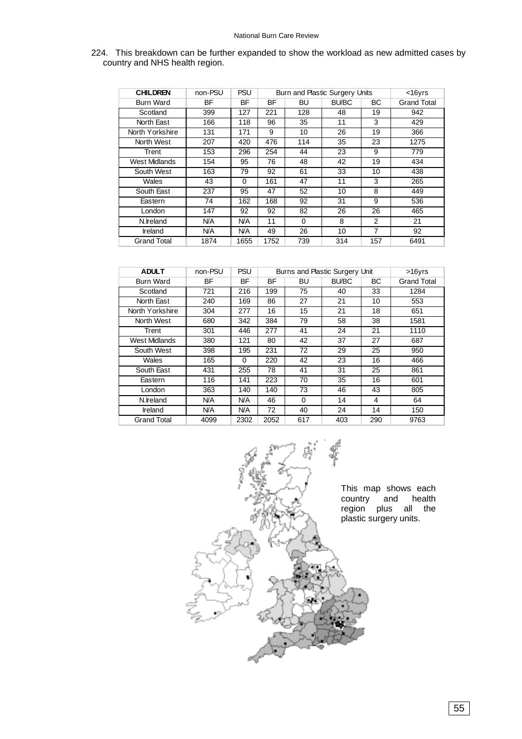224. This breakdown can be further expanded to show the workload as new admitted cases by country and NHS health region.

| CHILDREN | non-PSU | PSU | Burn and Plastic Surgery Units | | | | <16yrs |
|---|---|---|---|---|---|---|---|
| Burn Ward | BF | BF | BF | BU | BU/BC | BC | Grand Total |
| Scotland | 399 | 127 | 221 | 128 | 48 | 19 | 942 |
| North East | 166 | 118 | 96 | 35 | 11 | 3 | 429 |
| North Yorkshire | 131 | 171 | 9 | 10 | 26 | 19 | 366 |
| North West | 207 | 420 | 476 | 114 | 35 | 23 | 1275 |
| Trent | 153 | 296 | 254 | 44 | 23 | 9 | 779 |
| West Midlands | 154 | 95 | 76 | 48 | 42 | 19 | 434 |
| South West | 163 | 79 | 92 | 61 | 33 | 10 | 438 |
| Wales | 43 | 0 | 161 | 47 | 11 | 3 | 265 |
| South East | 237 | 95 | 47 | 52 | 10 | 8 | 449 |
| Eastern | 74 | 162 | 168 | 92 | 31 | 9 | 536 |
| London | 147 | 92 | 92 | 82 | 26 | 26 | 465 |
| N.Ireland | N/A | N/A | 11 | 0 | 8 | 2 | 21 |
| Ireland | N/A | N/A | 49 | 26 | 10 | 7 | 92 |
| Grand Total | 1874 | 1655 | 1752 | 739 | 314 | 157 | 6491 |

| ADULT | non-PSU | PSU | Burns and Plastic Surgery Unit | | | | >16yrs |
|---|---|---|---|---|---|---|---|
| Burn Ward | BF | BF | BF | BU | BU/BC | BC | Grand Total |
| Scotland | 721 | 216 | 199 | 75 | 40 | 33 | 1284 |
| North East | 240 | 169 | 86 | 27 | 21 | 10 | 553 |
| North Yorkshire | 304 | 277 | 16 | 15 | 21 | 18 | 651 |
| North West | 680 | 342 | 384 | 79 | 58 | 38 | 1581 |
| Trent | 301 | 446 | 277 | 41 | 24 | 21 | 1110 |
| West Midlands | 380 | 121 | 80 | 42 | 37 | 27 | 687 |
| South West | 398 | 195 | 231 | 72 | 29 | 25 | 950 |
| Wales | 165 | 0 | 220 | 42 | 23 | 16 | 466 |
| South East | 431 | 255 | 78 | 41 | 31 | 25 | 861 |
| Eastern | 116 | 141 | 223 | 70 | 35 | 16 | 601 |
| London | 363 | 140 | 140 | 73 | 46 | 43 | 805 |
| N.Ireland | N/A | N/A | 46 | 0 | 14 | 4 | 64 |
| Ireland | N/A | N/A | 72 | 40 | 24 | 14 | 150 |
| Grand Total | 4099 | 2302 | 2052 | 617 | 403 | 290 | 9763 |

This map shows each country and health region plus all the plastic surgery units.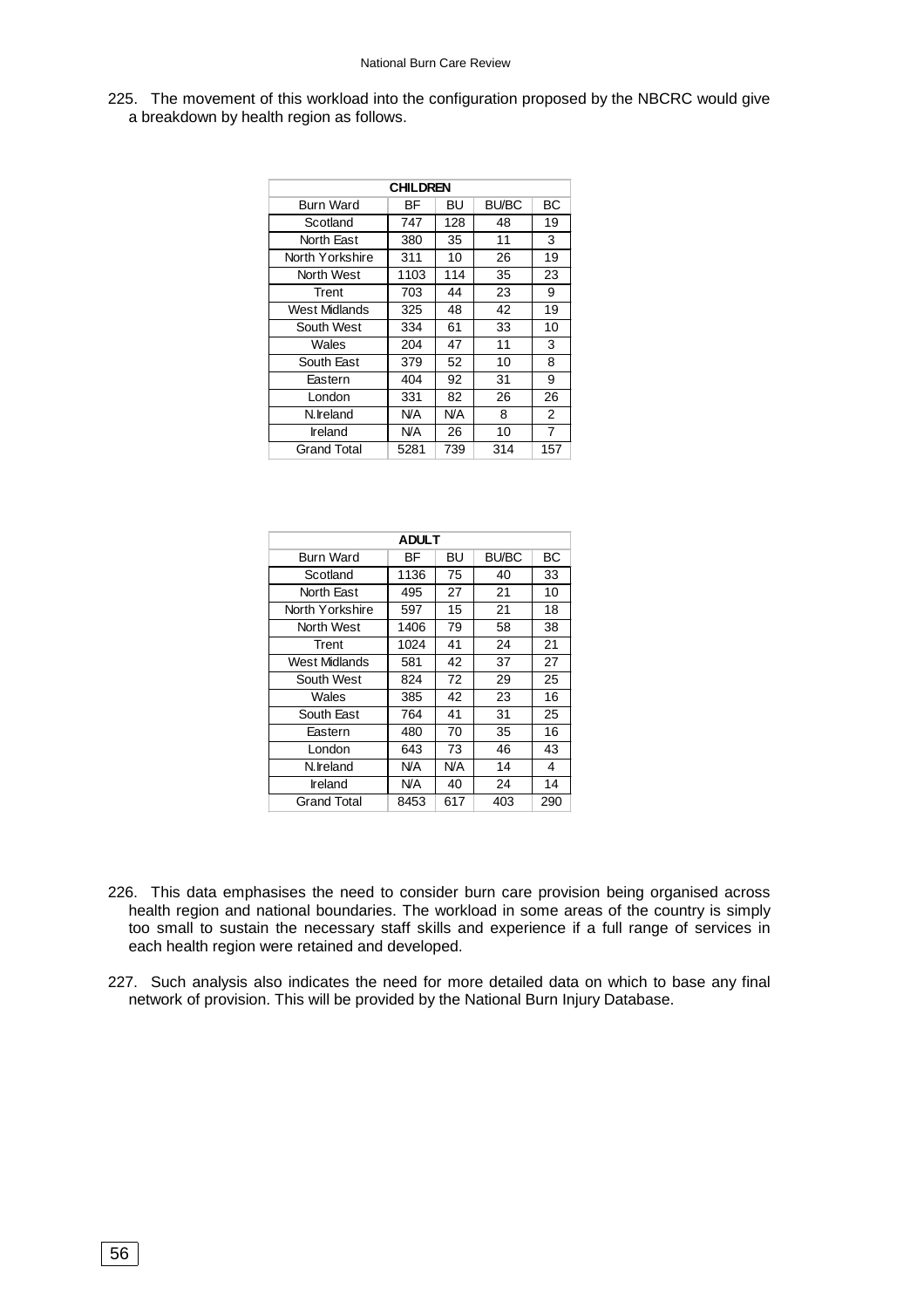225. The movement of this workload into the configuration proposed by the NBCRC would give a breakdown by health region as follows.

| CHILDREN | | | | |
|---|---|---|---|---|
| Burn Ward | BF | BU | BU/BC | BC |
| Scotland | 747 | 128 | 48 | 19 |
| North East | 380 | 35 | 11 | 3 |
| North Yorkshire | 311 | 10 | 26 | 19 |
| North West | 1103 | 114 | 35 | 23 |
| Trent | 703 | 44 | 23 | 9 |
| West Midlands | 325 | 48 | 42 | 19 |
| South West | 334 | 61 | 33 | 10 |
| Wales | 204 | 47 | 11 | 3 |
| South East | 379 | 52 | 10 | 8 |
| Eastern | 404 | 92 | 31 | 9 |
| London | 331 | 82 | 26 | 26 |
| N.Ireland | N/A | N/A | 8 | 2 |
| Ireland | N/A | 26 | 10 | 7 |
| Grand Total | 5281 | 739 | 314 | 157 |

| ADULT | | | | |
|---|---|---|---|---|
| Burn Ward | BF | BU | BU/BC | BC |
| Scotland | 1136 | 75 | 40 | 33 |
| North East | 495 | 27 | 21 | 10 |
| North Yorkshire | 597 | 15 | 21 | 18 |
| North West | 1406 | 79 | 58 | 38 |
| Trent | 1024 | 41 | 24 | 21 |
| West Midlands | 581 | 42 | 37 | 27 |
| South West | 824 | 72 | 29 | 25 |
| Wales | 385 | 42 | 23 | 16 |
| South East | 764 | 41 | 31 | 25 |
| Eastern | 480 | 70 | 35 | 16 |
| London | 643 | 73 | 46 | 43 |
| N.Ireland | N/A | N/A | 14 | 4 |
| Ireland | N/A | 40 | 24 | 14 |
| Grand Total | 8453 | 617 | 403 | 290 |

226. This data emphasises the need to consider burn care provision being organised across health region and national boundaries. The workload in some areas of the country is simply too small to sustain the necessary staff skills and experience if a full range of services in each health region were retained and developed.

227. Such analysis also indicates the need for more detailed data on which to base any final network of provision. This will be provided by the National Burn Injury Database.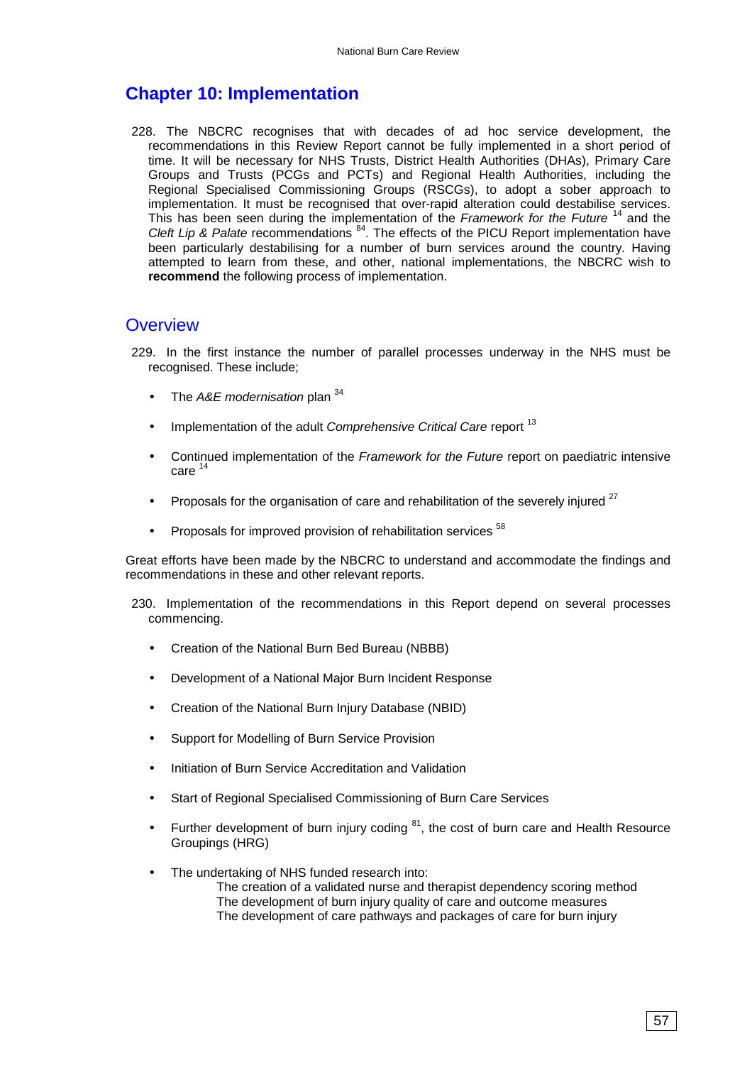## Chapter 10: Implementation

228. The NBCRC recognises that with decades of ad hoc service development, the recommendations in this Review Report cannot be fully implemented in a short period of time. It will be necessary for NHS Trusts, District Health Authorities (DHAs), Primary Care Groups and Trusts (PCGs and PCTs) and Regional Health Authorities, including the Regional Specialised Commissioning Groups (RSCGs), to adopt a sober approach to implementation. It must be recognised that over-rapid alteration could destabilise services. This has been seen during the implementation of the *Framework for the Future* [14] and the *Cleft Lip & Palate* recommendations [84]. The effects of the PICU Report implementation have been particularly destabilising for a number of burn services around the country. Having attempted to learn from these, and other, national implementations, the NBCRC wish to **recommend** the following process of implementation.

### Overview

229. In the first instance the number of parallel processes underway in the NHS must be recognised. These include;

- The *A&E modernisation* plan [34]
- Implementation of the adult *Comprehensive Critical Care* report [13]
- Continued implementation of the *Framework for the Future* report on paediatric intensive care [14]
- Proposals for the organisation of care and rehabilitation of the severely injured [27]
- Proposals for improved provision of rehabilitation services [58]

Great efforts have been made by the NBCRC to understand and accommodate the findings and recommendations in these and other relevant reports.

230. Implementation of the recommendations in this Report depend on several processes commencing.

- Creation of the National Burn Bed Bureau (NBBB)
- Development of a National Major Burn Incident Response
- Creation of the National Burn Injury Database (NBID)
- Support for Modelling of Burn Service Provision
- Initiation of Burn Service Accreditation and Validation
- Start of Regional Specialised Commissioning of Burn Care Services
- Further development of burn injury coding [81], the cost of burn care and Health Resource Groupings (HRG)
- The undertaking of NHS funded research into:
  - The creation of a validated nurse and therapist dependency scoring method
  - The development of burn injury quality of care and outcome measures
  - The development of care pathways and packages of care for burn injury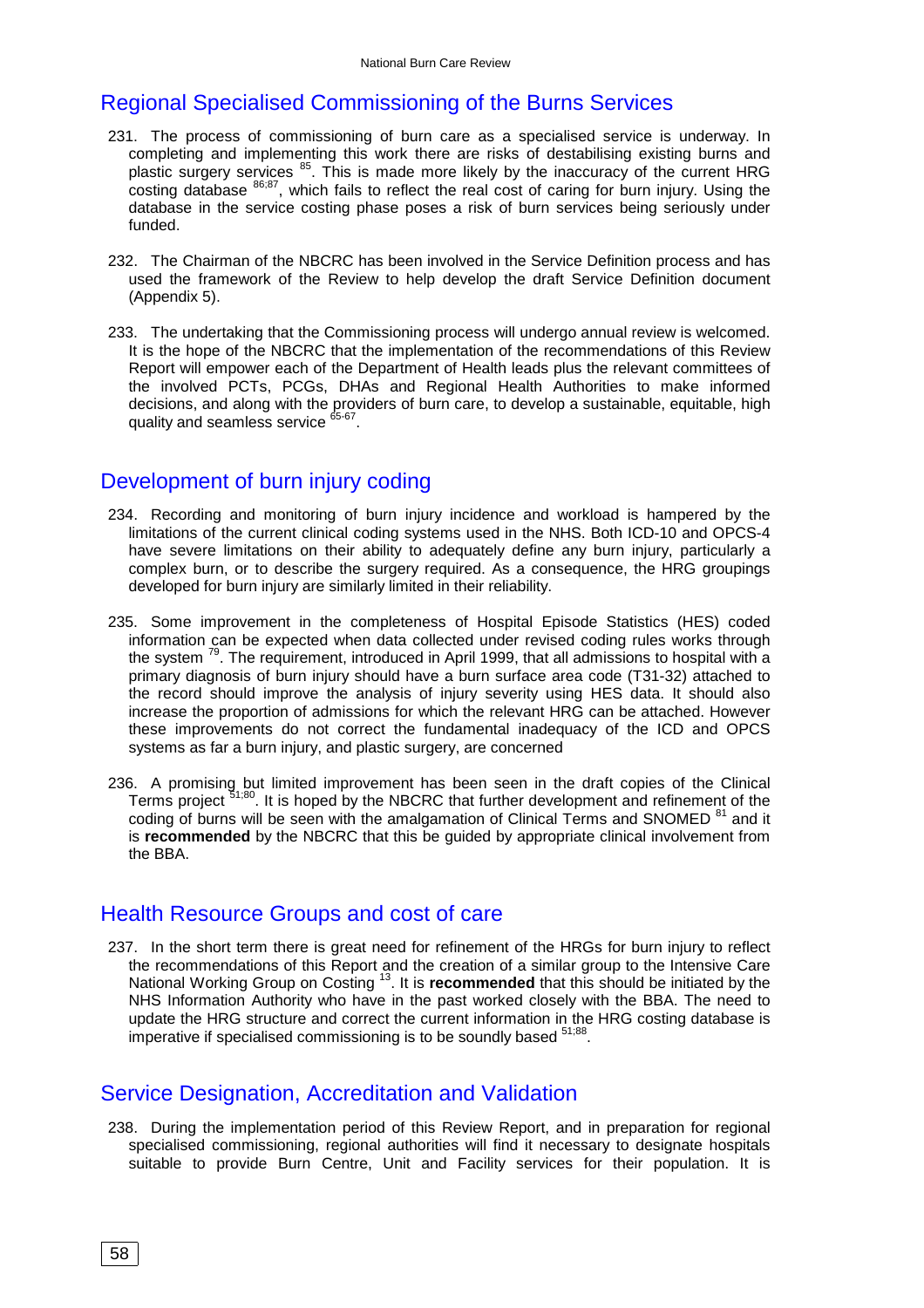## Regional Specialised Commissioning of the Burns Services

231. The process of commissioning of burn care as a specialised service is underway. In completing and implementing this work there are risks of destabilising existing burns and plastic surgery services [85]. This is made more likely by the inaccuracy of the current HRG costing database [86;87], which fails to reflect the real cost of caring for burn injury. Using the database in the service costing phase poses a risk of burn services being seriously under funded.

232. The Chairman of the NBCRC has been involved in the Service Definition process and has used the framework of the Review to help develop the draft Service Definition document (Appendix 5).

233. The undertaking that the Commissioning process will undergo annual review is welcomed. It is the hope of the NBCRC that the implementation of the recommendations of this Review Report will empower each of the Department of Health leads plus the relevant committees of the involved PCTs, PCGs, DHAs and Regional Health Authorities to make informed decisions, and along with the providers of burn care, to develop a sustainable, equitable, high quality and seamless service [65-67].

## Development of burn injury coding

234. Recording and monitoring of burn injury incidence and workload is hampered by the limitations of the current clinical coding systems used in the NHS. Both ICD-10 and OPCS-4 have severe limitations on their ability to adequately define any burn injury, particularly a complex burn, or to describe the surgery required. As a consequence, the HRG groupings developed for burn injury are similarly limited in their reliability.

235. Some improvement in the completeness of Hospital Episode Statistics (HES) coded information can be expected when data collected under revised coding rules works through the system [79]. The requirement, introduced in April 1999, that all admissions to hospital with a primary diagnosis of burn injury should have a burn surface area code (T31-32) attached to the record should improve the analysis of injury severity using HES data. It should also increase the proportion of admissions for which the relevant HRG can be attached. However these improvements do not correct the fundamental inadequacy of the ICD and OPCS systems as far a burn injury, and plastic surgery, are concerned

236. A promising but limited improvement has been seen in the draft copies of the Clinical Terms project [51;80]. It is hoped by the NBCRC that further development and refinement of the coding of burns will be seen with the amalgamation of Clinical Terms and SNOMED [81] and it is **recommended** by the NBCRC that this be guided by appropriate clinical involvement from the BBA.

## Health Resource Groups and cost of care

237. In the short term there is great need for refinement of the HRGs for burn injury to reflect the recommendations of this Report and the creation of a similar group to the Intensive Care National Working Group on Costing [13]. It is **recommended** that this should be initiated by the NHS Information Authority who have in the past worked closely with the BBA. The need to update the HRG structure and correct the current information in the HRG costing database is imperative if specialised commissioning is to be soundly based [51;88].

## Service Designation, Accreditation and Validation

238. During the implementation period of this Review Report, and in preparation for regional specialised commissioning, regional authorities will find it necessary to designate hospitals suitable to provide Burn Centre, Unit and Facility services for their population. It is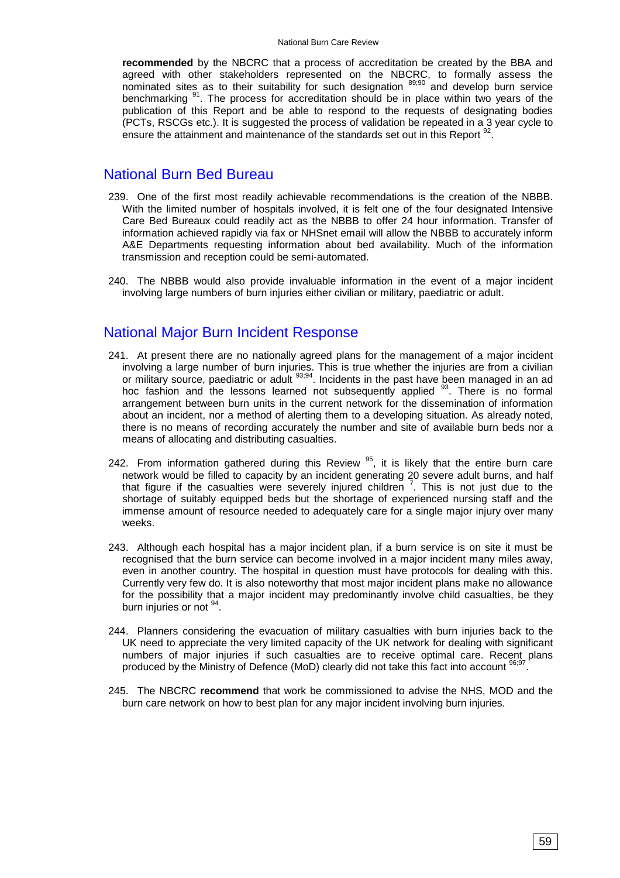**recommended** by the NBCRC that a process of accreditation be created by the BBA and agreed with other stakeholders represented on the NBCRC, to formally assess the nominated sites as to their suitability for such designation [89;90] and develop burn service benchmarking [91]. The process for accreditation should be in place within two years of the publication of this Report and be able to respond to the requests of designating bodies (PCTs, RSCGs etc.). It is suggested the process of validation be repeated in a 3 year cycle to ensure the attainment and maintenance of the standards set out in this Report [92].

## National Burn Bed Bureau

239. One of the first most readily achievable recommendations is the creation of the NBBB. With the limited number of hospitals involved, it is felt one of the four designated Intensive Care Bed Bureaux could readily act as the NBBB to offer 24 hour information. Transfer of information achieved rapidly via fax or NHSnet email will allow the NBBB to accurately inform A&E Departments requesting information about bed availability. Much of the information transmission and reception could be semi-automated.

240. The NBBB would also provide invaluable information in the event of a major incident involving large numbers of burn injuries either civilian or military, paediatric or adult.

## National Major Burn Incident Response

241. At present there are no nationally agreed plans for the management of a major incident involving a large number of burn injuries. This is true whether the injuries are from a civilian or military source, paediatric or adult [93;94]. Incidents in the past have been managed in an ad hoc fashion and the lessons learned not subsequently applied [93]. There is no formal arrangement between burn units in the current network for the dissemination of information about an incident, nor a method of alerting them to a developing situation. As already noted, there is no means of recording accurately the number and site of available burn beds nor a means of allocating and distributing casualties.

242. From information gathered during this Review [95], it is likely that the entire burn care network would be filled to capacity by an incident generating 20 severe adult burns, and half that figure if the casualties were severely injured children [7]. This is not just due to the shortage of suitably equipped beds but the shortage of experienced nursing staff and the immense amount of resource needed to adequately care for a single major injury over many weeks.

243. Although each hospital has a major incident plan, if a burn service is on site it must be recognised that the burn service can become involved in a major incident many miles away, even in another country. The hospital in question must have protocols for dealing with this. Currently very few do. It is also noteworthy that most major incident plans make no allowance for the possibility that a major incident may predominantly involve child casualties, be they burn injuries or not [94].

244. Planners considering the evacuation of military casualties with burn injuries back to the UK need to appreciate the very limited capacity of the UK network for dealing with significant numbers of major injuries if such casualties are to receive optimal care. Recent plans produced by the Ministry of Defence (MoD) clearly did not take this fact into account [96;97].

245. The NBCRC **recommend** that work be commissioned to advise the NHS, MOD and the burn care network on how to best plan for any major incident involving burn injuries.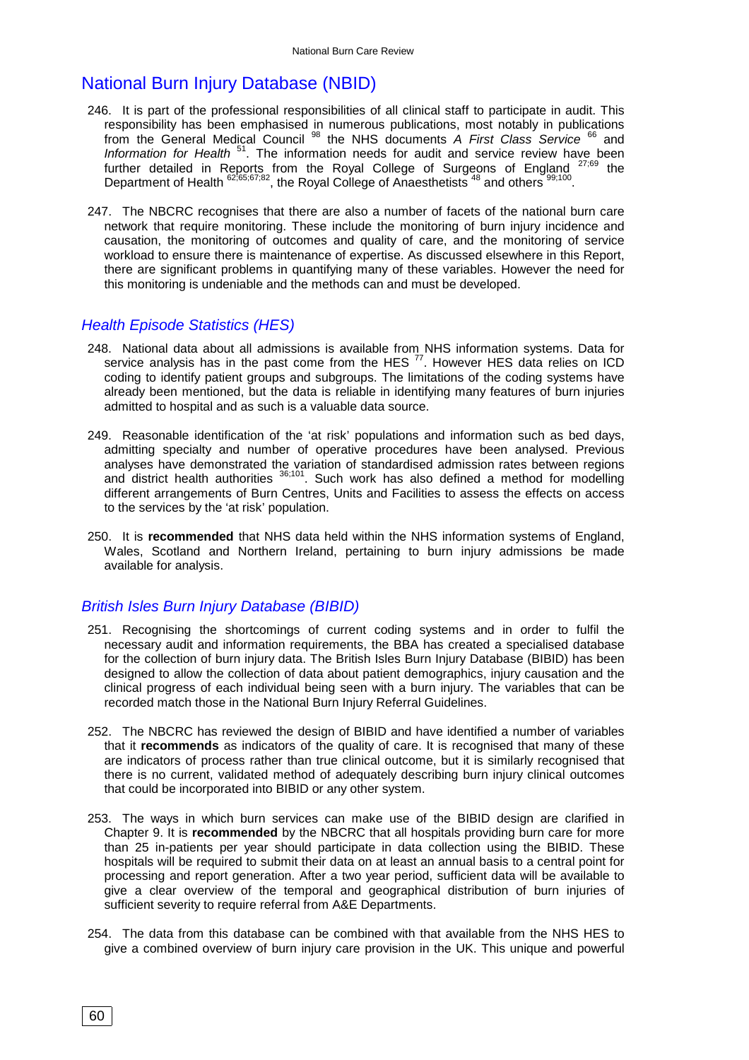## National Burn Injury Database (NBID)

246. It is part of the professional responsibilities of all clinical staff to participate in audit. This responsibility has been emphasised in numerous publications, most notably in publications from the General Medical Council [98] the NHS documents *A First Class Service* [66] and *Information for Health* [51]. The information needs for audit and service review have been further detailed in Reports from the Royal College of Surgeons of England [27;69] the Department of Health [62;65;67;82], the Royal College of Anaesthetists [48] and others [99;100].

247. The NBCRC recognises that there are also a number of facets of the national burn care network that require monitoring. These include the monitoring of burn injury incidence and causation, the monitoring of outcomes and quality of care, and the monitoring of service workload to ensure there is maintenance of expertise. As discussed elsewhere in this Report, there are significant problems in quantifying many of these variables. However the need for this monitoring is undeniable and the methods can and must be developed.

### *Health Episode Statistics (HES)*

248. National data about all admissions is available from NHS information systems. Data for service analysis has in the past come from the HES [77]. However HES data relies on ICD coding to identify patient groups and subgroups. The limitations of the coding systems have already been mentioned, but the data is reliable in identifying many features of burn injuries admitted to hospital and as such is a valuable data source.

249. Reasonable identification of the 'at risk' populations and information such as bed days, admitting specialty and number of operative procedures have been analysed. Previous analyses have demonstrated the variation of standardised admission rates between regions and district health authorities [36;101]. Such work has also defined a method for modelling different arrangements of Burn Centres, Units and Facilities to assess the effects on access to the services by the 'at risk' population.

250. It is **recommended** that NHS data held within the NHS information systems of England, Wales, Scotland and Northern Ireland, pertaining to burn injury admissions be made available for analysis.

### *British Isles Burn Injury Database (BIBID)*

251. Recognising the shortcomings of current coding systems and in order to fulfil the necessary audit and information requirements, the BBA has created a specialised database for the collection of burn injury data. The British Isles Burn Injury Database (BIBID) has been designed to allow the collection of data about patient demographics, injury causation and the clinical progress of each individual being seen with a burn injury. The variables that can be recorded match those in the National Burn Injury Referral Guidelines.

252. The NBCRC has reviewed the design of BIBID and have identified a number of variables that it **recommends** as indicators of the quality of care. It is recognised that many of these are indicators of process rather than true clinical outcome, but it is similarly recognised that there is no current, validated method of adequately describing burn injury clinical outcomes that could be incorporated into BIBID or any other system.

253. The ways in which burn services can make use of the BIBID design are clarified in Chapter 9. It is **recommended** by the NBCRC that all hospitals providing burn care for more than 25 in-patients per year should participate in data collection using the BIBID. These hospitals will be required to submit their data on at least an annual basis to a central point for processing and report generation. After a two year period, sufficient data will be available to give a clear overview of the temporal and geographical distribution of burn injuries of sufficient severity to require referral from A&E Departments.

254. The data from this database can be combined with that available from the NHS HES to give a combined overview of burn injury care provision in the UK. This unique and powerful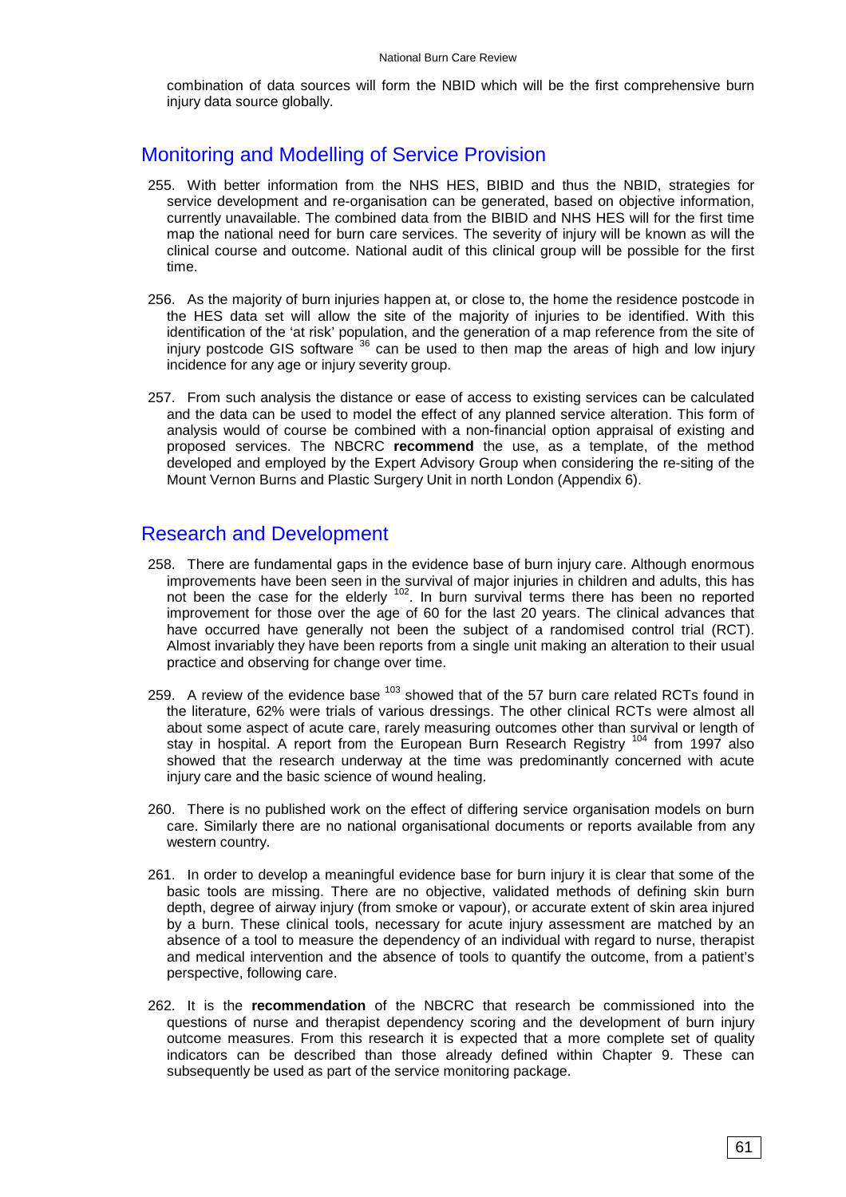combination of data sources will form the NBID which will be the first comprehensive burn injury data source globally.

## Monitoring and Modelling of Service Provision

255. With better information from the NHS HES, BIBID and thus the NBID, strategies for service development and re-organisation can be generated, based on objective information, currently unavailable. The combined data from the BIBID and NHS HES will for the first time map the national need for burn care services. The severity of injury will be known as will the clinical course and outcome. National audit of this clinical group will be possible for the first time.

256. As the majority of burn injuries happen at, or close to, the home the residence postcode in the HES data set will allow the site of the majority of injuries to be identified. With this identification of the 'at risk' population, and the generation of a map reference from the site of injury postcode GIS software [36] can be used to then map the areas of high and low injury incidence for any age or injury severity group.

257. From such analysis the distance or ease of access to existing services can be calculated and the data can be used to model the effect of any planned service alteration. This form of analysis would of course be combined with a non-financial option appraisal of existing and proposed services. The NBCRC **recommend** the use, as a template, of the method developed and employed by the Expert Advisory Group when considering the re-siting of the Mount Vernon Burns and Plastic Surgery Unit in north London (Appendix 6).

## Research and Development

258. There are fundamental gaps in the evidence base of burn injury care. Although enormous improvements have been seen in the survival of major injuries in children and adults, this has not been the case for the elderly [102]. In burn survival terms there has been no reported improvement for those over the age of 60 for the last 20 years. The clinical advances that have occurred have generally not been the subject of a randomised control trial (RCT). Almost invariably they have been reports from a single unit making an alteration to their usual practice and observing for change over time.

259. A review of the evidence base [103] showed that of the 57 burn care related RCTs found in the literature, 62% were trials of various dressings. The other clinical RCTs were almost all about some aspect of acute care, rarely measuring outcomes other than survival or length of stay in hospital. A report from the European Burn Research Registry [104] from 1997 also showed that the research underway at the time was predominantly concerned with acute injury care and the basic science of wound healing.

260. There is no published work on the effect of differing service organisation models on burn care. Similarly there are no national organisational documents or reports available from any western country.

261. In order to develop a meaningful evidence base for burn injury it is clear that some of the basic tools are missing. There are no objective, validated methods of defining skin burn depth, degree of airway injury (from smoke or vapour), or accurate extent of skin area injured by a burn. These clinical tools, necessary for acute injury assessment are matched by an absence of a tool to measure the dependency of an individual with regard to nurse, therapist and medical intervention and the absence of tools to quantify the outcome, from a patient's perspective, following care.

262. It is the **recommendation** of the NBCRC that research be commissioned into the questions of nurse and therapist dependency scoring and the development of burn injury outcome measures. From this research it is expected that a more complete set of quality indicators can be described than those already defined within Chapter 9. These can subsequently be used as part of the service monitoring package.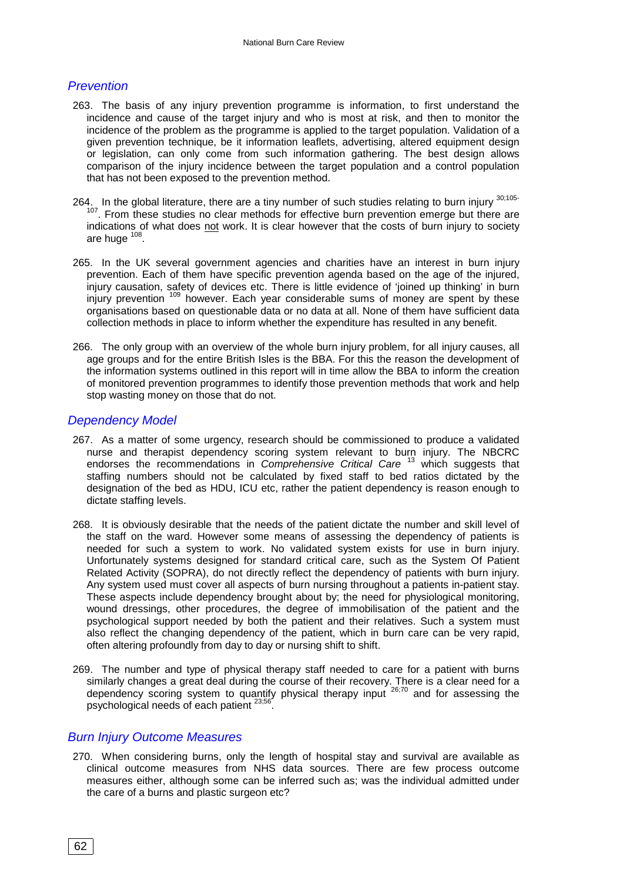## Prevention

263. The basis of any injury prevention programme is information, to first understand the incidence and cause of the target injury and who is most at risk, and then to monitor the incidence of the problem as the programme is applied to the target population. Validation of a given prevention technique, be it information leaflets, advertising, altered equipment design or legislation, can only come from such information gathering. The best design allows comparison of the injury incidence between the target population and a control population that has not been exposed to the prevention method.

264. In the global literature, there are a tiny number of such studies relating to burn injury [30;105-107]. From these studies no clear methods for effective burn prevention emerge but there are indications of what does not work. It is clear however that the costs of burn injury to society are huge [108].

265. In the UK several government agencies and charities have an interest in burn injury prevention. Each of them have specific prevention agenda based on the age of the injured, injury causation, safety of devices etc. There is little evidence of 'joined up thinking' in burn injury prevention [109] however. Each year considerable sums of money are spent by these organisations based on questionable data or no data at all. None of them have sufficient data collection methods in place to inform whether the expenditure has resulted in any benefit.

266. The only group with an overview of the whole burn injury problem, for all injury causes, all age groups and for the entire British Isles is the BBA. For this the reason the development of the information systems outlined in this report will in time allow the BBA to inform the creation of monitored prevention programmes to identify those prevention methods that work and help stop wasting money on those that do not.

## Dependency Model

267. As a matter of some urgency, research should be commissioned to produce a validated nurse and therapist dependency scoring system relevant to burn injury. The NBCRC endorses the recommendations in *Comprehensive Critical Care* [13] which suggests that staffing numbers should not be calculated by fixed staff to bed ratios dictated by the designation of the bed as HDU, ICU etc, rather the patient dependency is reason enough to dictate staffing levels.

268. It is obviously desirable that the needs of the patient dictate the number and skill level of the staff on the ward. However some means of assessing the dependency of patients is needed for such a system to work. No validated system exists for use in burn injury. Unfortunately systems designed for standard critical care, such as the System Of Patient Related Activity (SOPRA), do not directly reflect the dependency of patients with burn injury. Any system used must cover all aspects of burn nursing throughout a patients in-patient stay. These aspects include dependency brought about by; the need for physiological monitoring, wound dressings, other procedures, the degree of immobilisation of the patient and the psychological support needed by both the patient and their relatives. Such a system must also reflect the changing dependency of the patient, which in burn care can be very rapid, often altering profoundly from day to day or nursing shift to shift.

269. The number and type of physical therapy staff needed to care for a patient with burns similarly changes a great deal during the course of their recovery. There is a clear need for a dependency scoring system to quantify physical therapy input [26;70] and for assessing the psychological needs of each patient [23;56].

## Burn Injury Outcome Measures

270. When considering burns, only the length of hospital stay and survival are available as clinical outcome measures from NHS data sources. There are few process outcome measures either, although some can be inferred such as; was the individual admitted under the care of a burns and plastic surgeon etc?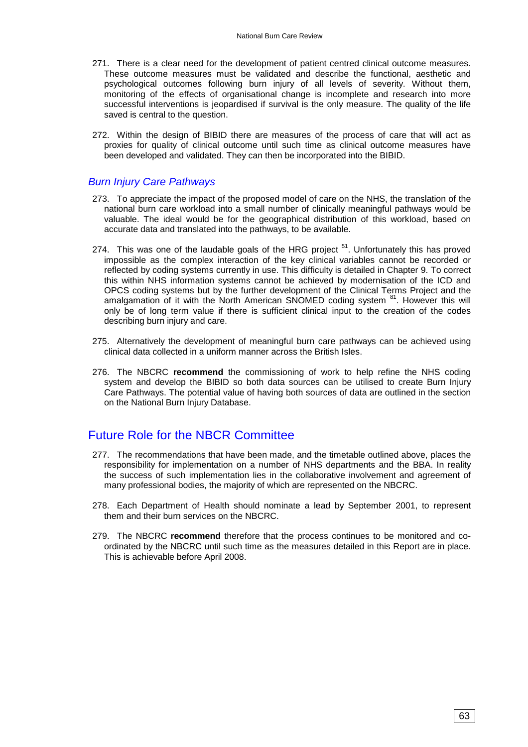271. There is a clear need for the development of patient centred clinical outcome measures. These outcome measures must be validated and describe the functional, aesthetic and psychological outcomes following burn injury of all levels of severity. Without them, monitoring of the effects of organisational change is incomplete and research into more successful interventions is jeopardised if survival is the only measure. The quality of the life saved is central to the question.

272. Within the design of BIBID there are measures of the process of care that will act as proxies for quality of clinical outcome until such time as clinical outcome measures have been developed and validated. They can then be incorporated into the BIBID.

### *Burn Injury Care Pathways*

273. To appreciate the impact of the proposed model of care on the NHS, the translation of the national burn care workload into a small number of clinically meaningful pathways would be valuable. The ideal would be for the geographical distribution of this workload, based on accurate data and translated into the pathways, to be available.

274. This was one of the laudable goals of the HRG project [51]. Unfortunately this has proved impossible as the complex interaction of the key clinical variables cannot be recorded or reflected by coding systems currently in use. This difficulty is detailed in Chapter 9. To correct this within NHS information systems cannot be achieved by modernisation of the ICD and OPCS coding systems but by the further development of the Clinical Terms Project and the amalgamation of it with the North American SNOMED coding system [81]. However this will only be of long term value if there is sufficient clinical input to the creation of the codes describing burn injury and care.

275. Alternatively the development of meaningful burn care pathways can be achieved using clinical data collected in a uniform manner across the British Isles.

276. The NBCRC **recommend** the commissioning of work to help refine the NHS coding system and develop the BIBID so both data sources can be utilised to create Burn Injury Care Pathways. The potential value of having both sources of data are outlined in the section on the National Burn Injury Database.

## Future Role for the NBCR Committee

277. The recommendations that have been made, and the timetable outlined above, places the responsibility for implementation on a number of NHS departments and the BBA. In reality the success of such implementation lies in the collaborative involvement and agreement of many professional bodies, the majority of which are represented on the NBCRC.

278. Each Department of Health should nominate a lead by September 2001, to represent them and their burn services on the NBCRC.

279. The NBCRC **recommend** therefore that the process continues to be monitored and co-ordinated by the NBCRC until such time as the measures detailed in this Report are in place. This is achievable before April 2008.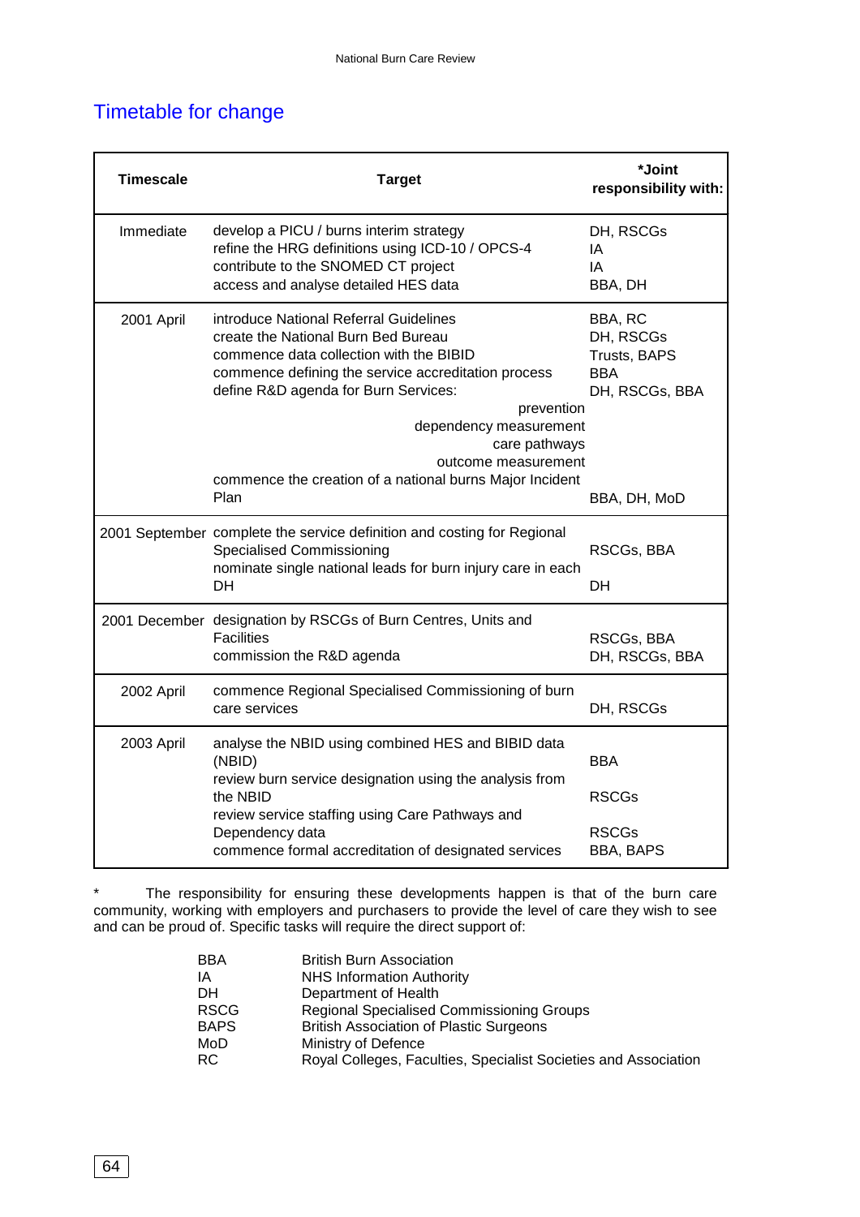## Timetable for change

| Timescale | Target | *Joint responsibility with: |
|---|---|---|
| Immediate | develop a PICU / burns interim strategy | DH, RSCGs |
| | refine the HRG definitions using ICD-10 / OPCS-4 | IA |
| | contribute to the SNOMED CT project | IA |
| | access and analyse detailed HES data | BBA, DH |
| 2001 April | introduce National Referral Guidelines | BBA, RC |
| | create the National Burn Bed Bureau | DH, RSCGs |
| | commence data collection with the BIBID | Trusts, BAPS |
| | commence defining the service accreditation process | BBA |
| | define R&D agenda for Burn Services: prevention, dependency measurement, care pathways, outcome measurement | DH, RSCGs, BBA |
| | commence the creation of a national burns Major Incident Plan | BBA, DH, MoD |
| 2001 September | complete the service definition and costing for Regional Specialised Commissioning | RSCGs, BBA |
| | nominate single national leads for burn injury care in each DH | DH |
| 2001 December | designation by RSCGs of Burn Centres, Units and Facilities | RSCGs, BBA |
| | commission the R&D agenda | DH, RSCGs, BBA |
| 2002 April | commence Regional Specialised Commissioning of burn care services | DH, RSCGs |
| 2003 April | analyse the NBID using combined HES and BIBID data (NBID) | BBA |
| | review burn service designation using the analysis from the NBID | RSCGs |
| | review service staffing using Care Pathways and Dependency data | RSCGs |
| | commence formal accreditation of designated services | BBA, BAPS |

\* The responsibility for ensuring these developments happen is that of the burn care community, working with employers and purchasers to provide the level of care they wish to see and can be proud of. Specific tasks will require the direct support of:

| | |
|---|---|
| BBA | British Burn Association |
| IA | NHS Information Authority |
| DH | Department of Health |
| RSCG | Regional Specialised Commissioning Groups |
| BAPS | British Association of Plastic Surgeons |
| MoD | Ministry of Defence |
| RC | Royal Colleges, Faculties, Specialist Societies and Association |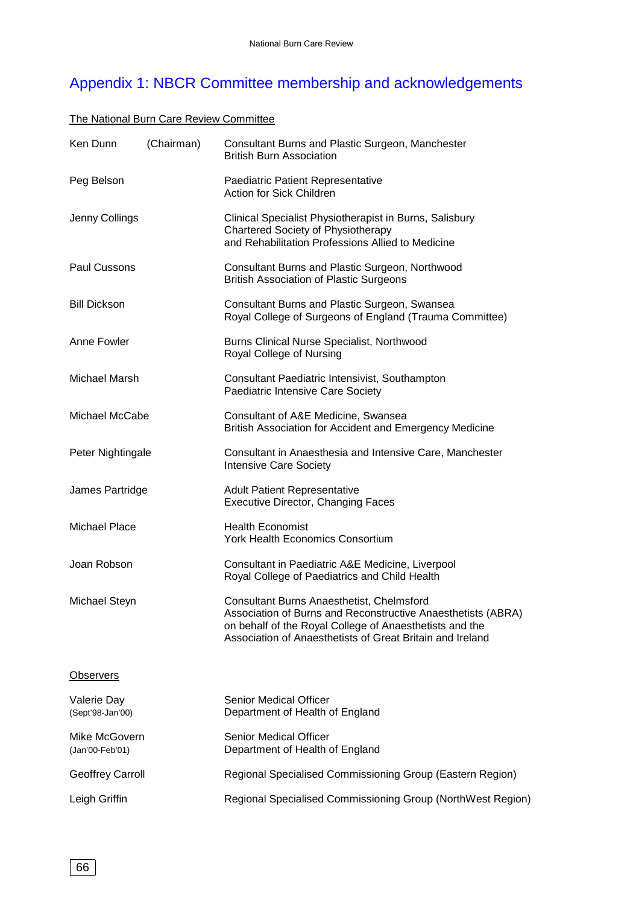## Appendix 1: NBCR Committee membership and acknowledgements

The National Burn Care Review Committee

| | |
|---|---|
| Ken Dunn (Chairman) | Consultant Burns and Plastic Surgeon, Manchester<br>British Burn Association |
| Peg Belson | Paediatric Patient Representative<br>Action for Sick Children |
| Jenny Collings | Clinical Specialist Physiotherapist in Burns, Salisbury<br>Chartered Society of Physiotherapy<br>and Rehabilitation Professions Allied to Medicine |
| Paul Cussons | Consultant Burns and Plastic Surgeon, Northwood<br>British Association of Plastic Surgeons |
| Bill Dickson | Consultant Burns and Plastic Surgeon, Swansea<br>Royal College of Surgeons of England (Trauma Committee) |
| Anne Fowler | Burns Clinical Nurse Specialist, Northwood<br>Royal College of Nursing |
| Michael Marsh | Consultant Paediatric Intensivist, Southampton<br>Paediatric Intensive Care Society |
| Michael McCabe | Consultant of A&E Medicine, Swansea<br>British Association for Accident and Emergency Medicine |
| Peter Nightingale | Consultant in Anaesthesia and Intensive Care, Manchester<br>Intensive Care Society |
| James Partridge | Adult Patient Representative<br>Executive Director, Changing Faces |
| Michael Place | Health Economist<br>York Health Economics Consortium |
| Joan Robson | Consultant in Paediatric A&E Medicine, Liverpool<br>Royal College of Paediatrics and Child Health |
| Michael Steyn | Consultant Burns Anaesthetist, Chelmsford<br>Association of Burns and Reconstructive Anaesthetists (ABRA)<br>on behalf of the Royal College of Anaesthetists and the<br>Association of Anaesthetists of Great Britain and Ireland |

Observers

| | |
|---|---|
| Valerie Day<br>(Sept'98-Jan'00) | Senior Medical Officer<br>Department of Health of England |
| Mike McGovern<br>(Jan'00-Feb'01) | Senior Medical Officer<br>Department of Health of England |
| Geoffrey Carroll | Regional Specialised Commissioning Group (Eastern Region) |
| Leigh Griffin | Regional Specialised Commissioning Group (NorthWest Region) |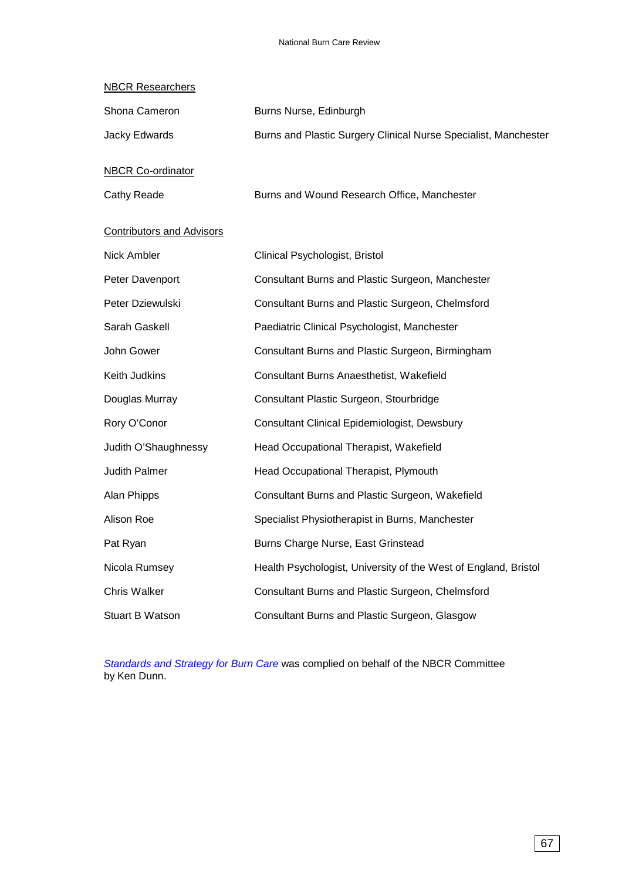<u>NBCR Researchers</u>

| | |
|---|---|
| Shona Cameron | Burns Nurse, Edinburgh |
| Jacky Edwards | Burns and Plastic Surgery Clinical Nurse Specialist, Manchester |

<u>NBCR Co-ordinator</u>

| | |
|---|---|
| Cathy Reade | Burns and Wound Research Office, Manchester |

<u>Contributors and Advisors</u>

| | |
|---|---|
| Nick Ambler | Clinical Psychologist, Bristol |
| Peter Davenport | Consultant Burns and Plastic Surgeon, Manchester |
| Peter Dziewulski | Consultant Burns and Plastic Surgeon, Chelmsford |
| Sarah Gaskell | Paediatric Clinical Psychologist, Manchester |
| John Gower | Consultant Burns and Plastic Surgeon, Birmingham |
| Keith Judkins | Consultant Burns Anaesthetist, Wakefield |
| Douglas Murray | Consultant Plastic Surgeon, Stourbridge |
| Rory O'Conor | Consultant Clinical Epidemiologist, Dewsbury |
| Judith O'Shaughnessy | Head Occupational Therapist, Wakefield |
| Judith Palmer | Head Occupational Therapist, Plymouth |
| Alan Phipps | Consultant Burns and Plastic Surgeon, Wakefield |
| Alison Roe | Specialist Physiotherapist in Burns, Manchester |
| Pat Ryan | Burns Charge Nurse, East Grinstead |
| Nicola Rumsey | Health Psychologist, University of the West of England, Bristol |
| Chris Walker | Consultant Burns and Plastic Surgeon, Chelmsford |
| Stuart B Watson | Consultant Burns and Plastic Surgeon, Glasgow |

*Standards and Strategy for Burn Care* was complied on behalf of the NBCR Committee by Ken Dunn.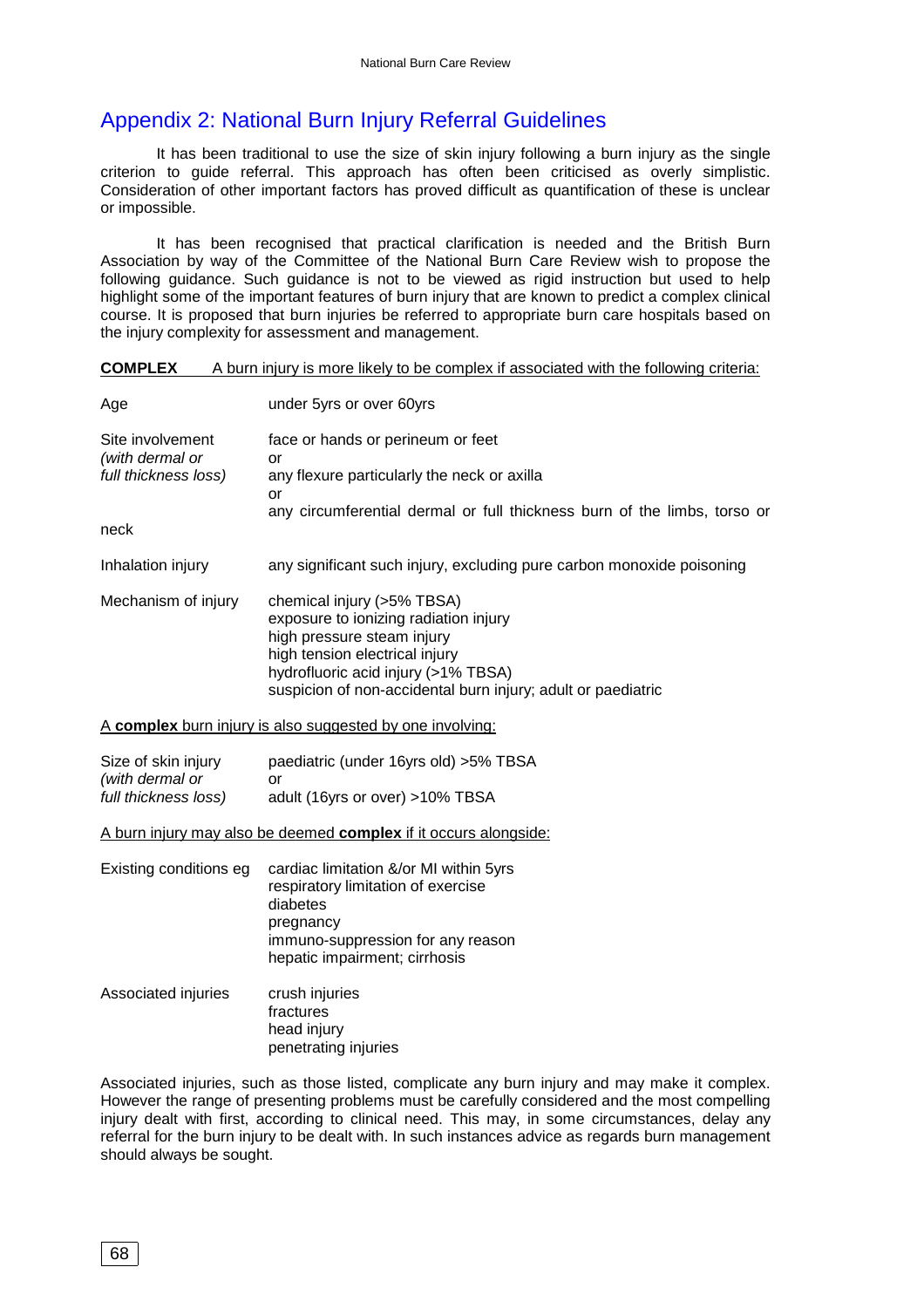## Appendix 2: National Burn Injury Referral Guidelines

It has been traditional to use the size of skin injury following a burn injury as the single criterion to guide referral. This approach has often been criticised as overly simplistic. Consideration of other important factors has proved difficult as quantification of these is unclear or impossible.

It has been recognised that practical clarification is needed and the British Burn Association by way of the Committee of the National Burn Care Review wish to propose the following guidance. Such guidance is not to be viewed as rigid instruction but used to help highlight some of the important features of burn injury that are known to predict a complex clinical course. It is proposed that burn injuries be referred to appropriate burn care hospitals based on the injury complexity for assessment and management.

**COMPLEX** A burn injury is more likely to be complex if associated with the following criteria:

| | |
|---|---|
| Age | under 5yrs or over 60yrs |
| Site involvement *(with dermal or full thickness loss)* | face or hands or perineum or feet<br>or<br>any flexure particularly the neck or axilla<br>or<br>any circumferential dermal or full thickness burn of the limbs, torso or neck |
| Inhalation injury | any significant such injury, excluding pure carbon monoxide poisoning |
| Mechanism of injury | chemical injury (>5% TBSA)<br>exposure to ionizing radiation injury<br>high pressure steam injury<br>high tension electrical injury<br>hydrofluoric acid injury (>1% TBSA)<br>suspicion of non-accidental burn injury; adult or paediatric |

A **complex** burn injury is also suggested by one involving:

| | |
|---|---|
| Size of skin injury *(with dermal or full thickness loss)* | paediatric (under 16yrs old) >5% TBSA<br>or<br>adult (16yrs or over) >10% TBSA |

A burn injury may also be deemed **complex** if it occurs alongside:

| | |
|---|---|
| Existing conditions eg | cardiac limitation &/or MI within 5yrs<br>respiratory limitation of exercise<br>diabetes<br>pregnancy<br>immuno-suppression for any reason<br>hepatic impairment; cirrhosis |
| Associated injuries | crush injuries<br>fractures<br>head injury<br>penetrating injuries |

Associated injuries, such as those listed, complicate any burn injury and may make it complex. However the range of presenting problems must be carefully considered and the most compelling injury dealt with first, according to clinical need. This may, in some circumstances, delay any referral for the burn injury to be dealt with. In such instances advice as regards burn management should always be sought.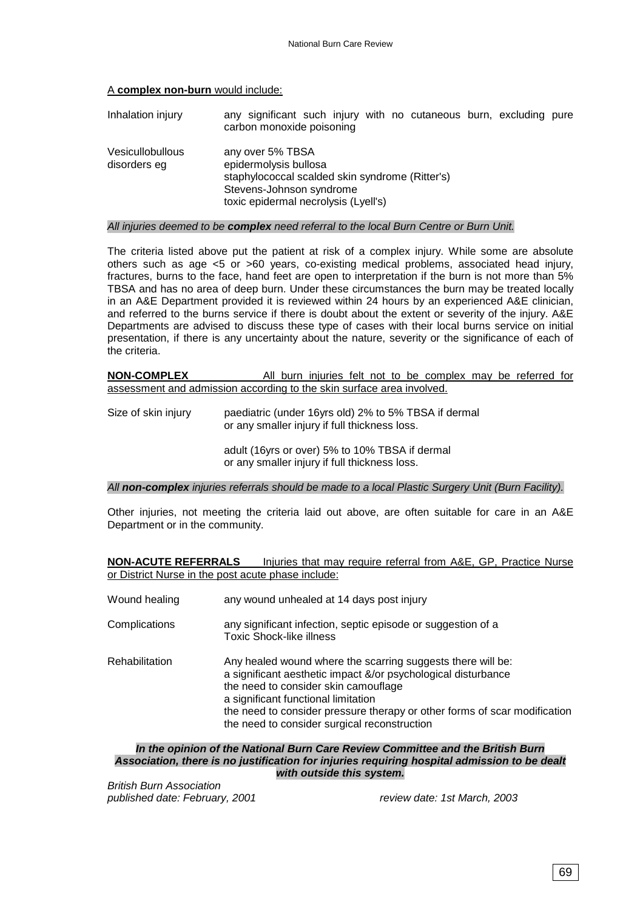A **complex non-burn** would include:

| | |
|---|---|
| Inhalation injury | any significant such injury with no cutaneous burn, excluding pure carbon monoxide poisoning |
| Vesicullobullous disorders eg | any over 5% TBSA<br>epidermolysis bullosa<br>staphylococcal scalded skin syndrome (Ritter's)<br>Stevens-Johnson syndrome<br>toxic epidermal necrolysis (Lyell's) |

*All injuries deemed to be **complex** need referral to the local Burn Centre or Burn Unit.*

The criteria listed above put the patient at risk of a complex injury. While some are absolute others such as age <5 or >60 years, co-existing medical problems, associated head injury, fractures, burns to the face, hand feet are open to interpretation if the burn is not more than 5% TBSA and has no area of deep burn. Under these circumstances the burn may be treated locally in an A&E Department provided it is reviewed within 24 hours by an experienced A&E clinician, and referred to the burns service if there is doubt about the extent or severity of the injury. A&E Departments are advised to discuss these type of cases with their local burns service on initial presentation, if there is any uncertainty about the nature, severity or the significance of each of the criteria.

**NON-COMPLEX** All burn injuries felt not to be complex may be referred for assessment and admission according to the skin surface area involved.

| | |
|---|---|
| Size of skin injury | paediatric (under 16yrs old) 2% to 5% TBSA if dermal or any smaller injury if full thickness loss. |
| | adult (16yrs or over) 5% to 10% TBSA if dermal or any smaller injury if full thickness loss. |

*All **non-complex** injuries referrals should be made to a local Plastic Surgery Unit (Burn Facility).*

Other injuries, not meeting the criteria laid out above, are often suitable for care in an A&E Department or in the community.

**NON-ACUTE REFERRALS** Injuries that may require referral from A&E, GP, Practice Nurse or District Nurse in the post acute phase include:

| | |
|---|---|
| Wound healing | any wound unhealed at 14 days post injury |
| Complications | any significant infection, septic episode or suggestion of a Toxic Shock-like illness |
| Rehabilitation | Any healed wound where the scarring suggests there will be:<br>a significant aesthetic impact &/or psychological disturbance<br>the need to consider skin camouflage<br>a significant functional limitation<br>the need to consider pressure therapy or other forms of scar modification<br>the need to consider surgical reconstruction |

***In the opinion of the National Burn Care Review Committee and the British Burn Association, there is no justification for injuries requiring hospital admission to be dealt with outside this system.***

*British Burn Association*
*published date: February, 2001* *review date: 1st March, 2003*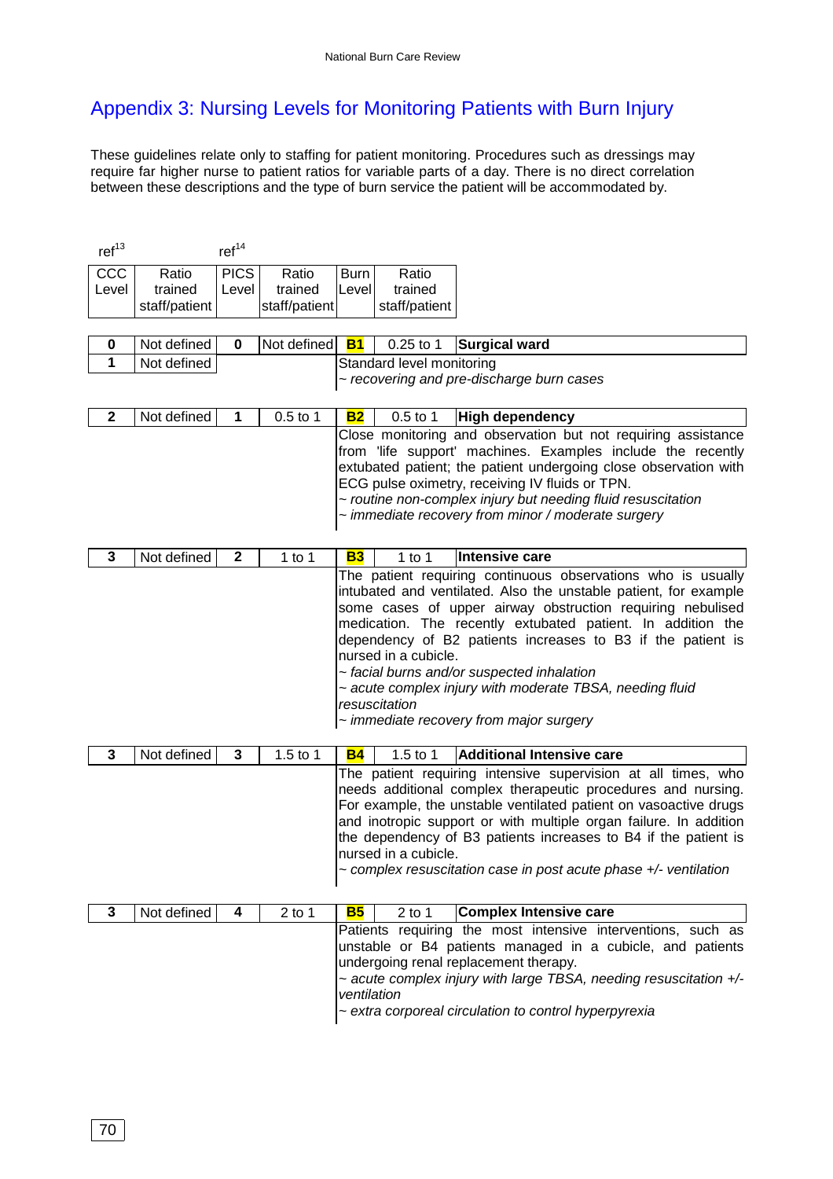## Appendix 3: Nursing Levels for Monitoring Patients with Burn Injury

These guidelines relate only to staffing for patient monitoring. Procedures such as dressings may require far higher nurse to patient ratios for variable parts of a day. There is no direct correlation between these descriptions and the type of burn service the patient will be accommodated by.

| CCC Level (ref[13]) | Ratio trained staff/patient | PICS Level (ref[14]) | Ratio trained staff/patient | Burn Level | Ratio trained staff/patient | Description |
|---|---|---|---|---|---|---|
| 0 | Not defined | 0 | Not defined | **B1** | 0.25 to 1 | **Surgical ward** |
| 1 | Not defined | | | | | Standard level monitoring<br>*~ recovering and pre-discharge burn cases* |
| 2 | Not defined | 1 | 0.5 to 1 | **B2** | 0.5 to 1 | **High dependency**<br>Close monitoring and observation but not requiring assistance from 'life support' machines. Examples include the recently extubated patient; the patient undergoing close observation with ECG pulse oximetry, receiving IV fluids or TPN.<br>*~ routine non-complex injury but needing fluid resuscitation*<br>*~ immediate recovery from minor / moderate surgery* |
| 3 | Not defined | 2 | 1 to 1 | **B3** | 1 to 1 | **Intensive care**<br>The patient requiring continuous observations who is usually intubated and ventilated. Also the unstable patient, for example some cases of upper airway obstruction requiring nebulised medication. The recently extubated patient. In addition the dependency of B2 patients increases to B3 if the patient is nursed in a cubicle.<br>*~ facial burns and/or suspected inhalation*<br>*~ acute complex injury with moderate TBSA, needing fluid resuscitation*<br>*~ immediate recovery from major surgery* |
| 3 | Not defined | 3 | 1.5 to 1 | **B4** | 1.5 to 1 | **Additional Intensive care**<br>The patient requiring intensive supervision at all times, who needs additional complex therapeutic procedures and nursing. For example, the unstable ventilated patient on vasoactive drugs and inotropic support or with multiple organ failure. In addition the dependency of B3 patients increases to B4 if the patient is nursed in a cubicle.<br>*~ complex resuscitation case in post acute phase +/- ventilation* |
| 3 | Not defined | 4 | 2 to 1 | **B5** | 2 to 1 | **Complex Intensive care**<br>Patients requiring the most intensive interventions, such as unstable or B4 patients managed in a cubicle, and patients undergoing renal replacement therapy.<br>*~ acute complex injury with large TBSA, needing resuscitation +/- ventilation*<br>*~ extra corporeal circulation to control hyperpyrexia* |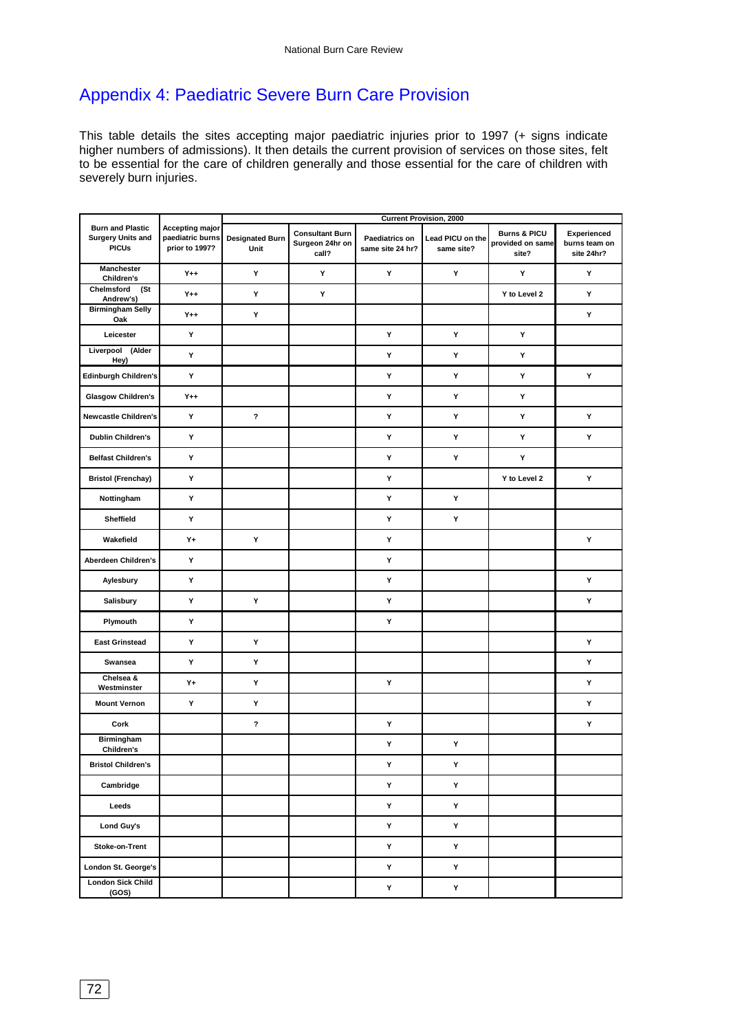# Appendix 4: Paediatric Severe Burn Care Provision

This table details the sites accepting major paediatric injuries prior to 1997 (+ signs indicate higher numbers of admissions). It then details the current provision of services on those sites, felt to be essential for the care of children generally and those essential for the care of children with severely burn injuries.

| Burn and Plastic Surgery Units and PICUs | Accepting major paediatric burns prior to 1997? | Current Provision, 2000 | | | | | |
|---|---|---|---|---|---|---|---|
| | | Designated Burn Unit | Consultant Burn Surgeon 24hr on call? | Paediatrics on same site 24 hr? | Lead PICU on the same site? | Burns & PICU provided on same site? | Experienced burns team on site 24hr? |
| Manchester Children's | Y++ | Y | Y | Y | Y | Y | Y |
| Chelmsford (St Andrew's) | Y++ | Y | Y | | | Y to Level 2 | Y |
| Birmingham Selly Oak | Y++ | Y | | | | | Y |
| Leicester | Y | | | Y | Y | Y | |
| Liverpool (Alder Hey) | Y | | | Y | Y | Y | |
| Edinburgh Children's | Y | | | Y | Y | Y | Y |
| Glasgow Children's | Y++ | | | Y | Y | Y | |
| Newcastle Children's | Y | ? | | Y | Y | Y | Y |
| Dublin Children's | Y | | | Y | Y | Y | Y |
| Belfast Children's | Y | | | Y | Y | Y | |
| Bristol (Frenchay) | Y | | | Y | | Y to Level 2 | Y |
| Nottingham | Y | | | Y | Y | | |
| Sheffield | Y | | | Y | Y | | |
| Wakefield | Y+ | Y | | Y | | | Y |
| Aberdeen Children's | Y | | | Y | | | |
| Aylesbury | Y | | | Y | | | Y |
| Salisbury | Y | Y | | Y | | | Y |
| Plymouth | Y | | | Y | | | |
| East Grinstead | Y | Y | | | | | Y |
| Swansea | Y | Y | | | | | Y |
| Chelsea & Westminster | Y+ | Y | | Y | | | Y |
| Mount Vernon | Y | Y | | | | | Y |
| Cork | | ? | | Y | | | Y |
| Birmingham Children's | | | | Y | Y | | |
| Bristol Children's | | | | Y | Y | | |
| Cambridge | | | | Y | Y | | |
| Leeds | | | | Y | Y | | |
| Lond Guy's | | | | Y | Y | | |
| Stoke-on-Trent | | | | Y | Y | | |
| London St. George's | | | | Y | Y | | |
| London Sick Child (GOS) | | | | Y | Y | | |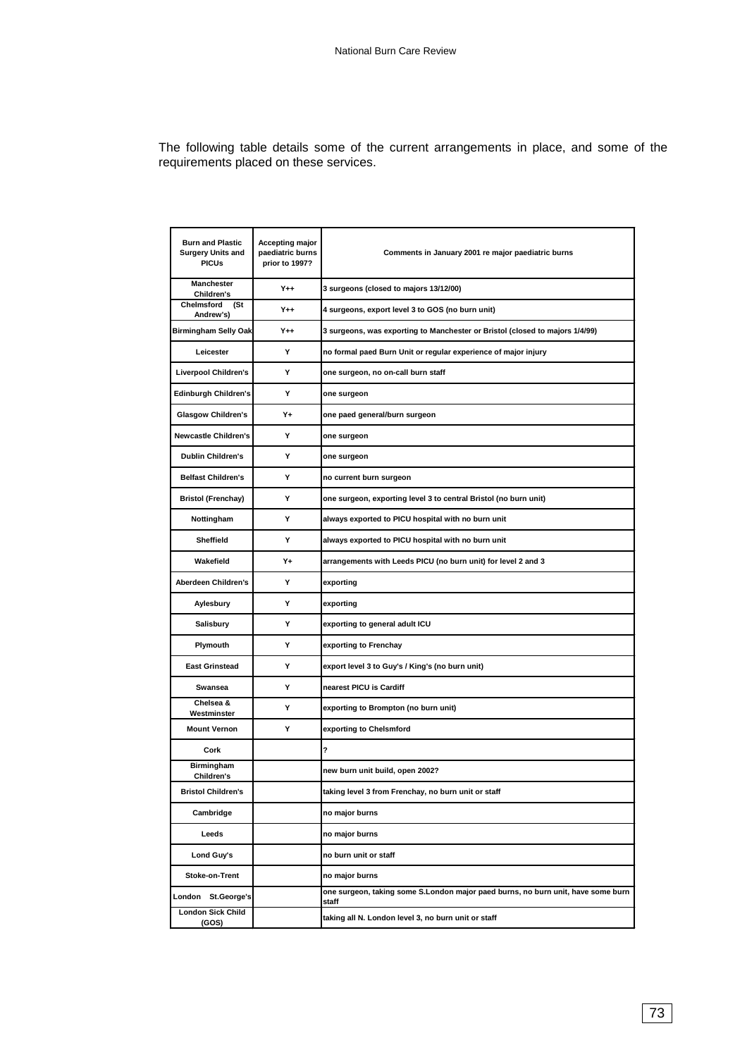The following table details some of the current arrangements in place, and some of the requirements placed on these services.

| Burn and Plastic Surgery Units and PICUs | Accepting major paediatric burns prior to 1997? | Comments in January 2001 re major paediatric burns |
|---|---|---|
| Manchester Children's | Y++ | 3 surgeons (closed to majors 13/12/00) |
| Chelmsford (St Andrew's) | Y++ | 4 surgeons, export level 3 to GOS (no burn unit) |
| Birmingham Selly Oak | Y++ | 3 surgeons, was exporting to Manchester or Bristol (closed to majors 1/4/99) |
| Leicester | Y | no formal paed Burn Unit or regular experience of major injury |
| Liverpool Children's | Y | one surgeon, no on-call burn staff |
| Edinburgh Children's | Y | one surgeon |
| Glasgow Children's | Y+ | one paed general/burn surgeon |
| Newcastle Children's | Y | one surgeon |
| Dublin Children's | Y | one surgeon |
| Belfast Children's | Y | no current burn surgeon |
| Bristol (Frenchay) | Y | one surgeon, exporting level 3 to central Bristol (no burn unit) |
| Nottingham | Y | always exported to PICU hospital with no burn unit |
| Sheffield | Y | always exported to PICU hospital with no burn unit |
| Wakefield | Y+ | arrangements with Leeds PICU (no burn unit) for level 2 and 3 |
| Aberdeen Children's | Y | exporting |
| Aylesbury | Y | exporting |
| Salisbury | Y | exporting to general adult ICU |
| Plymouth | Y | exporting to Frenchay |
| East Grinstead | Y | export level 3 to Guy's / King's (no burn unit) |
| Swansea | Y | nearest PICU is Cardiff |
| Chelsea & Westminster | Y | exporting to Brompton (no burn unit) |
| Mount Vernon | Y | exporting to Chelsmford |
| Cork | | ? |
| Birmingham Children's | | new burn unit build, open 2002? |
| Bristol Children's | | taking level 3 from Frenchay, no burn unit or staff |
| Cambridge | | no major burns |
| Leeds | | no major burns |
| Lond Guy's | | no burn unit or staff |
| Stoke-on-Trent | | no major burns |
| London St.George's | | one surgeon, taking some S.London major paed burns, no burn unit, have some burn staff |
| London Sick Child (GOS) | | taking all N. London level 3, no burn unit or staff |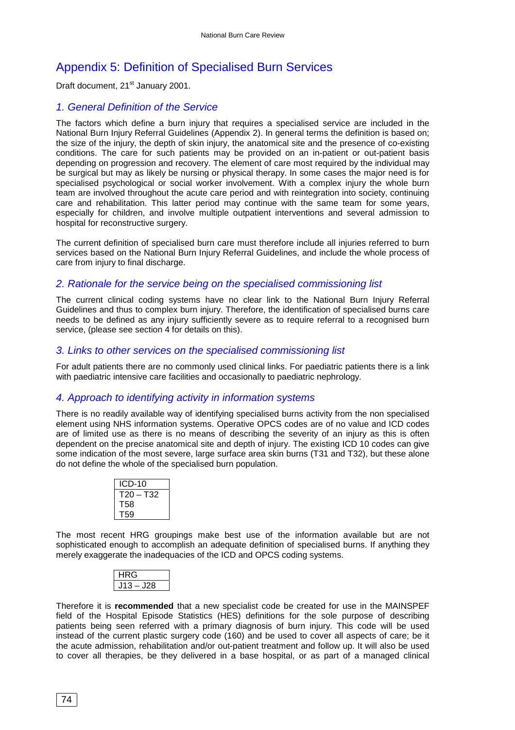# Appendix 5: Definition of Specialised Burn Services

Draft document, 21st January 2001.

## 1. General Definition of the Service

The factors which define a burn injury that requires a specialised service are included in the National Burn Injury Referral Guidelines (Appendix 2). In general terms the definition is based on; the size of the injury, the depth of skin injury, the anatomical site and the presence of co-existing conditions. The care for such patients may be provided on an in-patient or out-patient basis depending on progression and recovery. The element of care most required by the individual may be surgical but may as likely be nursing or physical therapy. In some cases the major need is for specialised psychological or social worker involvement. With a complex injury the whole burn team are involved throughout the acute care period and with reintegration into society, continuing care and rehabilitation. This latter period may continue with the same team for some years, especially for children, and involve multiple outpatient interventions and several admission to hospital for reconstructive surgery.

The current definition of specialised burn care must therefore include all injuries referred to burn services based on the National Burn Injury Referral Guidelines, and include the whole process of care from injury to final discharge.

## 2. Rationale for the service being on the specialised commissioning list

The current clinical coding systems have no clear link to the National Burn Injury Referral Guidelines and thus to complex burn injury. Therefore, the identification of specialised burns care needs to be defined as any injury sufficiently severe as to require referral to a recognised burn service, (please see section 4 for details on this).

## 3. Links to other services on the specialised commissioning list

For adult patients there are no commonly used clinical links. For paediatric patients there is a link with paediatric intensive care facilities and occasionally to paediatric nephrology.

## 4. Approach to identifying activity in information systems

There is no readily available way of identifying specialised burns activity from the non specialised element using NHS information systems. Operative OPCS codes are of no value and ICD codes are of limited use as there is no means of describing the severity of an injury as this is often dependent on the precise anatomical site and depth of injury. The existing ICD 10 codes can give some indication of the most severe, large surface area skin burns (T31 and T32), but these alone do not define the whole of the specialised burn population.

| ICD-10 |
|---|
| T20 – T32 |
| T58 |
| T59 |

The most recent HRG groupings make best use of the information available but are not sophisticated enough to accomplish an adequate definition of specialised burns. If anything they merely exaggerate the inadequacies of the ICD and OPCS coding systems.

| HRG |
|---|
| J13 – J28 |

Therefore it is **recommended** that a new specialist code be created for use in the MAINSPEF field of the Hospital Episode Statistics (HES) definitions for the sole purpose of describing patients being seen referred with a primary diagnosis of burn injury. This code will be used instead of the current plastic surgery code (160) and be used to cover all aspects of care; be it the acute admission, rehabilitation and/or out-patient treatment and follow up. It will also be used to cover all therapies, be they delivered in a base hospital, or as part of a managed clinical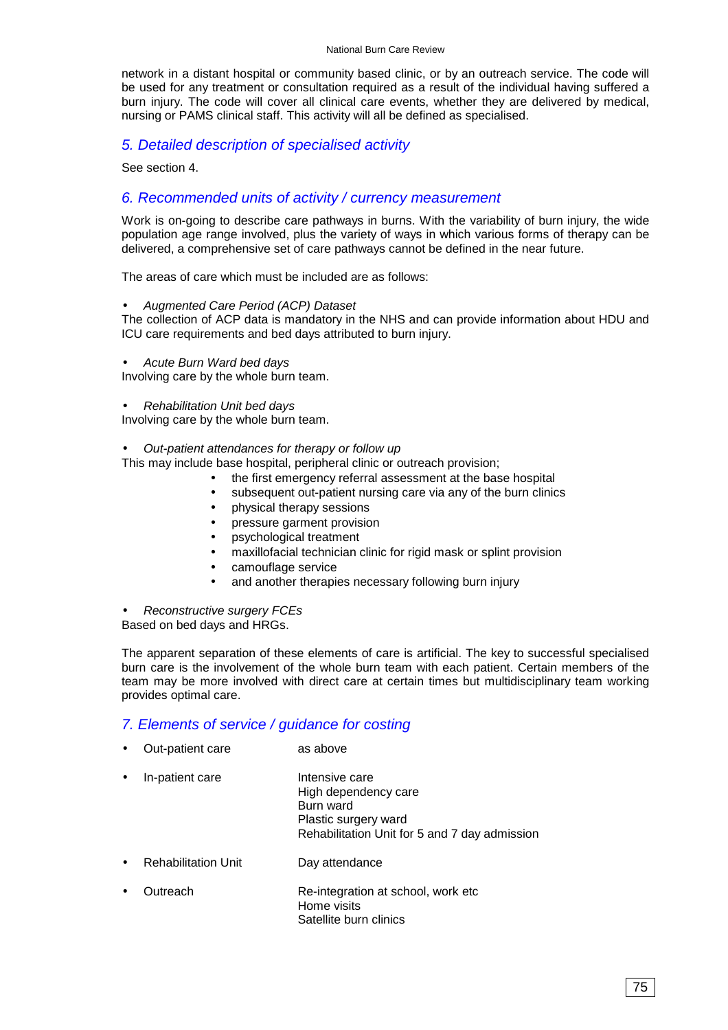network in a distant hospital or community based clinic, or by an outreach service. The code will be used for any treatment or consultation required as a result of the individual having suffered a burn injury. The code will cover all clinical care events, whether they are delivered by medical, nursing or PAMS clinical staff. This activity will all be defined as specialised.

## *5. Detailed description of specialised activity*

See section 4.

## *6. Recommended units of activity / currency measurement*

Work is on-going to describe care pathways in burns. With the variability of burn injury, the wide population age range involved, plus the variety of ways in which various forms of therapy can be delivered, a comprehensive set of care pathways cannot be defined in the near future.

The areas of care which must be included are as follows:

- *Augmented Care Period (ACP) Dataset*

The collection of ACP data is mandatory in the NHS and can provide information about HDU and ICU care requirements and bed days attributed to burn injury.

- *Acute Burn Ward bed days*

Involving care by the whole burn team.

- *Rehabilitation Unit bed days*

Involving care by the whole burn team.

- *Out-patient attendances for therapy or follow up*

This may include base hospital, peripheral clinic or outreach provision;

  - the first emergency referral assessment at the base hospital
  - subsequent out-patient nursing care via any of the burn clinics
  - physical therapy sessions
  - pressure garment provision
  - psychological treatment
  - maxillofacial technician clinic for rigid mask or splint provision
  - camouflage service
  - and another therapies necessary following burn injury

- *Reconstructive surgery FCEs*

Based on bed days and HRGs.

The apparent separation of these elements of care is artificial. The key to successful specialised burn care is the involvement of the whole burn team with each patient. Certain members of the team may be more involved with direct care at certain times but multidisciplinary team working provides optimal care.

## *7. Elements of service / guidance for costing*

- Out-patient care — as above
- In-patient care — Intensive care
  High dependency care
  Burn ward
  Plastic surgery ward
  Rehabilitation Unit for 5 and 7 day admission
- Rehabilitation Unit — Day attendance
- Outreach — Re-integration at school, work etc
  Home visits
  Satellite burn clinics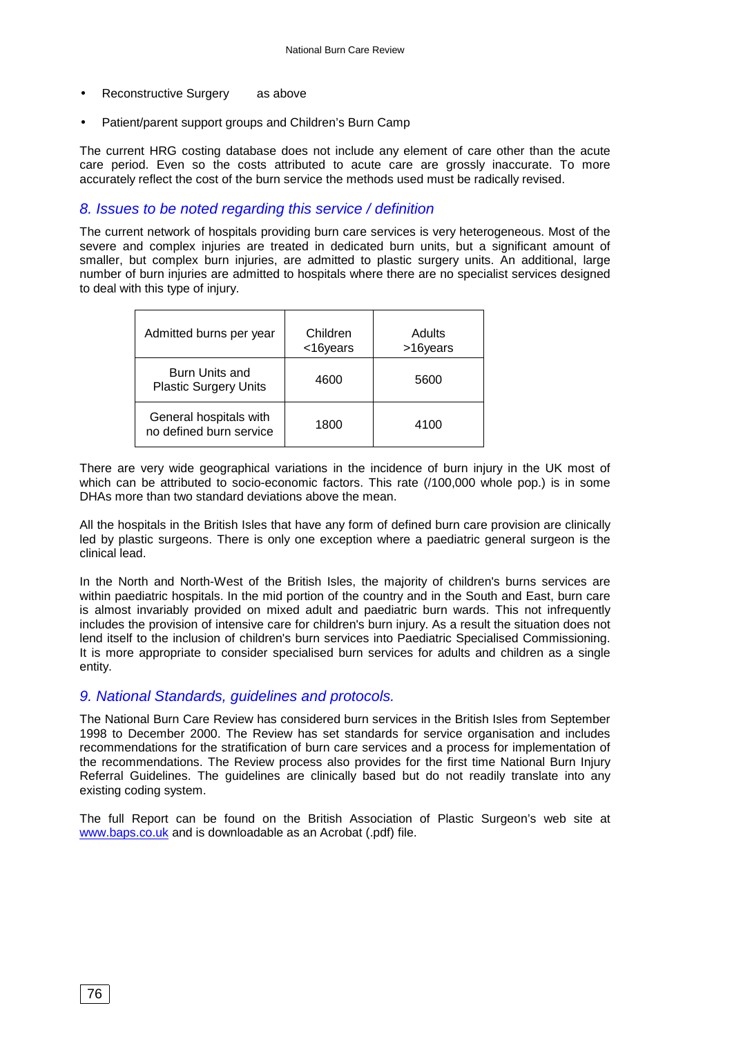- Reconstructive Surgery as above
- Patient/parent support groups and Children's Burn Camp

The current HRG costing database does not include any element of care other than the acute care period. Even so the costs attributed to acute care are grossly inaccurate. To more accurately reflect the cost of the burn service the methods used must be radically revised.

## *8. Issues to be noted regarding this service / definition*

The current network of hospitals providing burn care services is very heterogeneous. Most of the severe and complex injuries are treated in dedicated burn units, but a significant amount of smaller, but complex burn injuries, are admitted to plastic surgery units. An additional, large number of burn injuries are admitted to hospitals where there are no specialist services designed to deal with this type of injury.

| Admitted burns per year | Children <16years | Adults >16years |
|---|---|---|
| Burn Units and Plastic Surgery Units | 4600 | 5600 |
| General hospitals with no defined burn service | 1800 | 4100 |

There are very wide geographical variations in the incidence of burn injury in the UK most of which can be attributed to socio-economic factors. This rate (/100,000 whole pop.) is in some DHAs more than two standard deviations above the mean.

All the hospitals in the British Isles that have any form of defined burn care provision are clinically led by plastic surgeons. There is only one exception where a paediatric general surgeon is the clinical lead.

In the North and North-West of the British Isles, the majority of children's burns services are within paediatric hospitals. In the mid portion of the country and in the South and East, burn care is almost invariably provided on mixed adult and paediatric burn wards. This not infrequently includes the provision of intensive care for children's burn injury. As a result the situation does not lend itself to the inclusion of children's burn services into Paediatric Specialised Commissioning. It is more appropriate to consider specialised burn services for adults and children as a single entity.

## *9. National Standards, guidelines and protocols.*

The National Burn Care Review has considered burn services in the British Isles from September 1998 to December 2000. The Review has set standards for service organisation and includes recommendations for the stratification of burn care services and a process for implementation of the recommendations. The Review process also provides for the first time National Burn Injury Referral Guidelines. The guidelines are clinically based but do not readily translate into any existing coding system.

The full Report can be found on the British Association of Plastic Surgeon's web site at www.baps.co.uk and is downloadable as an Acrobat (.pdf) file.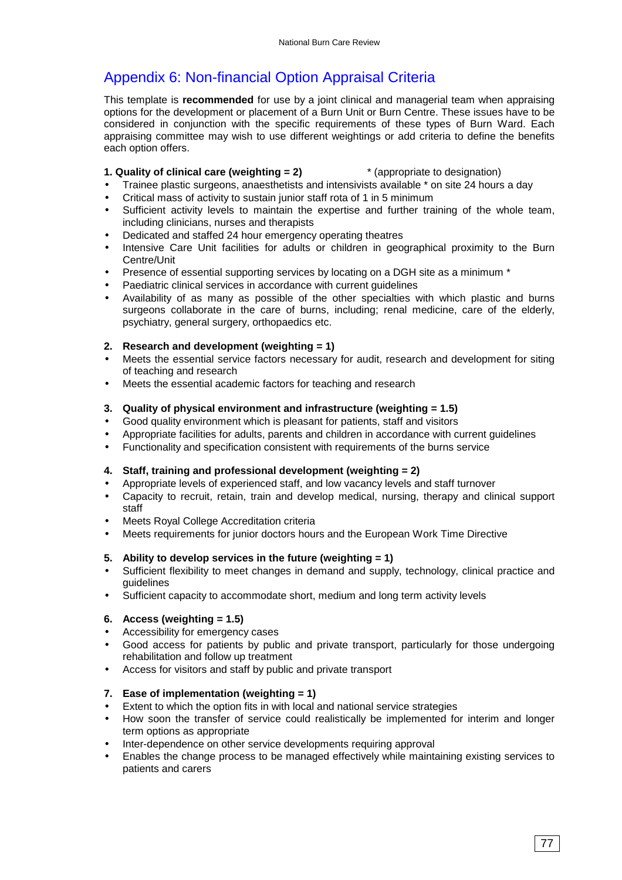## Appendix 6: Non-financial Option Appraisal Criteria

This template is **recommended** for use by a joint clinical and managerial team when appraising options for the development or placement of a Burn Unit or Burn Centre. These issues have to be considered in conjunction with the specific requirements of these types of Burn Ward. Each appraising committee may wish to use different weightings or add criteria to define the benefits each option offers.

**1. Quality of clinical care (weighting = 2)** * (appropriate to designation)

- Trainee plastic surgeons, anaesthetists and intensivists available * on site 24 hours a day
- Critical mass of activity to sustain junior staff rota of 1 in 5 minimum
- Sufficient activity levels to maintain the expertise and further training of the whole team, including clinicians, nurses and therapists
- Dedicated and staffed 24 hour emergency operating theatres
- Intensive Care Unit facilities for adults or children in geographical proximity to the Burn Centre/Unit
- Presence of essential supporting services by locating on a DGH site as a minimum *
- Paediatric clinical services in accordance with current guidelines
- Availability of as many as possible of the other specialties with which plastic and burns surgeons collaborate in the care of burns, including; renal medicine, care of the elderly, psychiatry, general surgery, orthopaedics etc.

**2. Research and development (weighting = 1)**

- Meets the essential service factors necessary for audit, research and development for siting of teaching and research
- Meets the essential academic factors for teaching and research

**3. Quality of physical environment and infrastructure (weighting = 1.5)**

- Good quality environment which is pleasant for patients, staff and visitors
- Appropriate facilities for adults, parents and children in accordance with current guidelines
- Functionality and specification consistent with requirements of the burns service

**4. Staff, training and professional development (weighting = 2)**

- Appropriate levels of experienced staff, and low vacancy levels and staff turnover
- Capacity to recruit, retain, train and develop medical, nursing, therapy and clinical support staff
- Meets Royal College Accreditation criteria
- Meets requirements for junior doctors hours and the European Work Time Directive

**5. Ability to develop services in the future (weighting = 1)**

- Sufficient flexibility to meet changes in demand and supply, technology, clinical practice and guidelines
- Sufficient capacity to accommodate short, medium and long term activity levels

**6. Access (weighting = 1.5)**

- Accessibility for emergency cases
- Good access for patients by public and private transport, particularly for those undergoing rehabilitation and follow up treatment
- Access for visitors and staff by public and private transport

**7. Ease of implementation (weighting = 1)**

- Extent to which the option fits in with local and national service strategies
- How soon the transfer of service could realistically be implemented for interim and longer term options as appropriate
- Inter-dependence on other service developments requiring approval
- Enables the change process to be managed effectively while maintaining existing services to patients and carers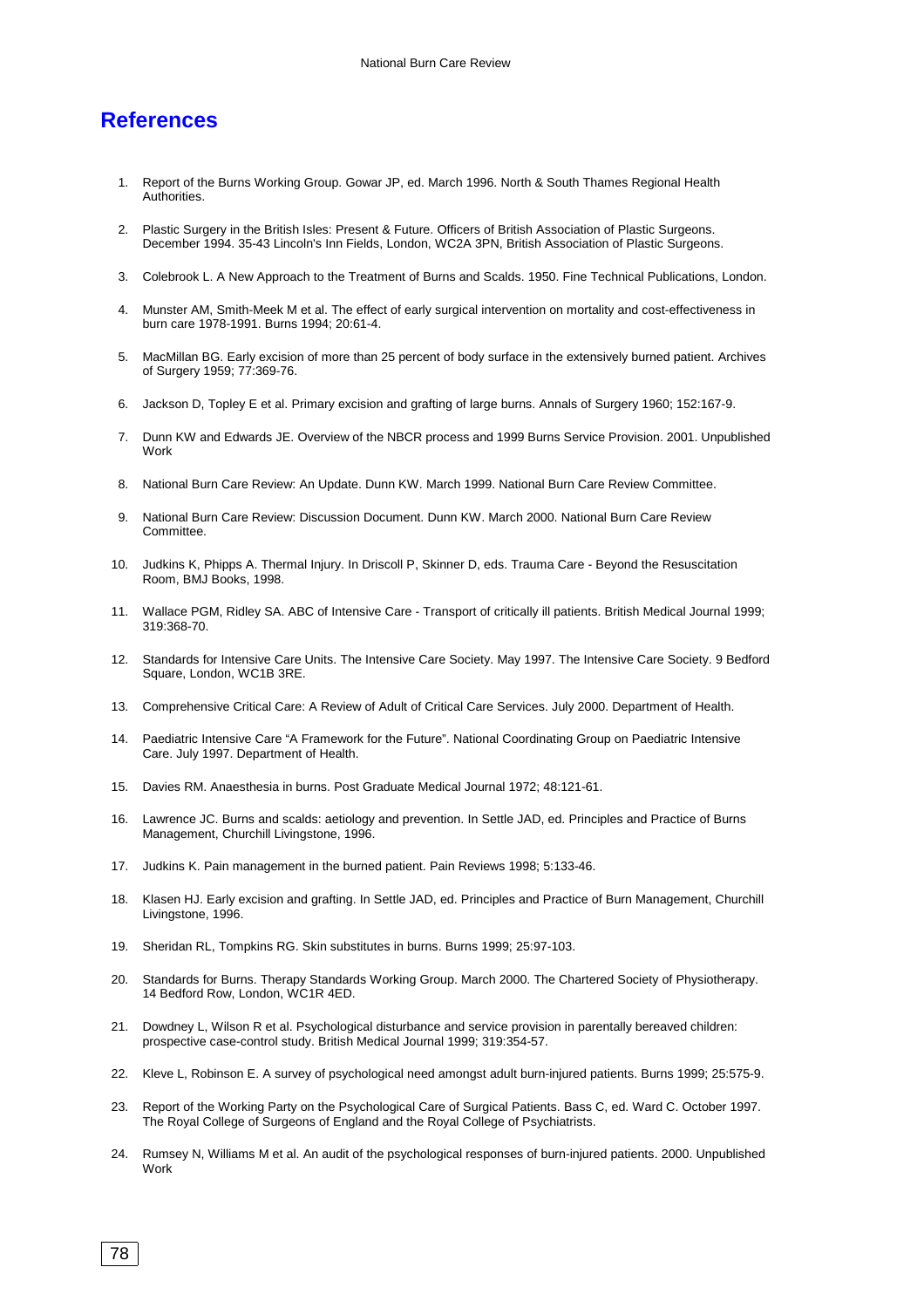## References

1. Report of the Burns Working Group. Gowar JP, ed. March 1996. North & South Thames Regional Health Authorities.
2. Plastic Surgery in the British Isles: Present & Future. Officers of British Association of Plastic Surgeons. December 1994. 35-43 Lincoln's Inn Fields, London, WC2A 3PN, British Association of Plastic Surgeons.
3. Colebrook L. A New Approach to the Treatment of Burns and Scalds. 1950. Fine Technical Publications, London.
4. Munster AM, Smith-Meek M et al. The effect of early surgical intervention on mortality and cost-effectiveness in burn care 1978-1991. Burns 1994; 20:61-4.
5. MacMillan BG. Early excision of more than 25 percent of body surface in the extensively burned patient. Archives of Surgery 1959; 77:369-76.
6. Jackson D, Topley E et al. Primary excision and grafting of large burns. Annals of Surgery 1960; 152:167-9.
7. Dunn KW and Edwards JE. Overview of the NBCR process and 1999 Burns Service Provision. 2001. Unpublished Work
8. National Burn Care Review: An Update. Dunn KW. March 1999. National Burn Care Review Committee.
9. National Burn Care Review: Discussion Document. Dunn KW. March 2000. National Burn Care Review Committee.
10. Judkins K, Phipps A. Thermal Injury. In Driscoll P, Skinner D, eds. Trauma Care - Beyond the Resuscitation Room, BMJ Books, 1998.
11. Wallace PGM, Ridley SA. ABC of Intensive Care - Transport of critically ill patients. British Medical Journal 1999; 319:368-70.
12. Standards for Intensive Care Units. The Intensive Care Society. May 1997. The Intensive Care Society. 9 Bedford Square, London, WC1B 3RE.
13. Comprehensive Critical Care: A Review of Adult of Critical Care Services. July 2000. Department of Health.
14. Paediatric Intensive Care "A Framework for the Future". National Coordinating Group on Paediatric Intensive Care. July 1997. Department of Health.
15. Davies RM. Anaesthesia in burns. Post Graduate Medical Journal 1972; 48:121-61.
16. Lawrence JC. Burns and scalds: aetiology and prevention. In Settle JAD, ed. Principles and Practice of Burns Management, Churchill Livingstone, 1996.
17. Judkins K. Pain management in the burned patient. Pain Reviews 1998; 5:133-46.
18. Klasen HJ. Early excision and grafting. In Settle JAD, ed. Principles and Practice of Burn Management, Churchill Livingstone, 1996.
19. Sheridan RL, Tompkins RG. Skin substitutes in burns. Burns 1999; 25:97-103.
20. Standards for Burns. Therapy Standards Working Group. March 2000. The Chartered Society of Physiotherapy. 14 Bedford Row, London, WC1R 4ED.
21. Dowdney L, Wilson R et al. Psychological disturbance and service provision in parentally bereaved children: prospective case-control study. British Medical Journal 1999; 319:354-57.
22. Kleve L, Robinson E. A survey of psychological need amongst adult burn-injured patients. Burns 1999; 25:575-9.
23. Report of the Working Party on the Psychological Care of Surgical Patients. Bass C, ed. Ward C. October 1997. The Royal College of Surgeons of England and the Royal College of Psychiatrists.
24. Rumsey N, Williams M et al. An audit of the psychological responses of burn-injured patients. 2000. Unpublished Work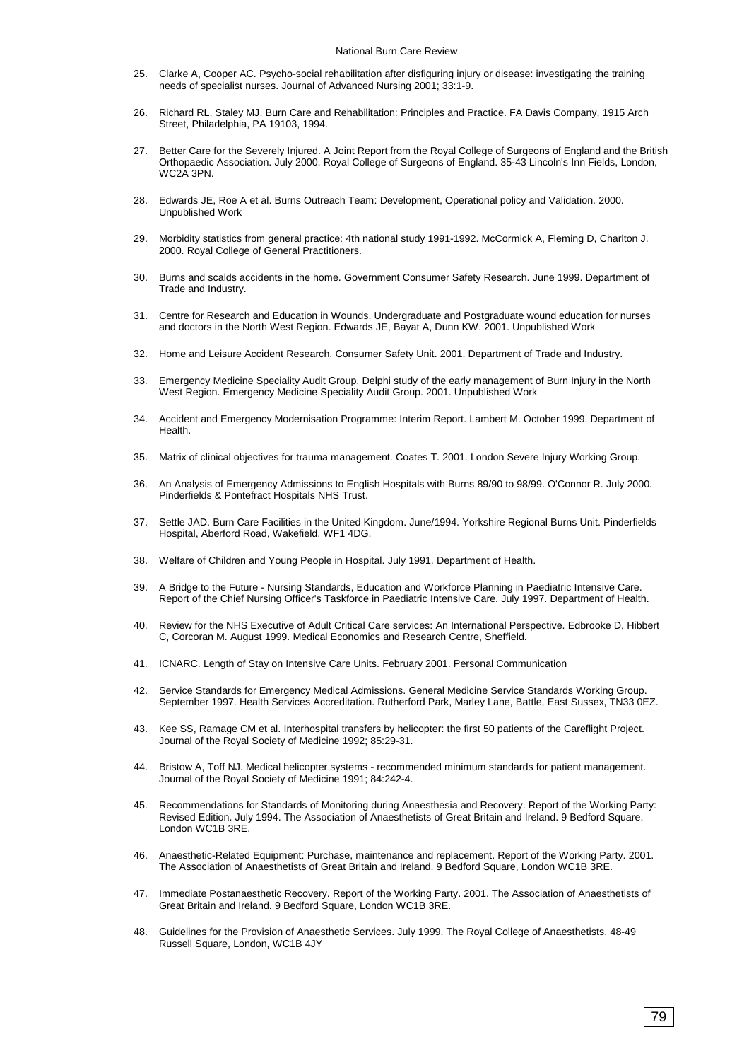25. Clarke A, Cooper AC. Psycho-social rehabilitation after disfiguring injury or disease: investigating the training needs of specialist nurses. Journal of Advanced Nursing 2001; 33:1-9.

26. Richard RL, Staley MJ. Burn Care and Rehabilitation: Principles and Practice. FA Davis Company, 1915 Arch Street, Philadelphia, PA 19103, 1994.

27. Better Care for the Severely Injured. A Joint Report from the Royal College of Surgeons of England and the British Orthopaedic Association. July 2000. Royal College of Surgeons of England. 35-43 Lincoln's Inn Fields, London, WC2A 3PN.

28. Edwards JE, Roe A et al. Burns Outreach Team: Development, Operational policy and Validation. 2000. Unpublished Work

29. Morbidity statistics from general practice: 4th national study 1991-1992. McCormick A, Fleming D, Charlton J. 2000. Royal College of General Practitioners.

30. Burns and scalds accidents in the home. Government Consumer Safety Research. June 1999. Department of Trade and Industry.

31. Centre for Research and Education in Wounds. Undergraduate and Postgraduate wound education for nurses and doctors in the North West Region. Edwards JE, Bayat A, Dunn KW. 2001. Unpublished Work

32. Home and Leisure Accident Research. Consumer Safety Unit. 2001. Department of Trade and Industry.

33. Emergency Medicine Speciality Audit Group. Delphi study of the early management of Burn Injury in the North West Region. Emergency Medicine Speciality Audit Group. 2001. Unpublished Work

34. Accident and Emergency Modernisation Programme: Interim Report. Lambert M. October 1999. Department of Health.

35. Matrix of clinical objectives for trauma management. Coates T. 2001. London Severe Injury Working Group.

36. An Analysis of Emergency Admissions to English Hospitals with Burns 89/90 to 98/99. O'Connor R. July 2000. Pinderfields & Pontefract Hospitals NHS Trust.

37. Settle JAD. Burn Care Facilities in the United Kingdom. June/1994. Yorkshire Regional Burns Unit. Pinderfields Hospital, Aberford Road, Wakefield, WF1 4DG.

38. Welfare of Children and Young People in Hospital. July 1991. Department of Health.

39. A Bridge to the Future - Nursing Standards, Education and Workforce Planning in Paediatric Intensive Care. Report of the Chief Nursing Officer's Taskforce in Paediatric Intensive Care. July 1997. Department of Health.

40. Review for the NHS Executive of Adult Critical Care services: An International Perspective. Edbrooke D, Hibbert C, Corcoran M. August 1999. Medical Economics and Research Centre, Sheffield.

41. ICNARC. Length of Stay on Intensive Care Units. February 2001. Personal Communication

42. Service Standards for Emergency Medical Admissions. General Medicine Service Standards Working Group. September 1997. Health Services Accreditation. Rutherford Park, Marley Lane, Battle, East Sussex, TN33 0EZ.

43. Kee SS, Ramage CM et al. Interhospital transfers by helicopter: the first 50 patients of the Careflight Project. Journal of the Royal Society of Medicine 1992; 85:29-31.

44. Bristow A, Toff NJ. Medical helicopter systems - recommended minimum standards for patient management. Journal of the Royal Society of Medicine 1991; 84:242-4.

45. Recommendations for Standards of Monitoring during Anaesthesia and Recovery. Report of the Working Party: Revised Edition. July 1994. The Association of Anaesthetists of Great Britain and Ireland. 9 Bedford Square, London WC1B 3RE.

46. Anaesthetic-Related Equipment: Purchase, maintenance and replacement. Report of the Working Party. 2001. The Association of Anaesthetists of Great Britain and Ireland. 9 Bedford Square, London WC1B 3RE.

47. Immediate Postanaesthetic Recovery. Report of the Working Party. 2001. The Association of Anaesthetists of Great Britain and Ireland. 9 Bedford Square, London WC1B 3RE.

48. Guidelines for the Provision of Anaesthetic Services. July 1999. The Royal College of Anaesthetists. 48-49 Russell Square, London, WC1B 4JY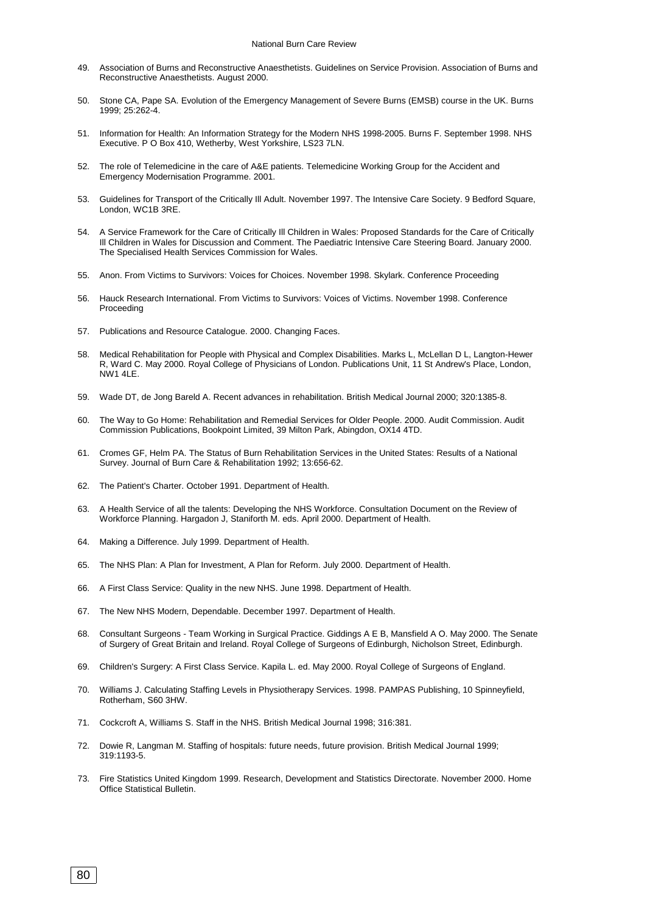49. Association of Burns and Reconstructive Anaesthetists. Guidelines on Service Provision. Association of Burns and Reconstructive Anaesthetists. August 2000.

50. Stone CA, Pape SA. Evolution of the Emergency Management of Severe Burns (EMSB) course in the UK. Burns 1999; 25:262-4.

51. Information for Health: An Information Strategy for the Modern NHS 1998-2005. Burns F. September 1998. NHS Executive. P O Box 410, Wetherby, West Yorkshire, LS23 7LN.

52. The role of Telemedicine in the care of A&E patients. Telemedicine Working Group for the Accident and Emergency Modernisation Programme. 2001.

53. Guidelines for Transport of the Critically Ill Adult. November 1997. The Intensive Care Society. 9 Bedford Square, London, WC1B 3RE.

54. A Service Framework for the Care of Critically Ill Children in Wales: Proposed Standards for the Care of Critically Ill Children in Wales for Discussion and Comment. The Paediatric Intensive Care Steering Board. January 2000. The Specialised Health Services Commission for Wales.

55. Anon. From Victims to Survivors: Voices for Choices. November 1998. Skylark. Conference Proceeding

56. Hauck Research International. From Victims to Survivors: Voices of Victims. November 1998. Conference Proceeding

57. Publications and Resource Catalogue. 2000. Changing Faces.

58. Medical Rehabilitation for People with Physical and Complex Disabilities. Marks L, McLellan D L, Langton-Hewer R, Ward C. May 2000. Royal College of Physicians of London. Publications Unit, 11 St Andrew's Place, London, NW1 4LE.

59. Wade DT, de Jong Bareld A. Recent advances in rehabilitation. British Medical Journal 2000; 320:1385-8.

60. The Way to Go Home: Rehabilitation and Remedial Services for Older People. 2000. Audit Commission. Audit Commission Publications, Bookpoint Limited, 39 Milton Park, Abingdon, OX14 4TD.

61. Cromes GF, Helm PA. The Status of Burn Rehabilitation Services in the United States: Results of a National Survey. Journal of Burn Care & Rehabilitation 1992; 13:656-62.

62. The Patient's Charter. October 1991. Department of Health.

63. A Health Service of all the talents: Developing the NHS Workforce. Consultation Document on the Review of Workforce Planning. Hargadon J, Staniforth M. eds. April 2000. Department of Health.

64. Making a Difference. July 1999. Department of Health.

65. The NHS Plan: A Plan for Investment, A Plan for Reform. July 2000. Department of Health.

66. A First Class Service: Quality in the new NHS. June 1998. Department of Health.

67. The New NHS Modern, Dependable. December 1997. Department of Health.

68. Consultant Surgeons - Team Working in Surgical Practice. Giddings A E B, Mansfield A O. May 2000. The Senate of Surgery of Great Britain and Ireland. Royal College of Surgeons of Edinburgh, Nicholson Street, Edinburgh.

69. Children's Surgery: A First Class Service. Kapila L. ed. May 2000. Royal College of Surgeons of England.

70. Williams J. Calculating Staffing Levels in Physiotherapy Services. 1998. PAMPAS Publishing, 10 Spinneyfield, Rotherham, S60 3HW.

71. Cockcroft A, Williams S. Staff in the NHS. British Medical Journal 1998; 316:381.

72. Dowie R, Langman M. Staffing of hospitals: future needs, future provision. British Medical Journal 1999; 319:1193-5.

73. Fire Statistics United Kingdom 1999. Research, Development and Statistics Directorate. November 2000. Home Office Statistical Bulletin.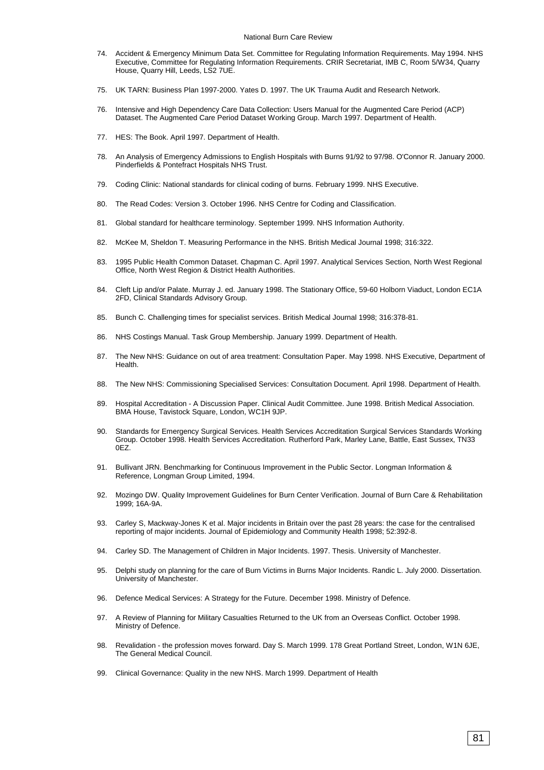74. Accident & Emergency Minimum Data Set. Committee for Regulating Information Requirements. May 1994. NHS Executive, Committee for Regulating Information Requirements. CRIR Secretariat, IMB C, Room 5/W34, Quarry House, Quarry Hill, Leeds, LS2 7UE.

75. UK TARN: Business Plan 1997-2000. Yates D. 1997. The UK Trauma Audit and Research Network.

76. Intensive and High Dependency Care Data Collection: Users Manual for the Augmented Care Period (ACP) Dataset. The Augmented Care Period Dataset Working Group. March 1997. Department of Health.

77. HES: The Book. April 1997. Department of Health.

78. An Analysis of Emergency Admissions to English Hospitals with Burns 91/92 to 97/98. O'Connor R. January 2000. Pinderfields & Pontefract Hospitals NHS Trust.

79. Coding Clinic: National standards for clinical coding of burns. February 1999. NHS Executive.

80. The Read Codes: Version 3. October 1996. NHS Centre for Coding and Classification.

81. Global standard for healthcare terminology. September 1999. NHS Information Authority.

82. McKee M, Sheldon T. Measuring Performance in the NHS. British Medical Journal 1998; 316:322.

83. 1995 Public Health Common Dataset. Chapman C. April 1997. Analytical Services Section, North West Regional Office, North West Region & District Health Authorities.

84. Cleft Lip and/or Palate. Murray J. ed. January 1998. The Stationary Office, 59-60 Holborn Viaduct, London EC1A 2FD, Clinical Standards Advisory Group.

85. Bunch C. Challenging times for specialist services. British Medical Journal 1998; 316:378-81.

86. NHS Costings Manual. Task Group Membership. January 1999. Department of Health.

87. The New NHS: Guidance on out of area treatment: Consultation Paper. May 1998. NHS Executive, Department of Health.

88. The New NHS: Commissioning Specialised Services: Consultation Document. April 1998. Department of Health.

89. Hospital Accreditation - A Discussion Paper. Clinical Audit Committee. June 1998. British Medical Association. BMA House, Tavistock Square, London, WC1H 9JP.

90. Standards for Emergency Surgical Services. Health Services Accreditation Surgical Services Standards Working Group. October 1998. Health Services Accreditation. Rutherford Park, Marley Lane, Battle, East Sussex, TN33 0EZ.

91. Bullivant JRN. Benchmarking for Continuous Improvement in the Public Sector. Longman Information & Reference, Longman Group Limited, 1994.

92. Mozingo DW. Quality Improvement Guidelines for Burn Center Verification. Journal of Burn Care & Rehabilitation 1999; 16A-9A.

93. Carley S, Mackway-Jones K et al. Major incidents in Britain over the past 28 years: the case for the centralised reporting of major incidents. Journal of Epidemiology and Community Health 1998; 52:392-8.

94. Carley SD. The Management of Children in Major Incidents. 1997. Thesis. University of Manchester.

95. Delphi study on planning for the care of Burn Victims in Burns Major Incidents. Randic L. July 2000. Dissertation. University of Manchester.

96. Defence Medical Services: A Strategy for the Future. December 1998. Ministry of Defence.

97. A Review of Planning for Military Casualties Returned to the UK from an Overseas Conflict. October 1998. Ministry of Defence.

98. Revalidation - the profession moves forward. Day S. March 1999. 178 Great Portland Street, London, W1N 6JE, The General Medical Council.

99. Clinical Governance: Quality in the new NHS. March 1999. Department of Health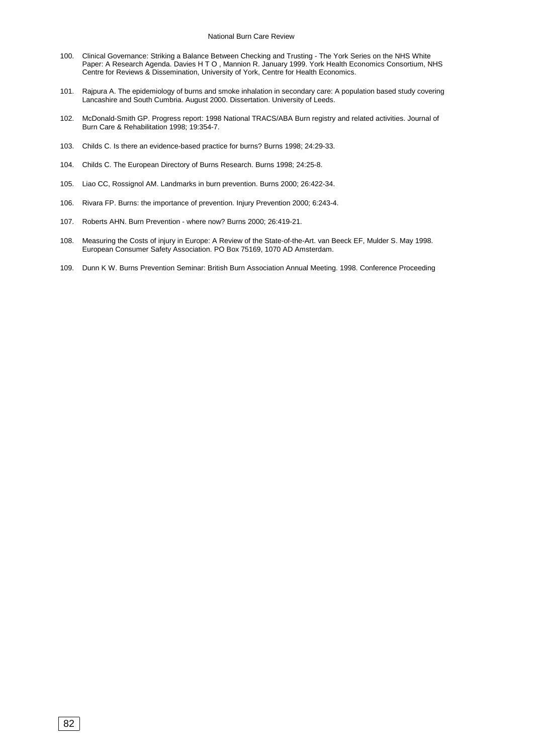100. Clinical Governance: Striking a Balance Between Checking and Trusting - The York Series on the NHS White Paper: A Research Agenda. Davies H T O , Mannion R. January 1999. York Health Economics Consortium, NHS Centre for Reviews & Dissemination, University of York, Centre for Health Economics.

101. Rajpura A. The epidemiology of burns and smoke inhalation in secondary care: A population based study covering Lancashire and South Cumbria. August 2000. Dissertation. University of Leeds.

102. McDonald-Smith GP. Progress report: 1998 National TRACS/ABA Burn registry and related activities. Journal of Burn Care & Rehabilitation 1998; 19:354-7.

103. Childs C. Is there an evidence-based practice for burns? Burns 1998; 24:29-33.

104. Childs C. The European Directory of Burns Research. Burns 1998; 24:25-8.

105. Liao CC, Rossignol AM. Landmarks in burn prevention. Burns 2000; 26:422-34.

106. Rivara FP. Burns: the importance of prevention. Injury Prevention 2000; 6:243-4.

107. Roberts AHN. Burn Prevention - where now? Burns 2000; 26:419-21.

108. Measuring the Costs of injury in Europe: A Review of the State-of-the-Art. van Beeck EF, Mulder S. May 1998. European Consumer Safety Association. PO Box 75169, 1070 AD Amsterdam.

109. Dunn K W. Burns Prevention Seminar: British Burn Association Annual Meeting. 1998. Conference Proceeding